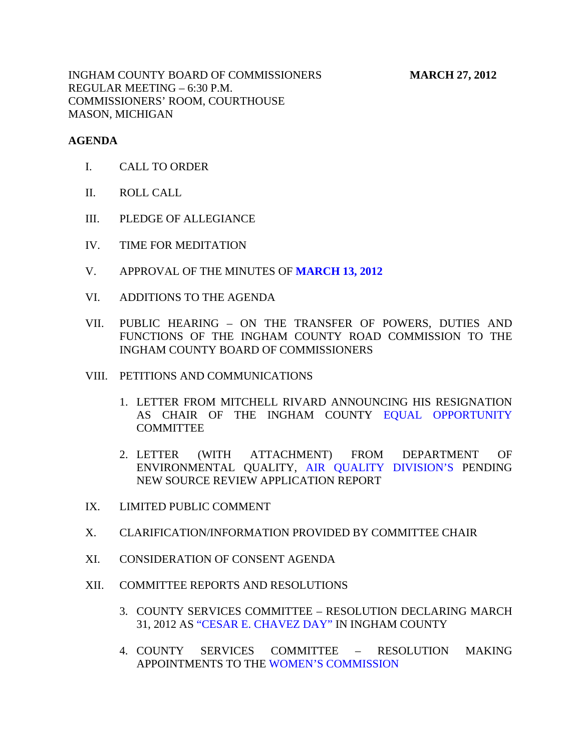INGHAM COUNTY BOARD OF COMMISSIONERS **MARCH 27, 2012**
REGULAR MEETING – 6:30 P.M.
COMMISSIONERS' ROOM, COURTHOUSE
MASON, MICHIGAN

**AGENDA**

I. CALL TO ORDER

II. ROLL CALL

III. PLEDGE OF ALLEGIANCE

IV. TIME FOR MEDITATION

V. APPROVAL OF THE MINUTES OF **MARCH 13, 2012**

VI. ADDITIONS TO THE AGENDA

VII. PUBLIC HEARING – ON THE TRANSFER OF POWERS, DUTIES AND FUNCTIONS OF THE INGHAM COUNTY ROAD COMMISSION TO THE INGHAM COUNTY BOARD OF COMMISSIONERS

VIII. PETITIONS AND COMMUNICATIONS

1. LETTER FROM MITCHELL RIVARD ANNOUNCING HIS RESIGNATION AS CHAIR OF THE INGHAM COUNTY EQUAL OPPORTUNITY COMMITTEE

2. LETTER (WITH ATTACHMENT) FROM DEPARTMENT OF ENVIRONMENTAL QUALITY, AIR QUALITY DIVISION'S PENDING NEW SOURCE REVIEW APPLICATION REPORT

IX. LIMITED PUBLIC COMMENT

X. CLARIFICATION/INFORMATION PROVIDED BY COMMITTEE CHAIR

XI. CONSIDERATION OF CONSENT AGENDA

XII. COMMITTEE REPORTS AND RESOLUTIONS

3. COUNTY SERVICES COMMITTEE – RESOLUTION DECLARING MARCH 31, 2012 AS "CESAR E. CHAVEZ DAY" IN INGHAM COUNTY

4. COUNTY SERVICES COMMITTEE – RESOLUTION MAKING APPOINTMENTS TO THE WOMEN'S COMMISSION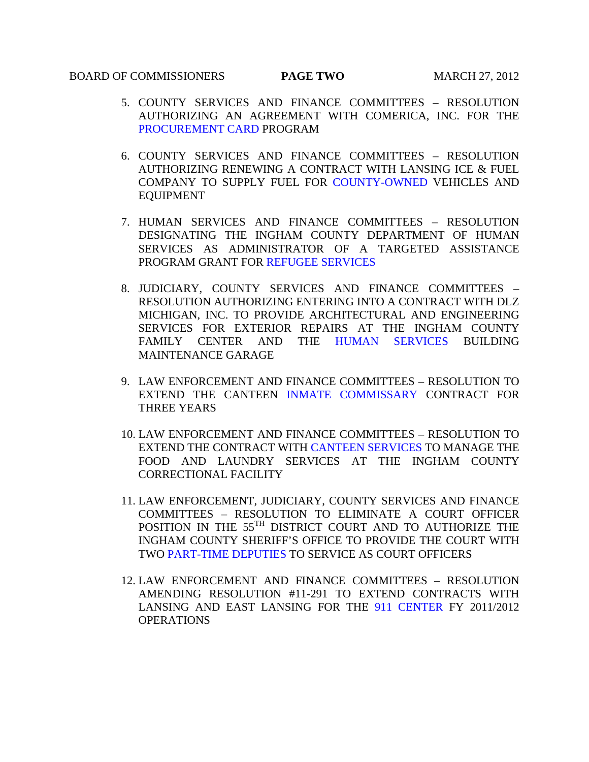5. COUNTY SERVICES AND FINANCE COMMITTEES – RESOLUTION AUTHORIZING AN AGREEMENT WITH COMERICA, INC. FOR THE PROCUREMENT CARD PROGRAM

6. COUNTY SERVICES AND FINANCE COMMITTEES – RESOLUTION AUTHORIZING RENEWING A CONTRACT WITH LANSING ICE & FUEL COMPANY TO SUPPLY FUEL FOR COUNTY-OWNED VEHICLES AND EQUIPMENT

7. HUMAN SERVICES AND FINANCE COMMITTEES – RESOLUTION DESIGNATING THE INGHAM COUNTY DEPARTMENT OF HUMAN SERVICES AS ADMINISTRATOR OF A TARGETED ASSISTANCE PROGRAM GRANT FOR REFUGEE SERVICES

8. JUDICIARY, COUNTY SERVICES AND FINANCE COMMITTEES – RESOLUTION AUTHORIZING ENTERING INTO A CONTRACT WITH DLZ MICHIGAN, INC. TO PROVIDE ARCHITECTURAL AND ENGINEERING SERVICES FOR EXTERIOR REPAIRS AT THE INGHAM COUNTY FAMILY CENTER AND THE HUMAN SERVICES BUILDING MAINTENANCE GARAGE

9. LAW ENFORCEMENT AND FINANCE COMMITTEES – RESOLUTION TO EXTEND THE CANTEEN INMATE COMMISSARY CONTRACT FOR THREE YEARS

10. LAW ENFORCEMENT AND FINANCE COMMITTEES – RESOLUTION TO EXTEND THE CONTRACT WITH CANTEEN SERVICES TO MANAGE THE FOOD AND LAUNDRY SERVICES AT THE INGHAM COUNTY CORRECTIONAL FACILITY

11. LAW ENFORCEMENT, JUDICIARY, COUNTY SERVICES AND FINANCE COMMITTEES – RESOLUTION TO ELIMINATE A COURT OFFICER POSITION IN THE 55TH DISTRICT COURT AND TO AUTHORIZE THE INGHAM COUNTY SHERIFF'S OFFICE TO PROVIDE THE COURT WITH TWO PART-TIME DEPUTIES TO SERVICE AS COURT OFFICERS

12. LAW ENFORCEMENT AND FINANCE COMMITTEES – RESOLUTION AMENDING RESOLUTION #11-291 TO EXTEND CONTRACTS WITH LANSING AND EAST LANSING FOR THE 911 CENTER FY 2011/2012 OPERATIONS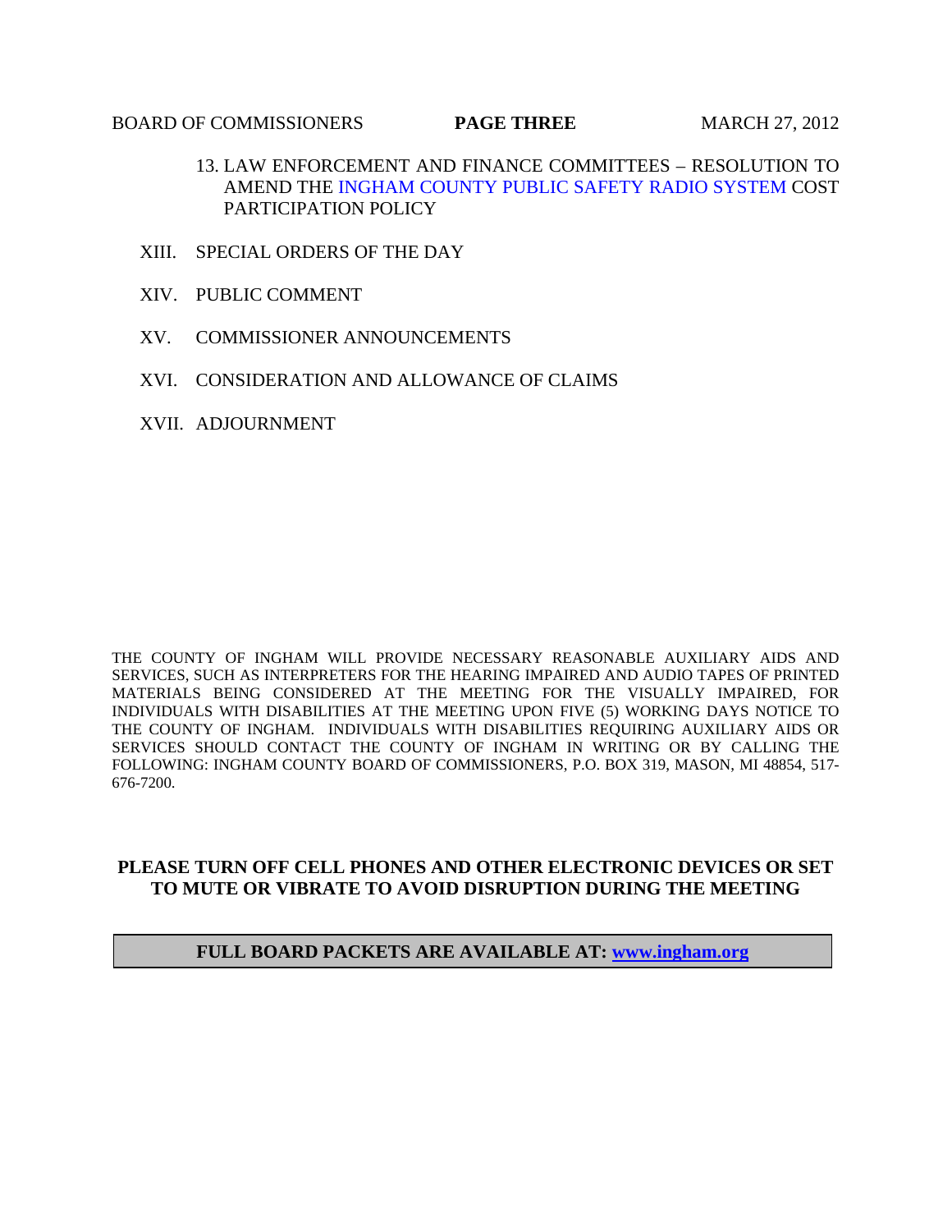13. LAW ENFORCEMENT AND FINANCE COMMITTEES – RESOLUTION TO AMEND THE INGHAM COUNTY PUBLIC SAFETY RADIO SYSTEM COST PARTICIPATION POLICY

XIII. SPECIAL ORDERS OF THE DAY

XIV. PUBLIC COMMENT

XV. COMMISSIONER ANNOUNCEMENTS

XVI. CONSIDERATION AND ALLOWANCE OF CLAIMS

XVII. ADJOURNMENT

THE COUNTY OF INGHAM WILL PROVIDE NECESSARY REASONABLE AUXILIARY AIDS AND SERVICES, SUCH AS INTERPRETERS FOR THE HEARING IMPAIRED AND AUDIO TAPES OF PRINTED MATERIALS BEING CONSIDERED AT THE MEETING FOR THE VISUALLY IMPAIRED, FOR INDIVIDUALS WITH DISABILITIES AT THE MEETING UPON FIVE (5) WORKING DAYS NOTICE TO THE COUNTY OF INGHAM. INDIVIDUALS WITH DISABILITIES REQUIRING AUXILIARY AIDS OR SERVICES SHOULD CONTACT THE COUNTY OF INGHAM IN WRITING OR BY CALLING THE FOLLOWING: INGHAM COUNTY BOARD OF COMMISSIONERS, P.O. BOX 319, MASON, MI 48854, 517-676-7200.

**PLEASE TURN OFF CELL PHONES AND OTHER ELECTRONIC DEVICES OR SET TO MUTE OR VIBRATE TO AVOID DISRUPTION DURING THE MEETING**

**FULL BOARD PACKETS ARE AVAILABLE AT: [www.ingham.org](http://www.ingham.org)**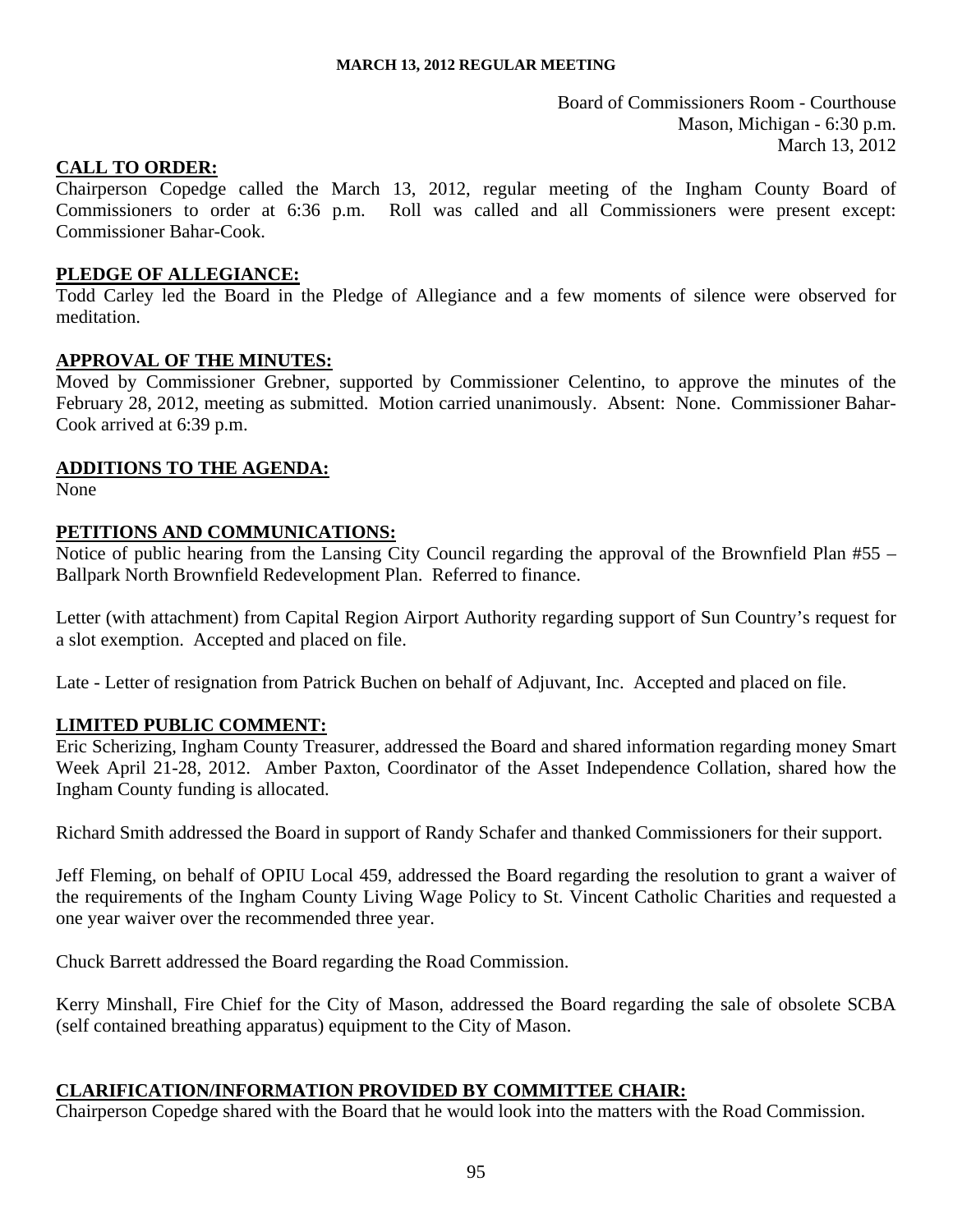**MARCH 13, 2012 REGULAR MEETING**

Board of Commissioners Room - Courthouse
Mason, Michigan - 6:30 p.m.
March 13, 2012

## CALL TO ORDER:

Chairperson Copedge called the March 13, 2012, regular meeting of the Ingham County Board of Commissioners to order at 6:36 p.m. Roll was called and all Commissioners were present except: Commissioner Bahar-Cook.

## PLEDGE OF ALLEGIANCE:

Todd Carley led the Board in the Pledge of Allegiance and a few moments of silence were observed for meditation.

## APPROVAL OF THE MINUTES:

Moved by Commissioner Grebner, supported by Commissioner Celentino, to approve the minutes of the February 28, 2012, meeting as submitted. Motion carried unanimously. Absent: None. Commissioner Bahar-Cook arrived at 6:39 p.m.

## ADDITIONS TO THE AGENDA:

None

## PETITIONS AND COMMUNICATIONS:

Notice of public hearing from the Lansing City Council regarding the approval of the Brownfield Plan #55 – Ballpark North Brownfield Redevelopment Plan. Referred to finance.

Letter (with attachment) from Capital Region Airport Authority regarding support of Sun Country's request for a slot exemption. Accepted and placed on file.

Late - Letter of resignation from Patrick Buchen on behalf of Adjuvant, Inc. Accepted and placed on file.

## LIMITED PUBLIC COMMENT:

Eric Scherizing, Ingham County Treasurer, addressed the Board and shared information regarding money Smart Week April 21-28, 2012. Amber Paxton, Coordinator of the Asset Independence Collation, shared how the Ingham County funding is allocated.

Richard Smith addressed the Board in support of Randy Schafer and thanked Commissioners for their support.

Jeff Fleming, on behalf of OPIU Local 459, addressed the Board regarding the resolution to grant a waiver of the requirements of the Ingham County Living Wage Policy to St. Vincent Catholic Charities and requested a one year waiver over the recommended three year.

Chuck Barrett addressed the Board regarding the Road Commission.

Kerry Minshall, Fire Chief for the City of Mason, addressed the Board regarding the sale of obsolete SCBA (self contained breathing apparatus) equipment to the City of Mason.

## CLARIFICATION/INFORMATION PROVIDED BY COMMITTEE CHAIR:

Chairperson Copedge shared with the Board that he would look into the matters with the Road Commission.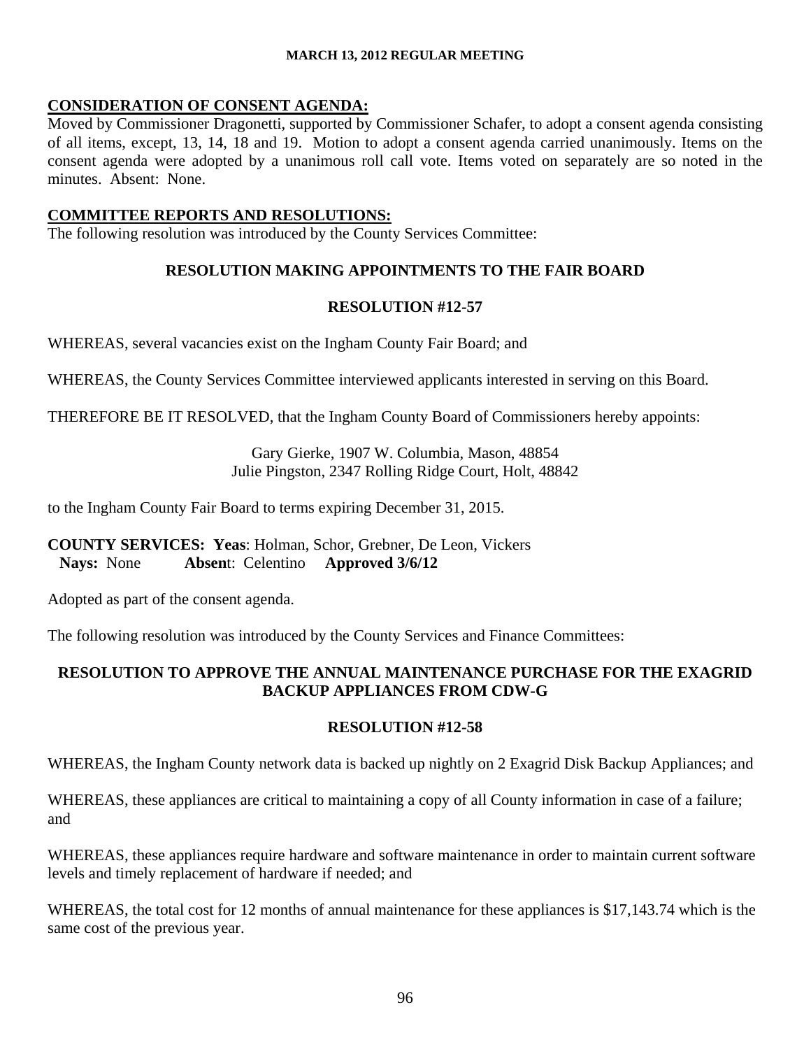**CONSIDERATION OF CONSENT AGENDA:**

Moved by Commissioner Dragonetti, supported by Commissioner Schafer, to adopt a consent agenda consisting of all items, except, 13, 14, 18 and 19. Motion to adopt a consent agenda carried unanimously. Items on the consent agenda were adopted by a unanimous roll call vote. Items voted on separately are so noted in the minutes. Absent: None.

**COMMITTEE REPORTS AND RESOLUTIONS:**

The following resolution was introduced by the County Services Committee:

**RESOLUTION MAKING APPOINTMENTS TO THE FAIR BOARD**

**RESOLUTION #12-57**

WHEREAS, several vacancies exist on the Ingham County Fair Board; and

WHEREAS, the County Services Committee interviewed applicants interested in serving on this Board.

THEREFORE BE IT RESOLVED, that the Ingham County Board of Commissioners hereby appoints:

Gary Gierke, 1907 W. Columbia, Mason, 48854
Julie Pingston, 2347 Rolling Ridge Court, Holt, 48842

to the Ingham County Fair Board to terms expiring December 31, 2015.

**COUNTY SERVICES: Yeas**: Holman, Schor, Grebner, De Leon, Vickers
**Nays:** None **Absen**t: Celentino **Approved 3/6/12**

Adopted as part of the consent agenda.

The following resolution was introduced by the County Services and Finance Committees:

**RESOLUTION TO APPROVE THE ANNUAL MAINTENANCE PURCHASE FOR THE EXAGRID BACKUP APPLIANCES FROM CDW-G**

**RESOLUTION #12-58**

WHEREAS, the Ingham County network data is backed up nightly on 2 Exagrid Disk Backup Appliances; and

WHEREAS, these appliances are critical to maintaining a copy of all County information in case of a failure; and

WHEREAS, these appliances require hardware and software maintenance in order to maintain current software levels and timely replacement of hardware if needed; and

WHEREAS, the total cost for 12 months of annual maintenance for these appliances is $17,143.74 which is the same cost of the previous year.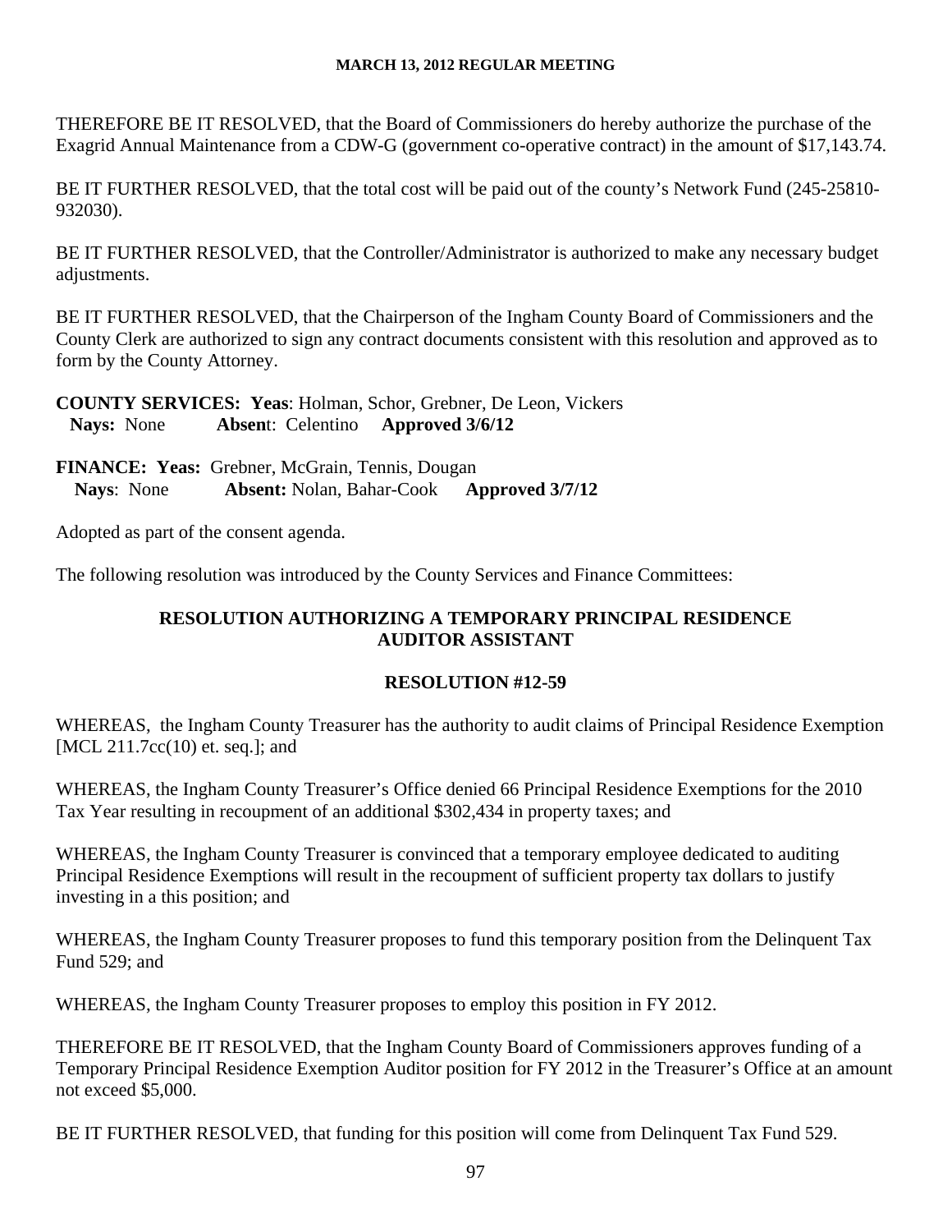THEREFORE BE IT RESOLVED, that the Board of Commissioners do hereby authorize the purchase of the Exagrid Annual Maintenance from a CDW-G (government co-operative contract) in the amount of $17,143.74.

BE IT FURTHER RESOLVED, that the total cost will be paid out of the county's Network Fund (245-25810-932030).

BE IT FURTHER RESOLVED, that the Controller/Administrator is authorized to make any necessary budget adjustments.

BE IT FURTHER RESOLVED, that the Chairperson of the Ingham County Board of Commissioners and the County Clerk are authorized to sign any contract documents consistent with this resolution and approved as to form by the County Attorney.

**COUNTY SERVICES: Yeas**: Holman, Schor, Grebner, De Leon, Vickers
**Nays:** None **Absent**: Celentino **Approved 3/6/12**

**FINANCE: Yeas:** Grebner, McGrain, Tennis, Dougan
**Nays**: None **Absent:** Nolan, Bahar-Cook **Approved 3/7/12**

Adopted as part of the consent agenda.

The following resolution was introduced by the County Services and Finance Committees:

## RESOLUTION AUTHORIZING A TEMPORARY PRINCIPAL RESIDENCE AUDITOR ASSISTANT

## RESOLUTION #12-59

WHEREAS, the Ingham County Treasurer has the authority to audit claims of Principal Residence Exemption [MCL 211.7cc(10) et. seq.]; and

WHEREAS, the Ingham County Treasurer's Office denied 66 Principal Residence Exemptions for the 2010 Tax Year resulting in recoupment of an additional $302,434 in property taxes; and

WHEREAS, the Ingham County Treasurer is convinced that a temporary employee dedicated to auditing Principal Residence Exemptions will result in the recoupment of sufficient property tax dollars to justify investing in a this position; and

WHEREAS, the Ingham County Treasurer proposes to fund this temporary position from the Delinquent Tax Fund 529; and

WHEREAS, the Ingham County Treasurer proposes to employ this position in FY 2012.

THEREFORE BE IT RESOLVED, that the Ingham County Board of Commissioners approves funding of a Temporary Principal Residence Exemption Auditor position for FY 2012 in the Treasurer's Office at an amount not exceed $5,000.

BE IT FURTHER RESOLVED, that funding for this position will come from Delinquent Tax Fund 529.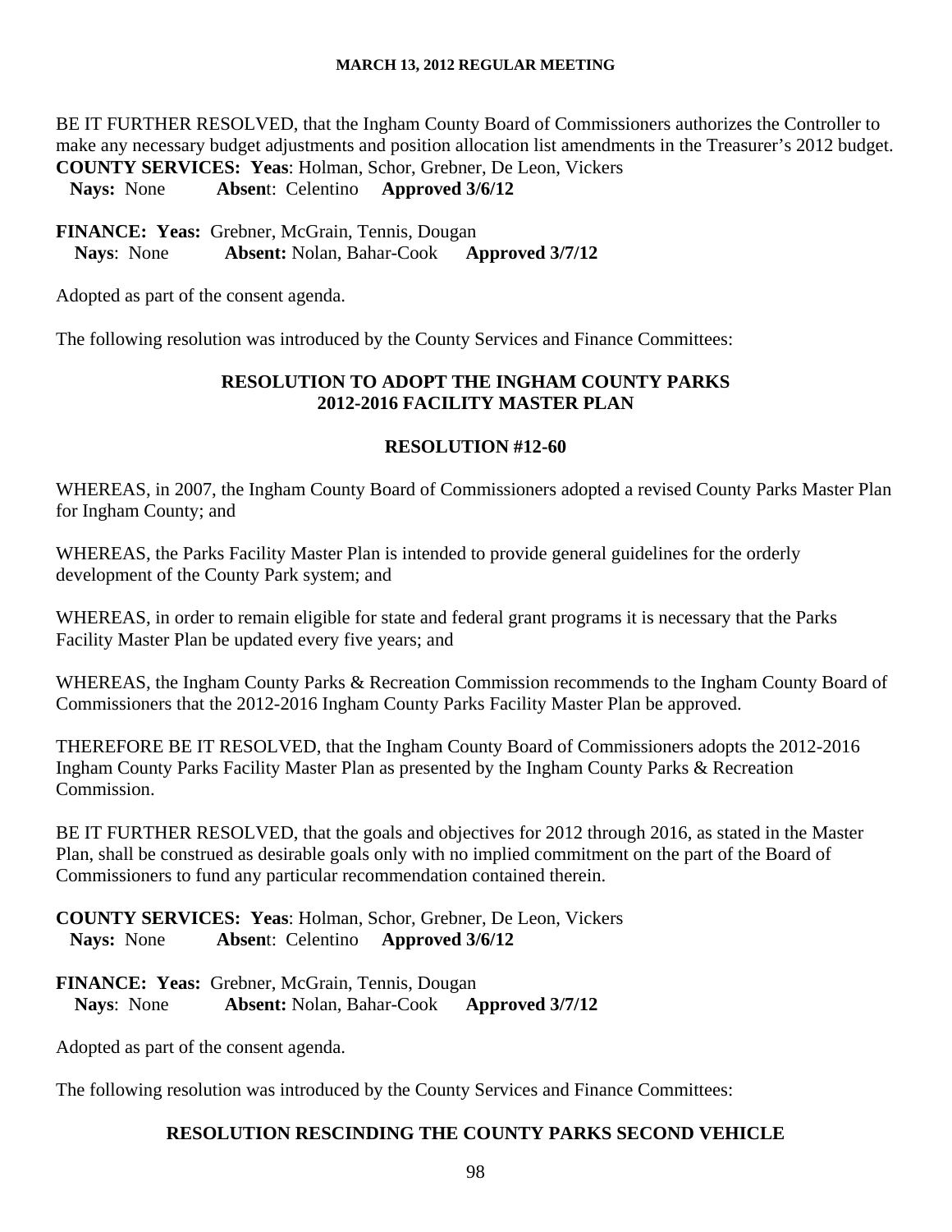BE IT FURTHER RESOLVED, that the Ingham County Board of Commissioners authorizes the Controller to make any necessary budget adjustments and position allocation list amendments in the Treasurer's 2012 budget.

**COUNTY SERVICES: Yeas**: Holman, Schor, Grebner, De Leon, Vickers
**Nays:** None **Absent**: Celentino **Approved 3/6/12**

**FINANCE: Yeas:** Grebner, McGrain, Tennis, Dougan
**Nays**: None **Absent:** Nolan, Bahar-Cook **Approved 3/7/12**

Adopted as part of the consent agenda.

The following resolution was introduced by the County Services and Finance Committees:

## RESOLUTION TO ADOPT THE INGHAM COUNTY PARKS 2012-2016 FACILITY MASTER PLAN

## RESOLUTION #12-60

WHEREAS, in 2007, the Ingham County Board of Commissioners adopted a revised County Parks Master Plan for Ingham County; and

WHEREAS, the Parks Facility Master Plan is intended to provide general guidelines for the orderly development of the County Park system; and

WHEREAS, in order to remain eligible for state and federal grant programs it is necessary that the Parks Facility Master Plan be updated every five years; and

WHEREAS, the Ingham County Parks & Recreation Commission recommends to the Ingham County Board of Commissioners that the 2012-2016 Ingham County Parks Facility Master Plan be approved.

THEREFORE BE IT RESOLVED, that the Ingham County Board of Commissioners adopts the 2012-2016 Ingham County Parks Facility Master Plan as presented by the Ingham County Parks & Recreation Commission.

BE IT FURTHER RESOLVED, that the goals and objectives for 2012 through 2016, as stated in the Master Plan, shall be construed as desirable goals only with no implied commitment on the part of the Board of Commissioners to fund any particular recommendation contained therein.

**COUNTY SERVICES: Yeas**: Holman, Schor, Grebner, De Leon, Vickers
**Nays:** None **Absent**: Celentino **Approved 3/6/12**

**FINANCE: Yeas:** Grebner, McGrain, Tennis, Dougan
**Nays**: None **Absent:** Nolan, Bahar-Cook **Approved 3/7/12**

Adopted as part of the consent agenda.

The following resolution was introduced by the County Services and Finance Committees:

## RESOLUTION RESCINDING THE COUNTY PARKS SECOND VEHICLE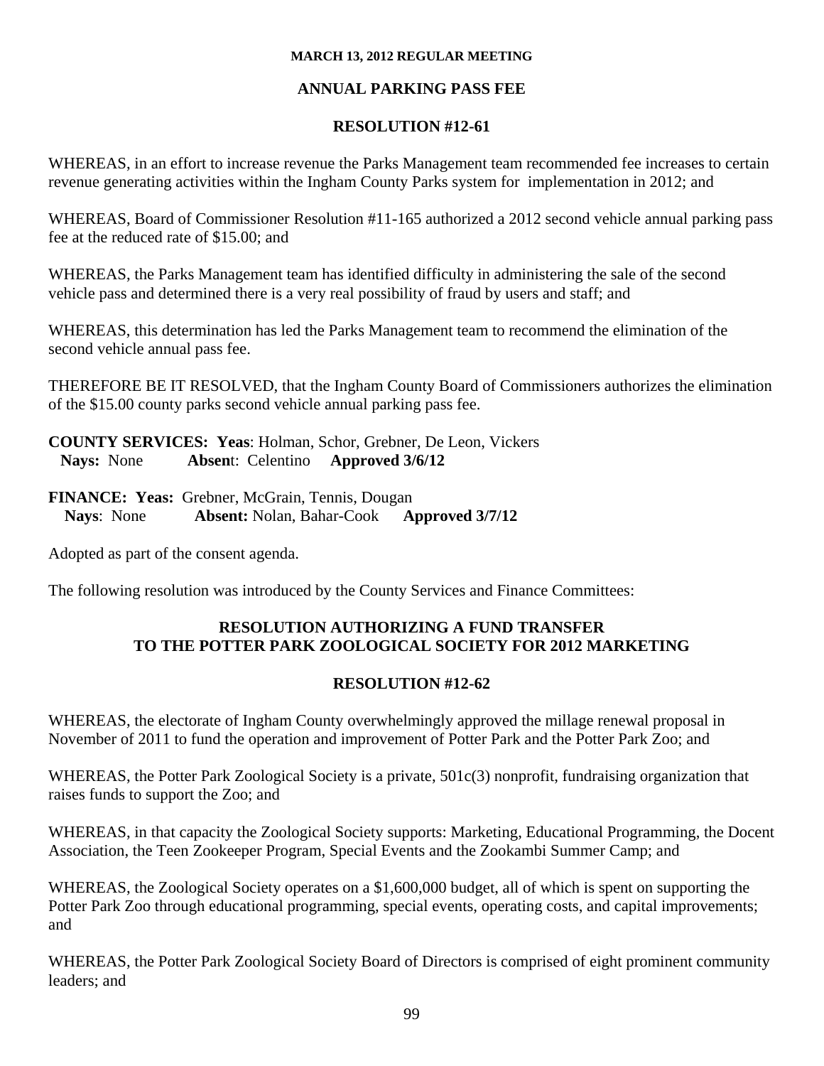**MARCH 13, 2012 REGULAR MEETING**

## ANNUAL PARKING PASS FEE

## RESOLUTION #12-61

WHEREAS, in an effort to increase revenue the Parks Management team recommended fee increases to certain revenue generating activities within the Ingham County Parks system for implementation in 2012; and

WHEREAS, Board of Commissioner Resolution #11-165 authorized a 2012 second vehicle annual parking pass fee at the reduced rate of $15.00; and

WHEREAS, the Parks Management team has identified difficulty in administering the sale of the second vehicle pass and determined there is a very real possibility of fraud by users and staff; and

WHEREAS, this determination has led the Parks Management team to recommend the elimination of the second vehicle annual pass fee.

THEREFORE BE IT RESOLVED, that the Ingham County Board of Commissioners authorizes the elimination of the $15.00 county parks second vehicle annual parking pass fee.

**COUNTY SERVICES: Yeas**: Holman, Schor, Grebner, De Leon, Vickers
**Nays:** None **Absen**t: Celentino **Approved 3/6/12**

**FINANCE: Yeas:** Grebner, McGrain, Tennis, Dougan
**Nays**: None **Absent:** Nolan, Bahar-Cook **Approved 3/7/12**

Adopted as part of the consent agenda.

The following resolution was introduced by the County Services and Finance Committees:

## RESOLUTION AUTHORIZING A FUND TRANSFER TO THE POTTER PARK ZOOLOGICAL SOCIETY FOR 2012 MARKETING

## RESOLUTION #12-62

WHEREAS, the electorate of Ingham County overwhelmingly approved the millage renewal proposal in November of 2011 to fund the operation and improvement of Potter Park and the Potter Park Zoo; and

WHEREAS, the Potter Park Zoological Society is a private, 501c(3) nonprofit, fundraising organization that raises funds to support the Zoo; and

WHEREAS, in that capacity the Zoological Society supports: Marketing, Educational Programming, the Docent Association, the Teen Zookeeper Program, Special Events and the Zookambi Summer Camp; and

WHEREAS, the Zoological Society operates on a $1,600,000 budget, all of which is spent on supporting the Potter Park Zoo through educational programming, special events, operating costs, and capital improvements; and

WHEREAS, the Potter Park Zoological Society Board of Directors is comprised of eight prominent community leaders; and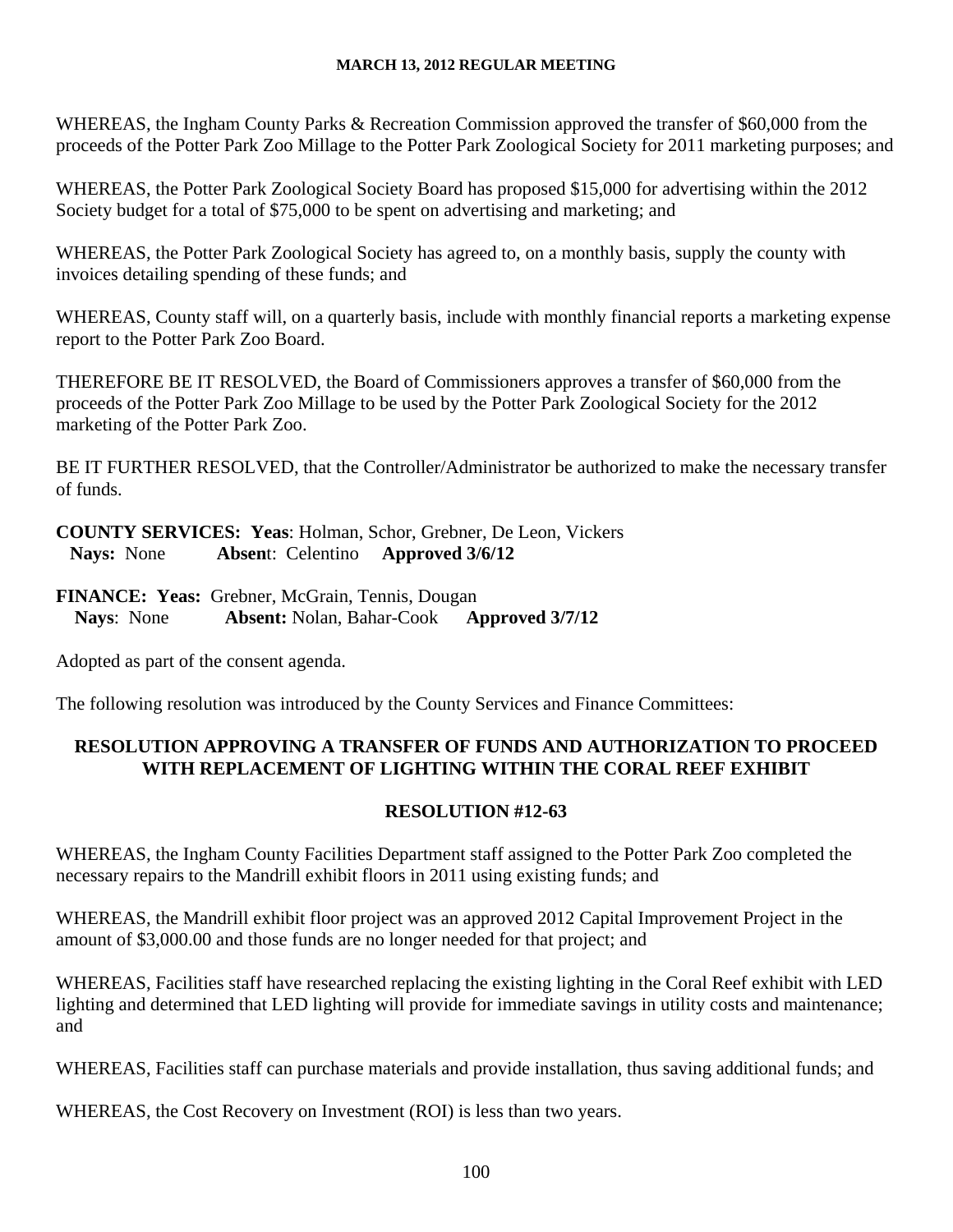WHEREAS, the Ingham County Parks & Recreation Commission approved the transfer of $60,000 from the proceeds of the Potter Park Zoo Millage to the Potter Park Zoological Society for 2011 marketing purposes; and

WHEREAS, the Potter Park Zoological Society Board has proposed $15,000 for advertising within the 2012 Society budget for a total of $75,000 to be spent on advertising and marketing; and

WHEREAS, the Potter Park Zoological Society has agreed to, on a monthly basis, supply the county with invoices detailing spending of these funds; and

WHEREAS, County staff will, on a quarterly basis, include with monthly financial reports a marketing expense report to the Potter Park Zoo Board.

THEREFORE BE IT RESOLVED, the Board of Commissioners approves a transfer of $60,000 from the proceeds of the Potter Park Zoo Millage to be used by the Potter Park Zoological Society for the 2012 marketing of the Potter Park Zoo.

BE IT FURTHER RESOLVED, that the Controller/Administrator be authorized to make the necessary transfer of funds.

**COUNTY SERVICES: Yeas**: Holman, Schor, Grebner, De Leon, Vickers
**Nays:** None **Absen**t: Celentino **Approved 3/6/12**

**FINANCE: Yeas:** Grebner, McGrain, Tennis, Dougan
**Nays**: None **Absent:** Nolan, Bahar-Cook **Approved 3/7/12**

Adopted as part of the consent agenda.

The following resolution was introduced by the County Services and Finance Committees:

**RESOLUTION APPROVING A TRANSFER OF FUNDS AND AUTHORIZATION TO PROCEED WITH REPLACEMENT OF LIGHTING WITHIN THE CORAL REEF EXHIBIT**

**RESOLUTION #12-63**

WHEREAS, the Ingham County Facilities Department staff assigned to the Potter Park Zoo completed the necessary repairs to the Mandrill exhibit floors in 2011 using existing funds; and

WHEREAS, the Mandrill exhibit floor project was an approved 2012 Capital Improvement Project in the amount of $3,000.00 and those funds are no longer needed for that project; and

WHEREAS, Facilities staff have researched replacing the existing lighting in the Coral Reef exhibit with LED lighting and determined that LED lighting will provide for immediate savings in utility costs and maintenance; and

WHEREAS, Facilities staff can purchase materials and provide installation, thus saving additional funds; and

WHEREAS, the Cost Recovery on Investment (ROI) is less than two years.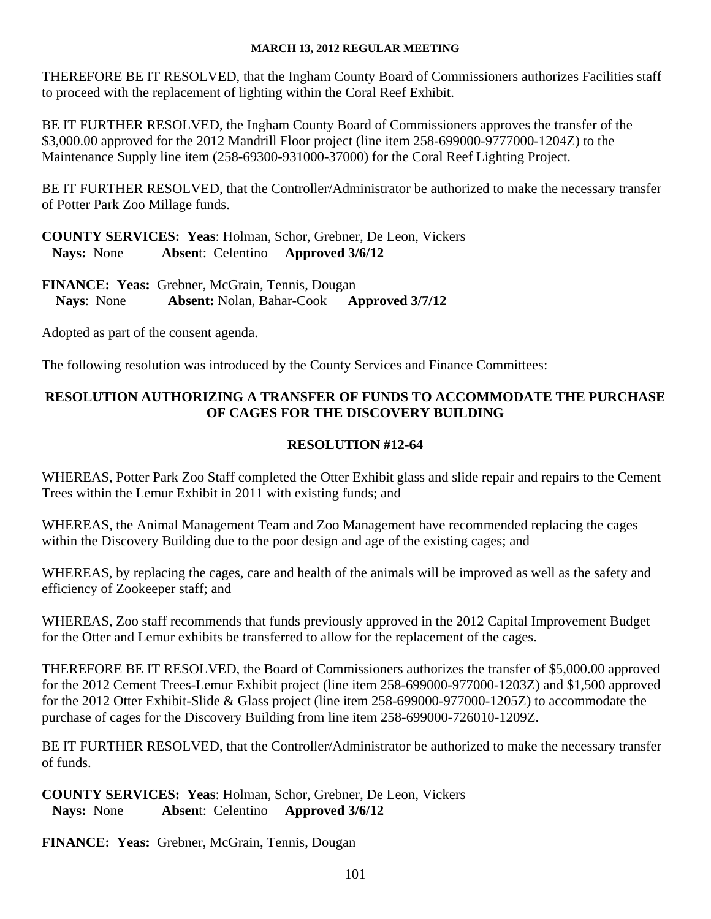THEREFORE BE IT RESOLVED, that the Ingham County Board of Commissioners authorizes Facilities staff to proceed with the replacement of lighting within the Coral Reef Exhibit.

BE IT FURTHER RESOLVED, the Ingham County Board of Commissioners approves the transfer of the $3,000.00 approved for the 2012 Mandrill Floor project (line item 258-699000-9777000-1204Z) to the Maintenance Supply line item (258-69300-931000-37000) for the Coral Reef Lighting Project.

BE IT FURTHER RESOLVED, that the Controller/Administrator be authorized to make the necessary transfer of Potter Park Zoo Millage funds.

**COUNTY SERVICES: Yeas**: Holman, Schor, Grebner, De Leon, Vickers
**Nays:** None **Absen**t: Celentino **Approved 3/6/12**

**FINANCE: Yeas:** Grebner, McGrain, Tennis, Dougan
**Nays**: None **Absent:** Nolan, Bahar-Cook **Approved 3/7/12**

Adopted as part of the consent agenda.

The following resolution was introduced by the County Services and Finance Committees:

## RESOLUTION AUTHORIZING A TRANSFER OF FUNDS TO ACCOMMODATE THE PURCHASE OF CAGES FOR THE DISCOVERY BUILDING

## RESOLUTION #12-64

WHEREAS, Potter Park Zoo Staff completed the Otter Exhibit glass and slide repair and repairs to the Cement Trees within the Lemur Exhibit in 2011 with existing funds; and

WHEREAS, the Animal Management Team and Zoo Management have recommended replacing the cages within the Discovery Building due to the poor design and age of the existing cages; and

WHEREAS, by replacing the cages, care and health of the animals will be improved as well as the safety and efficiency of Zookeeper staff; and

WHEREAS, Zoo staff recommends that funds previously approved in the 2012 Capital Improvement Budget for the Otter and Lemur exhibits be transferred to allow for the replacement of the cages.

THEREFORE BE IT RESOLVED, the Board of Commissioners authorizes the transfer of $5,000.00 approved for the 2012 Cement Trees-Lemur Exhibit project (line item 258-699000-977000-1203Z) and $1,500 approved for the 2012 Otter Exhibit-Slide & Glass project (line item 258-699000-977000-1205Z) to accommodate the purchase of cages for the Discovery Building from line item 258-699000-726010-1209Z.

BE IT FURTHER RESOLVED, that the Controller/Administrator be authorized to make the necessary transfer of funds.

**COUNTY SERVICES: Yeas**: Holman, Schor, Grebner, De Leon, Vickers
**Nays:** None **Absen**t: Celentino **Approved 3/6/12**

**FINANCE: Yeas:** Grebner, McGrain, Tennis, Dougan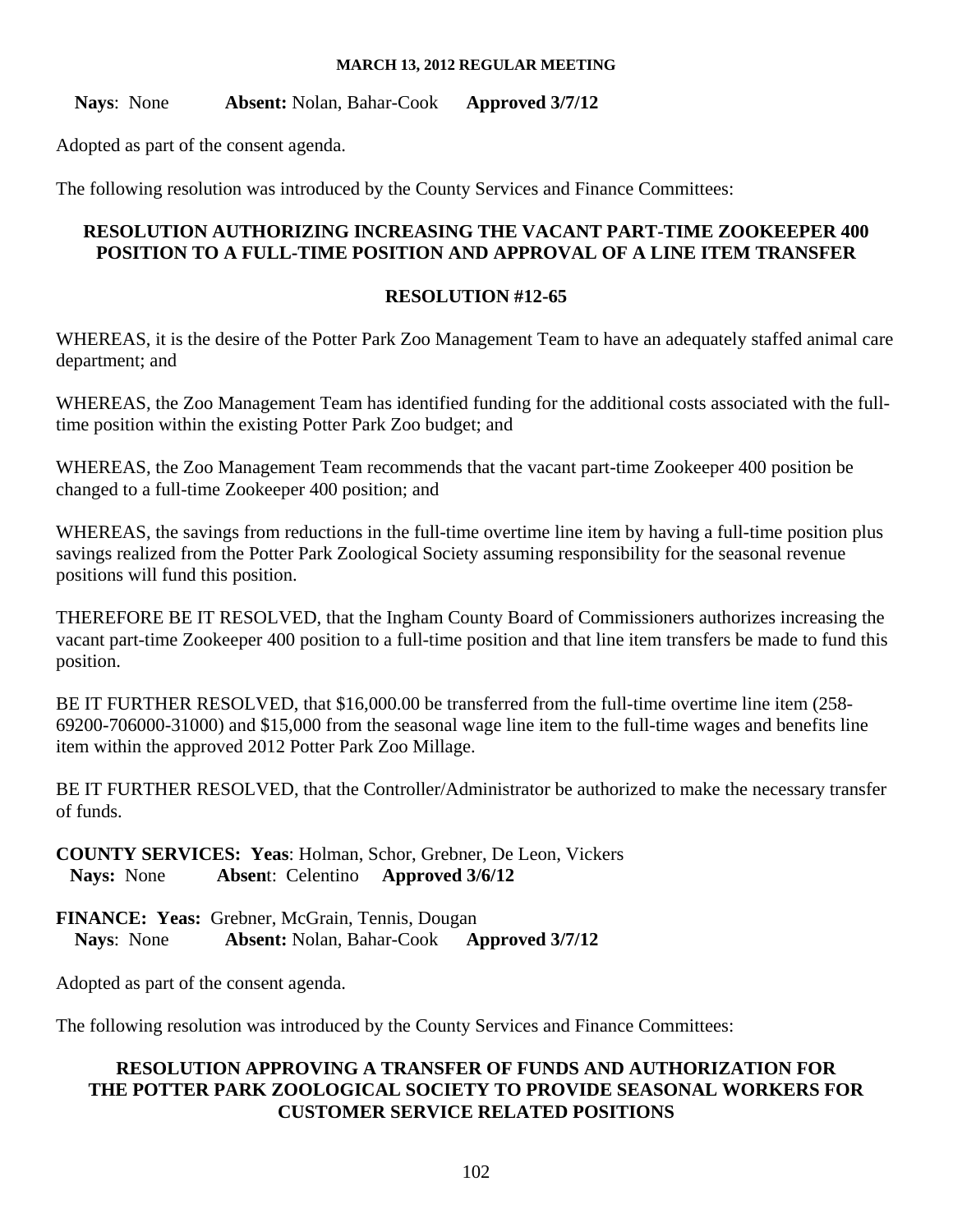**Nays**: None **Absent:** Nolan, Bahar-Cook **Approved 3/7/12**

Adopted as part of the consent agenda.

The following resolution was introduced by the County Services and Finance Committees:

## RESOLUTION AUTHORIZING INCREASING THE VACANT PART-TIME ZOOKEEPER 400 POSITION TO A FULL-TIME POSITION AND APPROVAL OF A LINE ITEM TRANSFER

### RESOLUTION #12-65

WHEREAS, it is the desire of the Potter Park Zoo Management Team to have an adequately staffed animal care department; and

WHEREAS, the Zoo Management Team has identified funding for the additional costs associated with the full-time position within the existing Potter Park Zoo budget; and

WHEREAS, the Zoo Management Team recommends that the vacant part-time Zookeeper 400 position be changed to a full-time Zookeeper 400 position; and

WHEREAS, the savings from reductions in the full-time overtime line item by having a full-time position plus savings realized from the Potter Park Zoological Society assuming responsibility for the seasonal revenue positions will fund this position.

THEREFORE BE IT RESOLVED, that the Ingham County Board of Commissioners authorizes increasing the vacant part-time Zookeeper 400 position to a full-time position and that line item transfers be made to fund this position.

BE IT FURTHER RESOLVED, that $16,000.00 be transferred from the full-time overtime line item (258-69200-706000-31000) and $15,000 from the seasonal wage line item to the full-time wages and benefits line item within the approved 2012 Potter Park Zoo Millage.

BE IT FURTHER RESOLVED, that the Controller/Administrator be authorized to make the necessary transfer of funds.

**COUNTY SERVICES: Yeas**: Holman, Schor, Grebner, De Leon, Vickers
**Nays:** None **Absent**: Celentino **Approved 3/6/12**

**FINANCE: Yeas:** Grebner, McGrain, Tennis, Dougan
**Nays**: None **Absent:** Nolan, Bahar-Cook **Approved 3/7/12**

Adopted as part of the consent agenda.

The following resolution was introduced by the County Services and Finance Committees:

## RESOLUTION APPROVING A TRANSFER OF FUNDS AND AUTHORIZATION FOR THE POTTER PARK ZOOLOGICAL SOCIETY TO PROVIDE SEASONAL WORKERS FOR CUSTOMER SERVICE RELATED POSITIONS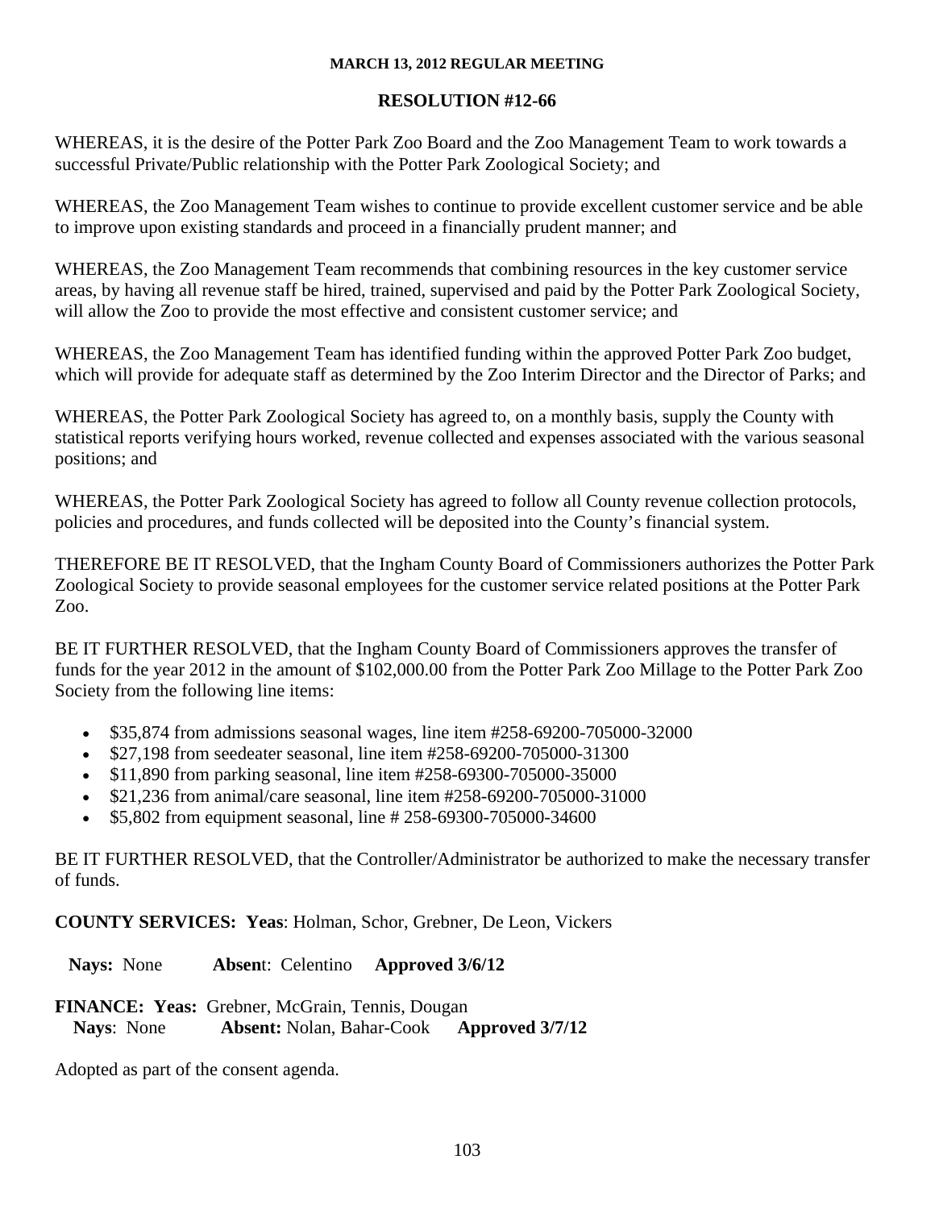**MARCH 13, 2012 REGULAR MEETING**

## RESOLUTION #12-66

WHEREAS, it is the desire of the Potter Park Zoo Board and the Zoo Management Team to work towards a successful Private/Public relationship with the Potter Park Zoological Society; and

WHEREAS, the Zoo Management Team wishes to continue to provide excellent customer service and be able to improve upon existing standards and proceed in a financially prudent manner; and

WHEREAS, the Zoo Management Team recommends that combining resources in the key customer service areas, by having all revenue staff be hired, trained, supervised and paid by the Potter Park Zoological Society, will allow the Zoo to provide the most effective and consistent customer service; and

WHEREAS, the Zoo Management Team has identified funding within the approved Potter Park Zoo budget, which will provide for adequate staff as determined by the Zoo Interim Director and the Director of Parks; and

WHEREAS, the Potter Park Zoological Society has agreed to, on a monthly basis, supply the County with statistical reports verifying hours worked, revenue collected and expenses associated with the various seasonal positions; and

WHEREAS, the Potter Park Zoological Society has agreed to follow all County revenue collection protocols, policies and procedures, and funds collected will be deposited into the County's financial system.

THEREFORE BE IT RESOLVED, that the Ingham County Board of Commissioners authorizes the Potter Park Zoological Society to provide seasonal employees for the customer service related positions at the Potter Park Zoo.

BE IT FURTHER RESOLVED, that the Ingham County Board of Commissioners approves the transfer of funds for the year 2012 in the amount of $102,000.00 from the Potter Park Zoo Millage to the Potter Park Zoo Society from the following line items:

- $35,874 from admissions seasonal wages, line item #258-69200-705000-32000
- $27,198 from seedeater seasonal, line item #258-69200-705000-31300
- $11,890 from parking seasonal, line item #258-69300-705000-35000
- $21,236 from animal/care seasonal, line item #258-69200-705000-31000
- $5,802 from equipment seasonal, line # 258-69300-705000-34600

BE IT FURTHER RESOLVED, that the Controller/Administrator be authorized to make the necessary transfer of funds.

**COUNTY SERVICES: Yeas**: Holman, Schor, Grebner, De Leon, Vickers

**Nays:** None **Absen**t: Celentino **Approved 3/6/12**

**FINANCE: Yeas:** Grebner, McGrain, Tennis, Dougan
**Nays**: None **Absent:** Nolan, Bahar-Cook **Approved 3/7/12**

Adopted as part of the consent agenda.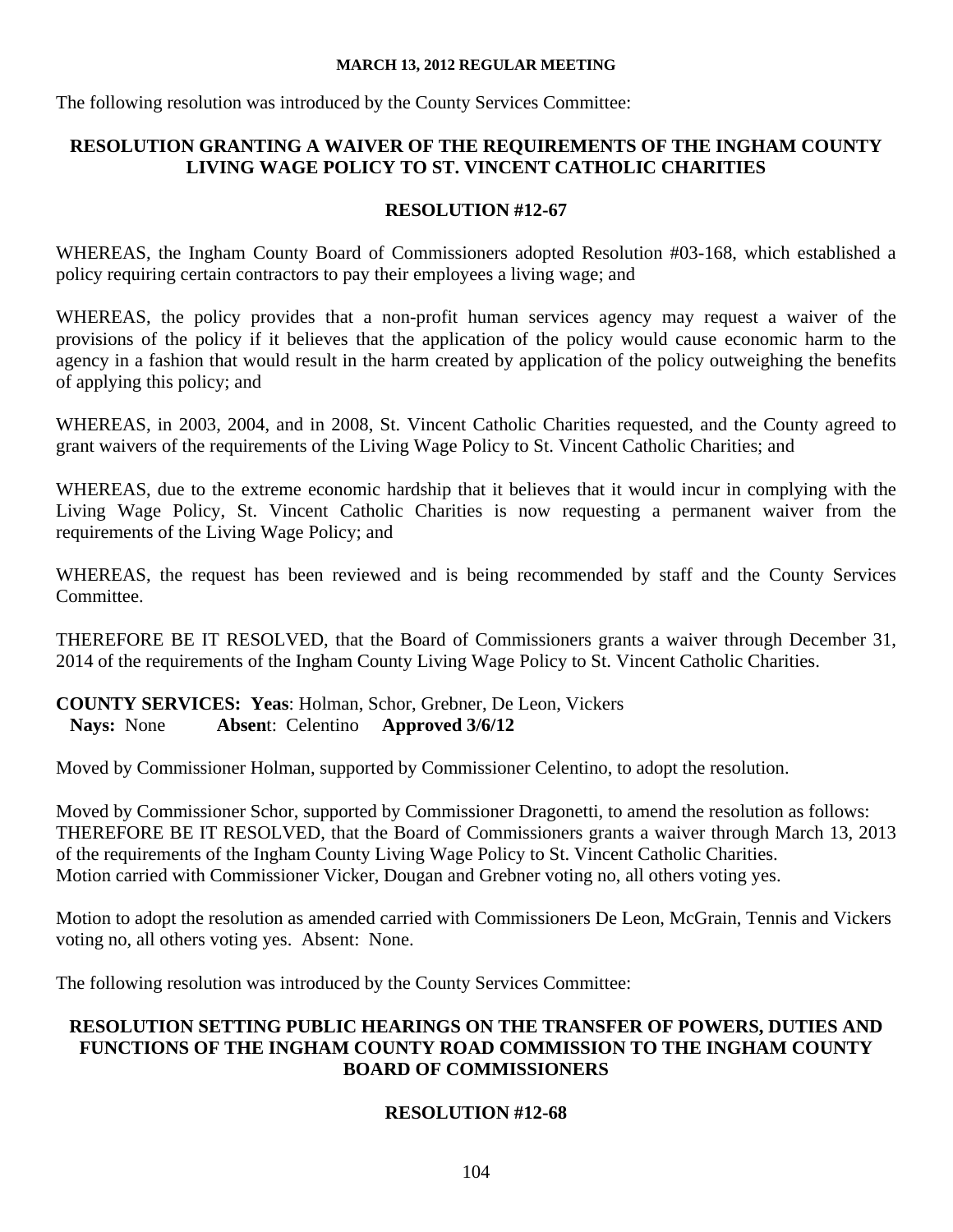**MARCH 13, 2012 REGULAR MEETING**

The following resolution was introduced by the County Services Committee:

## RESOLUTION GRANTING A WAIVER OF THE REQUIREMENTS OF THE INGHAM COUNTY LIVING WAGE POLICY TO ST. VINCENT CATHOLIC CHARITIES

### RESOLUTION #12-67

WHEREAS, the Ingham County Board of Commissioners adopted Resolution #03-168, which established a policy requiring certain contractors to pay their employees a living wage; and

WHEREAS, the policy provides that a non-profit human services agency may request a waiver of the provisions of the policy if it believes that the application of the policy would cause economic harm to the agency in a fashion that would result in the harm created by application of the policy outweighing the benefits of applying this policy; and

WHEREAS, in 2003, 2004, and in 2008, St. Vincent Catholic Charities requested, and the County agreed to grant waivers of the requirements of the Living Wage Policy to St. Vincent Catholic Charities; and

WHEREAS, due to the extreme economic hardship that it believes that it would incur in complying with the Living Wage Policy, St. Vincent Catholic Charities is now requesting a permanent waiver from the requirements of the Living Wage Policy; and

WHEREAS, the request has been reviewed and is being recommended by staff and the County Services Committee.

THEREFORE BE IT RESOLVED, that the Board of Commissioners grants a waiver through December 31, 2014 of the requirements of the Ingham County Living Wage Policy to St. Vincent Catholic Charities.

**COUNTY SERVICES: Yeas**: Holman, Schor, Grebner, De Leon, Vickers
**Nays:** None **Absen**t: Celentino **Approved 3/6/12**

Moved by Commissioner Holman, supported by Commissioner Celentino, to adopt the resolution.

Moved by Commissioner Schor, supported by Commissioner Dragonetti, to amend the resolution as follows: THEREFORE BE IT RESOLVED, that the Board of Commissioners grants a waiver through March 13, 2013 of the requirements of the Ingham County Living Wage Policy to St. Vincent Catholic Charities.
Motion carried with Commissioner Vicker, Dougan and Grebner voting no, all others voting yes.

Motion to adopt the resolution as amended carried with Commissioners De Leon, McGrain, Tennis and Vickers voting no, all others voting yes. Absent: None.

The following resolution was introduced by the County Services Committee:

## RESOLUTION SETTING PUBLIC HEARINGS ON THE TRANSFER OF POWERS, DUTIES AND FUNCTIONS OF THE INGHAM COUNTY ROAD COMMISSION TO THE INGHAM COUNTY BOARD OF COMMISSIONERS

### RESOLUTION #12-68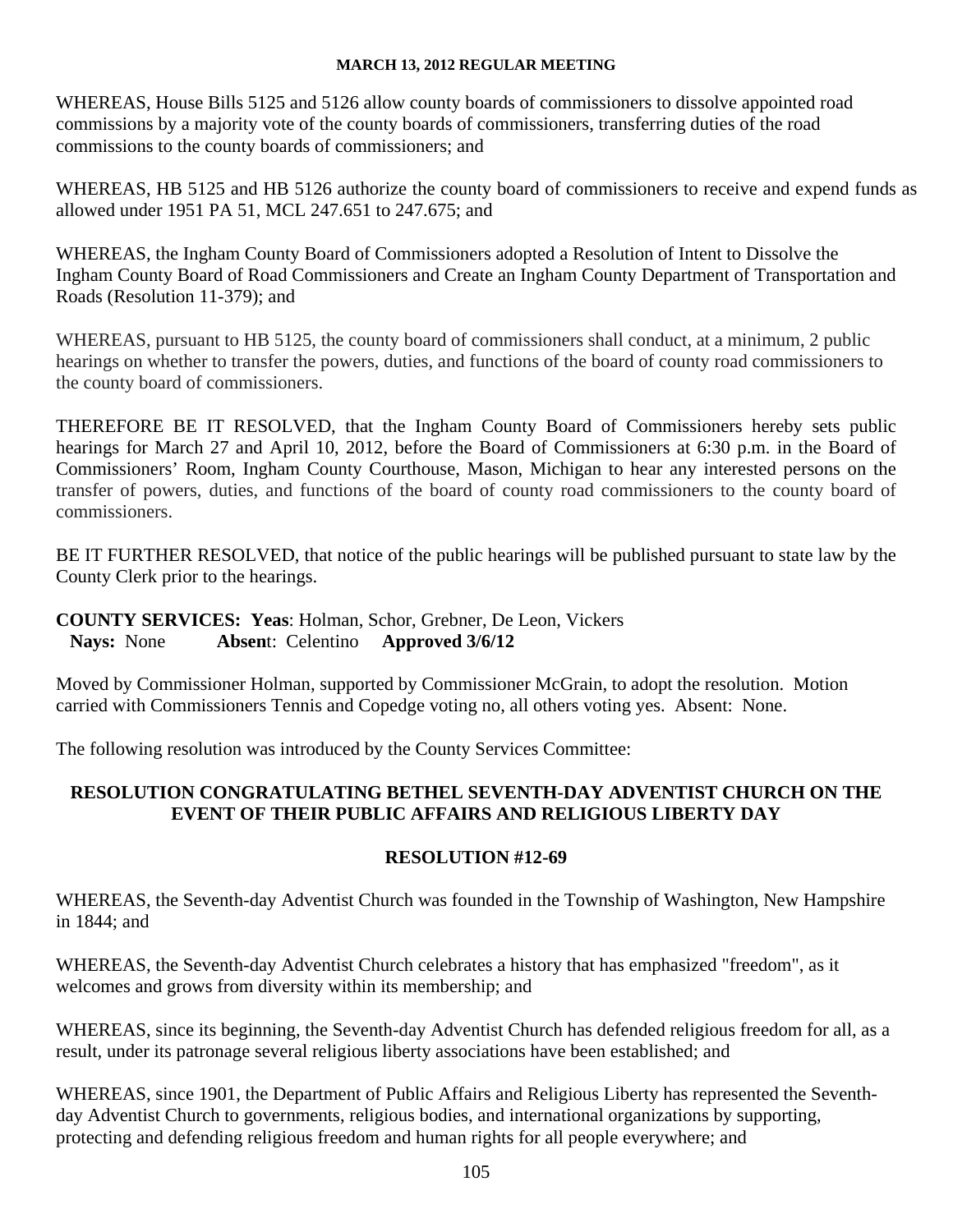WHEREAS, House Bills 5125 and 5126 allow county boards of commissioners to dissolve appointed road commissions by a majority vote of the county boards of commissioners, transferring duties of the road commissions to the county boards of commissioners; and

WHEREAS, HB 5125 and HB 5126 authorize the county board of commissioners to receive and expend funds as allowed under 1951 PA 51, MCL 247.651 to 247.675; and

WHEREAS, the Ingham County Board of Commissioners adopted a Resolution of Intent to Dissolve the Ingham County Board of Road Commissioners and Create an Ingham County Department of Transportation and Roads (Resolution 11-379); and

WHEREAS, pursuant to HB 5125, the county board of commissioners shall conduct, at a minimum, 2 public hearings on whether to transfer the powers, duties, and functions of the board of county road commissioners to the county board of commissioners.

THEREFORE BE IT RESOLVED, that the Ingham County Board of Commissioners hereby sets public hearings for March 27 and April 10, 2012, before the Board of Commissioners at 6:30 p.m. in the Board of Commissioners' Room, Ingham County Courthouse, Mason, Michigan to hear any interested persons on the transfer of powers, duties, and functions of the board of county road commissioners to the county board of commissioners.

BE IT FURTHER RESOLVED, that notice of the public hearings will be published pursuant to state law by the County Clerk prior to the hearings.

**COUNTY SERVICES: Yeas**: Holman, Schor, Grebner, De Leon, Vickers
**Nays:** None **Absen**t: Celentino **Approved 3/6/12**

Moved by Commissioner Holman, supported by Commissioner McGrain, to adopt the resolution. Motion carried with Commissioners Tennis and Copedge voting no, all others voting yes. Absent: None.

The following resolution was introduced by the County Services Committee:

## RESOLUTION CONGRATULATING BETHEL SEVENTH-DAY ADVENTIST CHURCH ON THE EVENT OF THEIR PUBLIC AFFAIRS AND RELIGIOUS LIBERTY DAY

### RESOLUTION #12-69

WHEREAS, the Seventh-day Adventist Church was founded in the Township of Washington, New Hampshire in 1844; and

WHEREAS, the Seventh-day Adventist Church celebrates a history that has emphasized "freedom", as it welcomes and grows from diversity within its membership; and

WHEREAS, since its beginning, the Seventh-day Adventist Church has defended religious freedom for all, as a result, under its patronage several religious liberty associations have been established; and

WHEREAS, since 1901, the Department of Public Affairs and Religious Liberty has represented the Seventh-day Adventist Church to governments, religious bodies, and international organizations by supporting, protecting and defending religious freedom and human rights for all people everywhere; and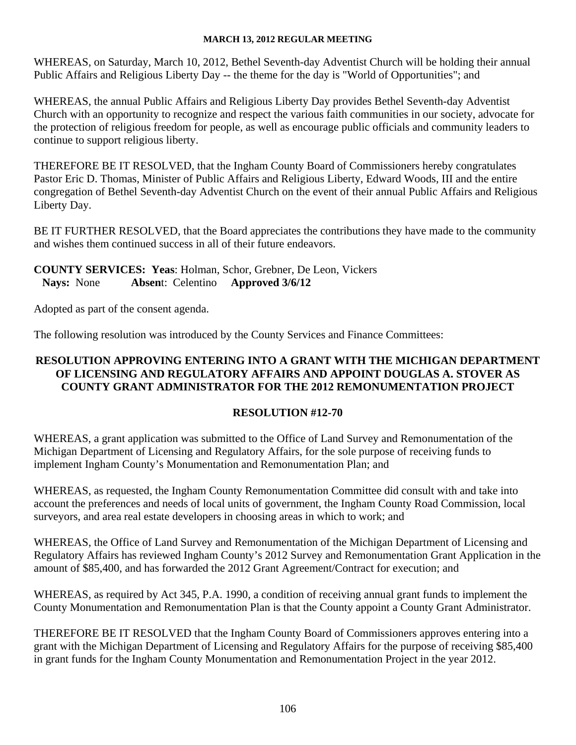WHEREAS, on Saturday, March 10, 2012, Bethel Seventh-day Adventist Church will be holding their annual Public Affairs and Religious Liberty Day -- the theme for the day is "World of Opportunities"; and

WHEREAS, the annual Public Affairs and Religious Liberty Day provides Bethel Seventh-day Adventist Church with an opportunity to recognize and respect the various faith communities in our society, advocate for the protection of religious freedom for people, as well as encourage public officials and community leaders to continue to support religious liberty.

THEREFORE BE IT RESOLVED, that the Ingham County Board of Commissioners hereby congratulates Pastor Eric D. Thomas, Minister of Public Affairs and Religious Liberty, Edward Woods, III and the entire congregation of Bethel Seventh-day Adventist Church on the event of their annual Public Affairs and Religious Liberty Day.

BE IT FURTHER RESOLVED, that the Board appreciates the contributions they have made to the community and wishes them continued success in all of their future endeavors.

**COUNTY SERVICES: Yeas**: Holman, Schor, Grebner, De Leon, Vickers
**Nays:** None **Absen**t: Celentino **Approved 3/6/12**

Adopted as part of the consent agenda.

The following resolution was introduced by the County Services and Finance Committees:

## RESOLUTION APPROVING ENTERING INTO A GRANT WITH THE MICHIGAN DEPARTMENT OF LICENSING AND REGULATORY AFFAIRS AND APPOINT DOUGLAS A. STOVER AS COUNTY GRANT ADMINISTRATOR FOR THE 2012 REMONUMENTATION PROJECT

## RESOLUTION #12-70

WHEREAS, a grant application was submitted to the Office of Land Survey and Remonumentation of the Michigan Department of Licensing and Regulatory Affairs, for the sole purpose of receiving funds to implement Ingham County's Monumentation and Remonumentation Plan; and

WHEREAS, as requested, the Ingham County Remonumentation Committee did consult with and take into account the preferences and needs of local units of government, the Ingham County Road Commission, local surveyors, and area real estate developers in choosing areas in which to work; and

WHEREAS, the Office of Land Survey and Remonumentation of the Michigan Department of Licensing and Regulatory Affairs has reviewed Ingham County's 2012 Survey and Remonumentation Grant Application in the amount of $85,400, and has forwarded the 2012 Grant Agreement/Contract for execution; and

WHEREAS, as required by Act 345, P.A. 1990, a condition of receiving annual grant funds to implement the County Monumentation and Remonumentation Plan is that the County appoint a County Grant Administrator.

THEREFORE BE IT RESOLVED that the Ingham County Board of Commissioners approves entering into a grant with the Michigan Department of Licensing and Regulatory Affairs for the purpose of receiving $85,400 in grant funds for the Ingham County Monumentation and Remonumentation Project in the year 2012.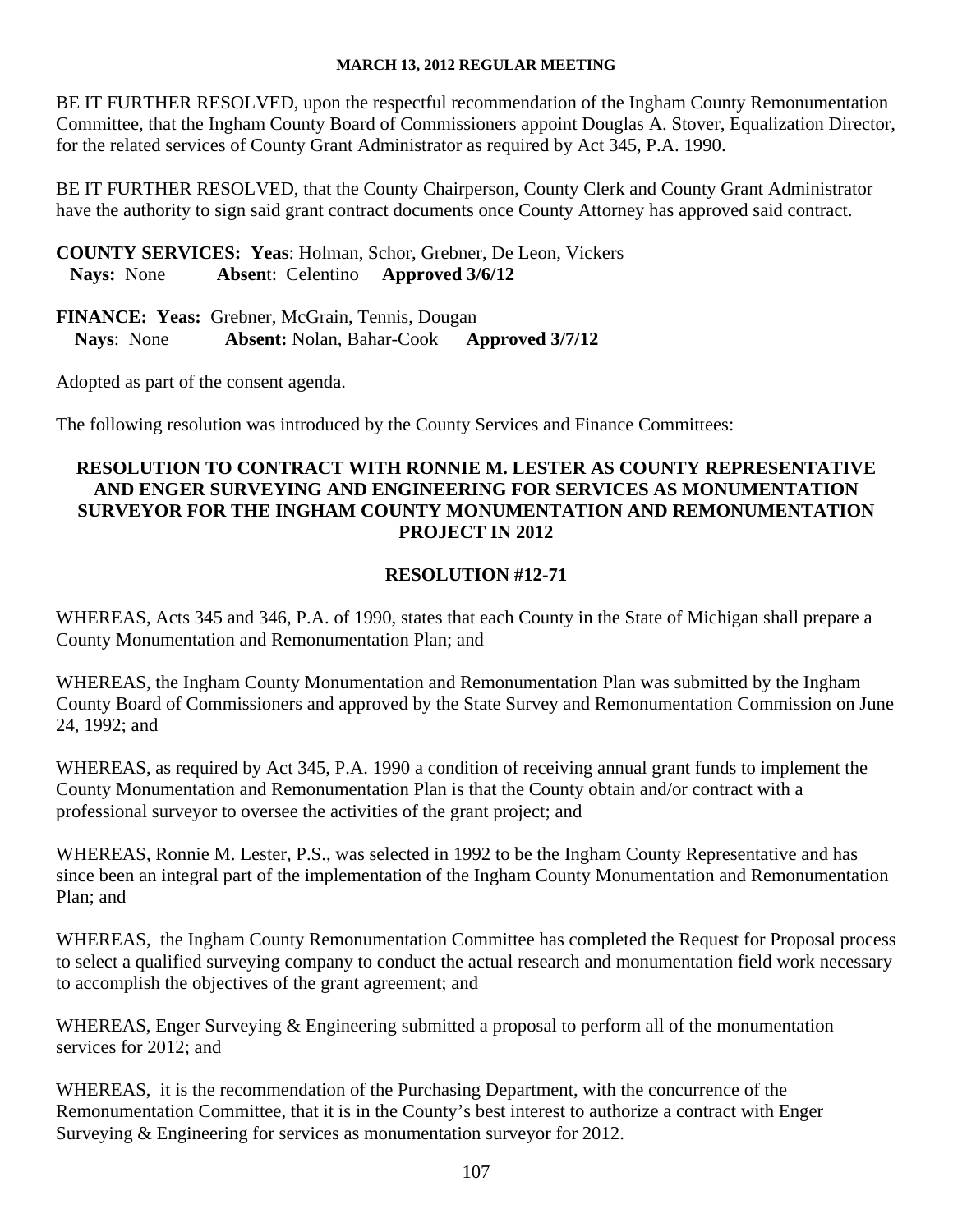BE IT FURTHER RESOLVED, upon the respectful recommendation of the Ingham County Remonumentation Committee, that the Ingham County Board of Commissioners appoint Douglas A. Stover, Equalization Director, for the related services of County Grant Administrator as required by Act 345, P.A. 1990.

BE IT FURTHER RESOLVED, that the County Chairperson, County Clerk and County Grant Administrator have the authority to sign said grant contract documents once County Attorney has approved said contract.

**COUNTY SERVICES: Yeas**: Holman, Schor, Grebner, De Leon, Vickers
**Nays:** None **Absen**t: Celentino **Approved 3/6/12**

**FINANCE: Yeas:** Grebner, McGrain, Tennis, Dougan
**Nays**: None **Absent:** Nolan, Bahar-Cook **Approved 3/7/12**

Adopted as part of the consent agenda.

The following resolution was introduced by the County Services and Finance Committees:

**RESOLUTION TO CONTRACT WITH RONNIE M. LESTER AS COUNTY REPRESENTATIVE AND ENGER SURVEYING AND ENGINEERING FOR SERVICES AS MONUMENTATION SURVEYOR FOR THE INGHAM COUNTY MONUMENTATION AND REMONUMENTATION PROJECT IN 2012**

**RESOLUTION #12-71**

WHEREAS, Acts 345 and 346, P.A. of 1990, states that each County in the State of Michigan shall prepare a County Monumentation and Remonumentation Plan; and

WHEREAS, the Ingham County Monumentation and Remonumentation Plan was submitted by the Ingham County Board of Commissioners and approved by the State Survey and Remonumentation Commission on June 24, 1992; and

WHEREAS, as required by Act 345, P.A. 1990 a condition of receiving annual grant funds to implement the County Monumentation and Remonumentation Plan is that the County obtain and/or contract with a professional surveyor to oversee the activities of the grant project; and

WHEREAS, Ronnie M. Lester, P.S., was selected in 1992 to be the Ingham County Representative and has since been an integral part of the implementation of the Ingham County Monumentation and Remonumentation Plan; and

WHEREAS, the Ingham County Remonumentation Committee has completed the Request for Proposal process to select a qualified surveying company to conduct the actual research and monumentation field work necessary to accomplish the objectives of the grant agreement; and

WHEREAS, Enger Surveying & Engineering submitted a proposal to perform all of the monumentation services for 2012; and

WHEREAS, it is the recommendation of the Purchasing Department, with the concurrence of the Remonumentation Committee, that it is in the County's best interest to authorize a contract with Enger Surveying & Engineering for services as monumentation surveyor for 2012.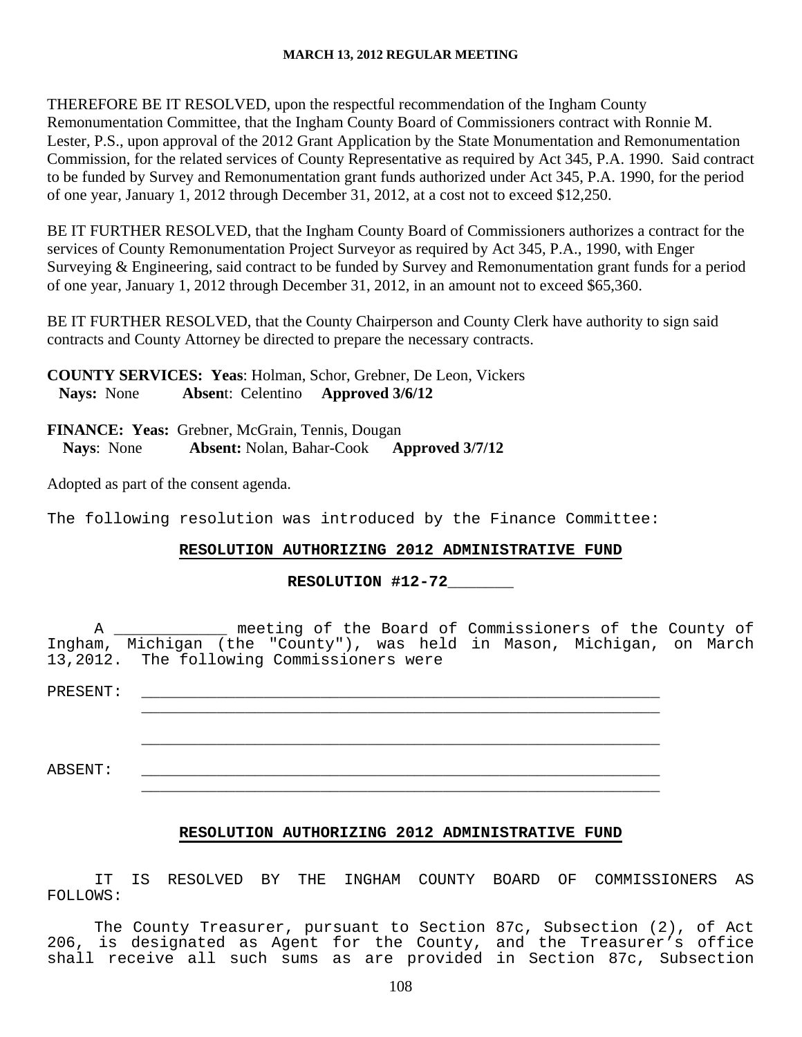THEREFORE BE IT RESOLVED, upon the respectful recommendation of the Ingham County Remonumentation Committee, that the Ingham County Board of Commissioners contract with Ronnie M. Lester, P.S., upon approval of the 2012 Grant Application by the State Monumentation and Remonumentation Commission, for the related services of County Representative as required by Act 345, P.A. 1990. Said contract to be funded by Survey and Remonumentation grant funds authorized under Act 345, P.A. 1990, for the period of one year, January 1, 2012 through December 31, 2012, at a cost not to exceed $12,250.

BE IT FURTHER RESOLVED, that the Ingham County Board of Commissioners authorizes a contract for the services of County Remonumentation Project Surveyor as required by Act 345, P.A., 1990, with Enger Surveying & Engineering, said contract to be funded by Survey and Remonumentation grant funds for a period of one year, January 1, 2012 through December 31, 2012, in an amount not to exceed $65,360.

BE IT FURTHER RESOLVED, that the County Chairperson and County Clerk have authority to sign said contracts and County Attorney be directed to prepare the necessary contracts.

**COUNTY SERVICES: Yeas**: Holman, Schor, Grebner, De Leon, Vickers
**Nays:** None **Absen**t: Celentino **Approved 3/6/12**

**FINANCE: Yeas:** Grebner, McGrain, Tennis, Dougan
**Nays**: None **Absent:** Nolan, Bahar-Cook **Approved 3/7/12**

Adopted as part of the consent agenda.

The following resolution was introduced by the Finance Committee:

**RESOLUTION AUTHORIZING 2012 ADMINISTRATIVE FUND**

**RESOLUTION #12-72_______**

A ____________ meeting of the Board of Commissioners of the County of Ingham, Michigan (the "County"), was held in Mason, Michigan, on March 13,2012. The following Commissioners were

PRESENT: ________________________________________________________
________________________________________________________

________________________________________________________

ABSENT: ________________________________________________________
________________________________________________________

**RESOLUTION AUTHORIZING 2012 ADMINISTRATIVE FUND**

IT IS RESOLVED BY THE INGHAM COUNTY BOARD OF COMMISSIONERS AS FOLLOWS:

The County Treasurer, pursuant to Section 87c, Subsection (2), of Act 206, is designated as Agent for the County, and the Treasurer's office shall receive all such sums as are provided in Section 87c, Subsection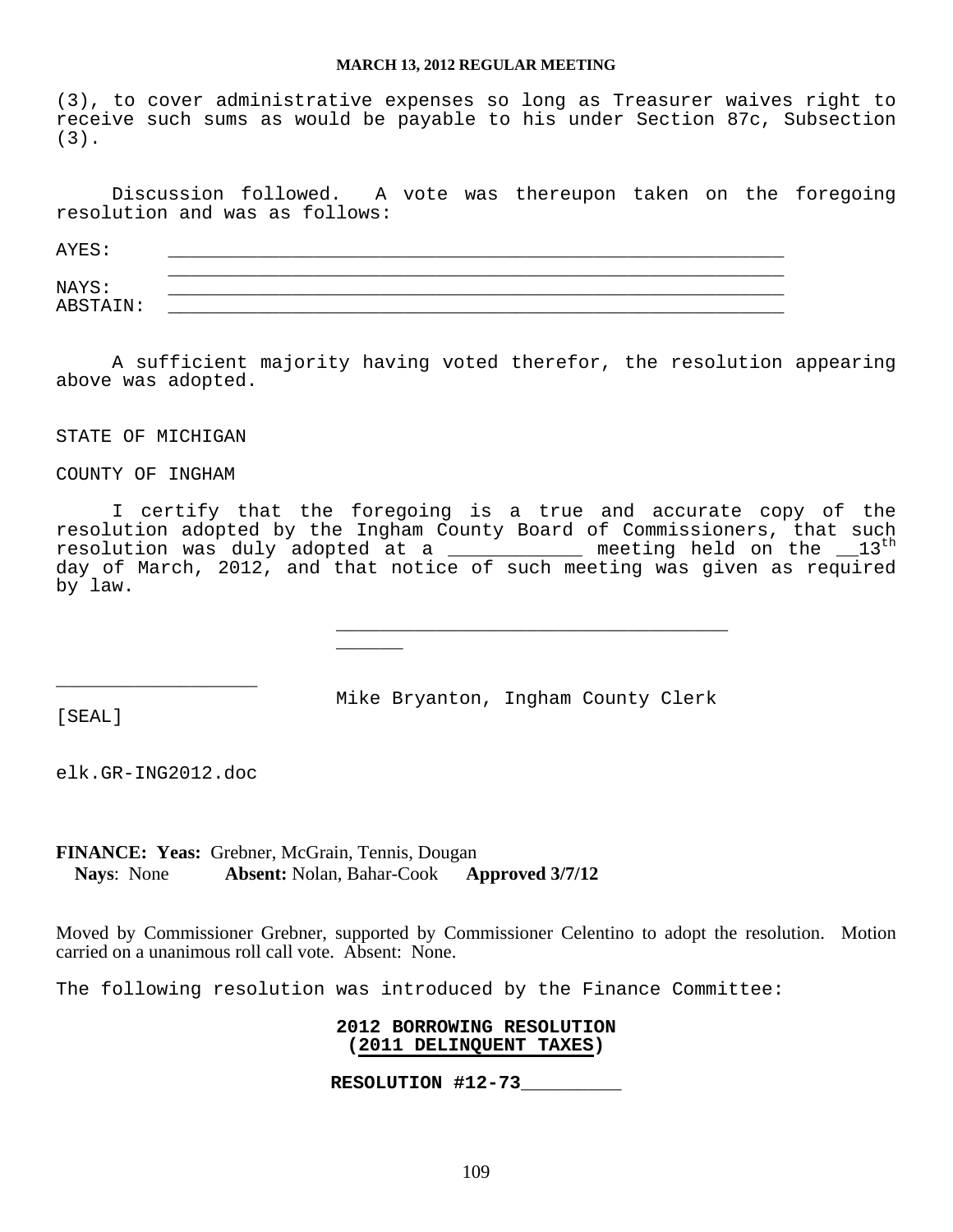(3), to cover administrative expenses so long as Treasurer waives right to receive such sums as would be payable to his under Section 87c, Subsection (3).

Discussion followed. A vote was thereupon taken on the foregoing resolution and was as follows:

AYES: ___________________________________________________________
___________________________________________________________

NAYS: ___________________________________________________________

ABSTAIN: ___________________________________________________________

A sufficient majority having voted therefor, the resolution appearing above was adopted.

STATE OF MICHIGAN

COUNTY OF INGHAM

I certify that the foregoing is a true and accurate copy of the resolution adopted by the Ingham County Board of Commissioners, that such resolution was duly adopted at a ____________ meeting held on the __13th day of March, 2012, and that notice of such meeting was given as required by law.

___________________________________
______

__________________

Mike Bryanton, Ingham County Clerk

[SEAL]

elk.GR-ING2012.doc

**FINANCE: Yeas:** Grebner, McGrain, Tennis, Dougan
**Nays**: None **Absent:** Nolan, Bahar-Cook **Approved 3/7/12**

Moved by Commissioner Grebner, supported by Commissioner Celentino to adopt the resolution. Motion carried on a unanimous roll call vote. Absent: None.

The following resolution was introduced by the Finance Committee:

**2012 BORROWING RESOLUTION**
**(2011 DELINQUENT TAXES)**

**RESOLUTION #12-73**_________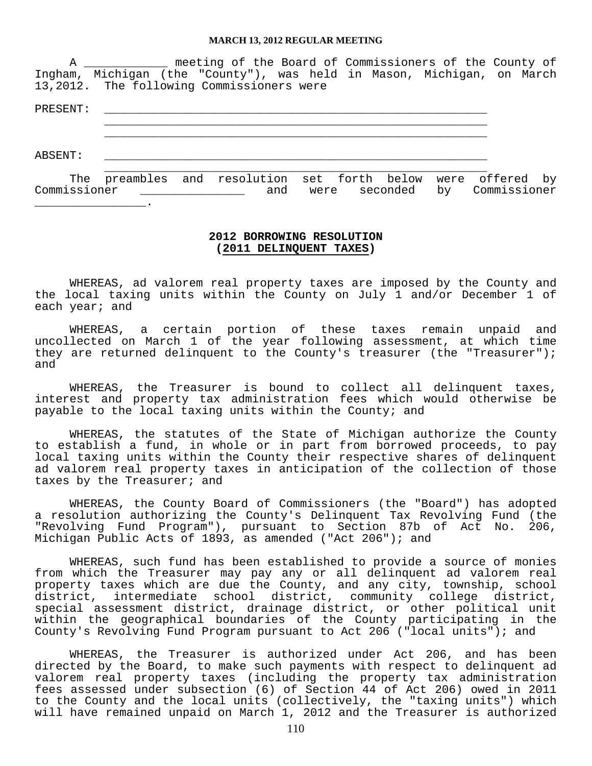A ____________ meeting of the Board of Commissioners of the County of Ingham, Michigan (the "County"), was held in Mason, Michigan, on March 13,2012. The following Commissioners were

PRESENT: _______________________________________________________
_______________________________________________________
_______________________________________________________

ABSENT: _______________________________________________________
_______________________________________________________

The preambles and resolution set forth below were offered by Commissioner _______________ and were seconded by Commissioner ________________.

**2012 BORROWING RESOLUTION**
**(2011 DELINQUENT TAXES)**

WHEREAS, ad valorem real property taxes are imposed by the County and the local taxing units within the County on July 1 and/or December 1 of each year; and

WHEREAS, a certain portion of these taxes remain unpaid and uncollected on March 1 of the year following assessment, at which time they are returned delinquent to the County's treasurer (the "Treasurer"); and

WHEREAS, the Treasurer is bound to collect all delinquent taxes, interest and property tax administration fees which would otherwise be payable to the local taxing units within the County; and

WHEREAS, the statutes of the State of Michigan authorize the County to establish a fund, in whole or in part from borrowed proceeds, to pay local taxing units within the County their respective shares of delinquent ad valorem real property taxes in anticipation of the collection of those taxes by the Treasurer; and

WHEREAS, the County Board of Commissioners (the "Board") has adopted a resolution authorizing the County's Delinquent Tax Revolving Fund (the "Revolving Fund Program"), pursuant to Section 87b of Act No. 206, Michigan Public Acts of 1893, as amended ("Act 206"); and

WHEREAS, such fund has been established to provide a source of monies from which the Treasurer may pay any or all delinquent ad valorem real property taxes which are due the County, and any city, township, school district, intermediate school district, community college district, special assessment district, drainage district, or other political unit within the geographical boundaries of the County participating in the County's Revolving Fund Program pursuant to Act 206 ("local units"); and

WHEREAS, the Treasurer is authorized under Act 206, and has been directed by the Board, to make such payments with respect to delinquent ad valorem real property taxes (including the property tax administration fees assessed under subsection (6) of Section 44 of Act 206) owed in 2011 to the County and the local units (collectively, the "taxing units") which will have remained unpaid on March 1, 2012 and the Treasurer is authorized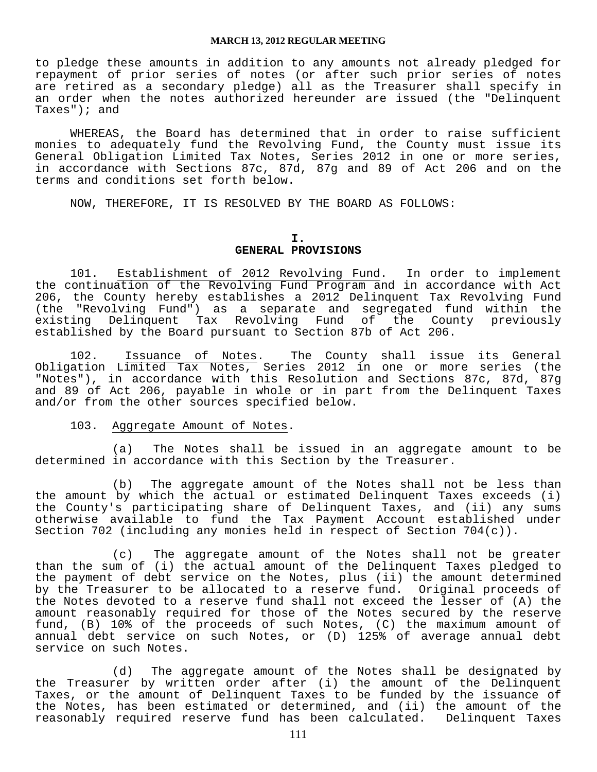to pledge these amounts in addition to any amounts not already pledged for repayment of prior series of notes (or after such prior series of notes are retired as a secondary pledge) all as the Treasurer shall specify in an order when the notes authorized hereunder are issued (the "Delinquent Taxes"); and

WHEREAS, the Board has determined that in order to raise sufficient monies to adequately fund the Revolving Fund, the County must issue its General Obligation Limited Tax Notes, Series 2012 in one or more series, in accordance with Sections 87c, 87d, 87g and 89 of Act 206 and on the terms and conditions set forth below.

NOW, THEREFORE, IT IS RESOLVED BY THE BOARD AS FOLLOWS:

## I.
## GENERAL PROVISIONS

101. Establishment of 2012 Revolving Fund. In order to implement the continuation of the Revolving Fund Program and in accordance with Act 206, the County hereby establishes a 2012 Delinquent Tax Revolving Fund (the "Revolving Fund") as a separate and segregated fund within the existing Delinquent Tax Revolving Fund of the County previously established by the Board pursuant to Section 87b of Act 206.

102. Issuance of Notes. The County shall issue its General Obligation Limited Tax Notes, Series 2012 in one or more series (the "Notes"), in accordance with this Resolution and Sections 87c, 87d, 87g and 89 of Act 206, payable in whole or in part from the Delinquent Taxes and/or from the other sources specified below.

103. Aggregate Amount of Notes.

(a) The Notes shall be issued in an aggregate amount to be determined in accordance with this Section by the Treasurer.

(b) The aggregate amount of the Notes shall not be less than the amount by which the actual or estimated Delinquent Taxes exceeds (i) the County's participating share of Delinquent Taxes, and (ii) any sums otherwise available to fund the Tax Payment Account established under Section 702 (including any monies held in respect of Section 704(c)).

(c) The aggregate amount of the Notes shall not be greater than the sum of (i) the actual amount of the Delinquent Taxes pledged to the payment of debt service on the Notes, plus (ii) the amount determined by the Treasurer to be allocated to a reserve fund. Original proceeds of the Notes devoted to a reserve fund shall not exceed the lesser of (A) the amount reasonably required for those of the Notes secured by the reserve fund, (B) 10% of the proceeds of such Notes, (C) the maximum amount of annual debt service on such Notes, or (D) 125% of average annual debt service on such Notes.

(d) The aggregate amount of the Notes shall be designated by the Treasurer by written order after (i) the amount of the Delinquent Taxes, or the amount of Delinquent Taxes to be funded by the issuance of the Notes, has been estimated or determined, and (ii) the amount of the reasonably required reserve fund has been calculated. Delinquent Taxes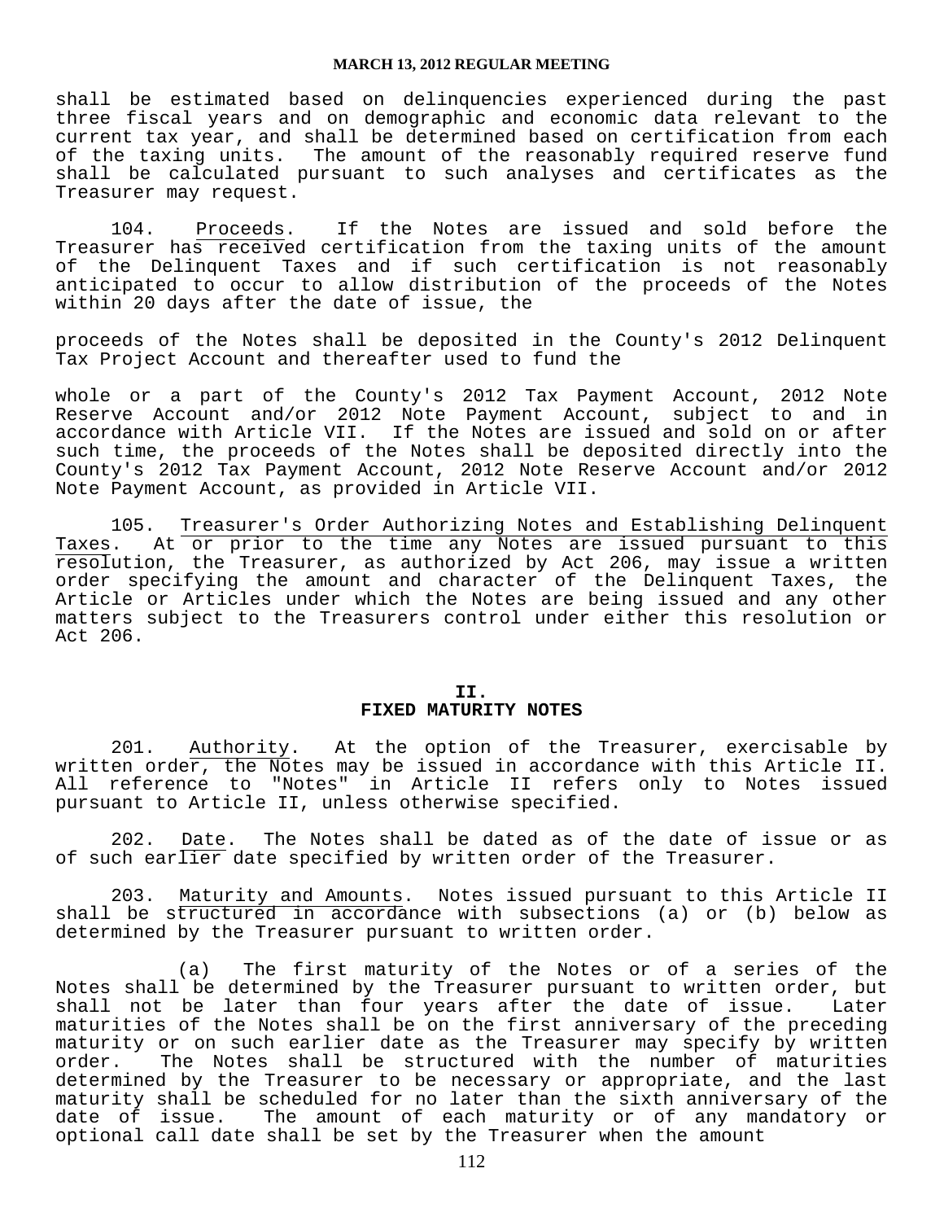shall be estimated based on delinquencies experienced during the past three fiscal years and on demographic and economic data relevant to the current tax year, and shall be determined based on certification from each of the taxing units. The amount of the reasonably required reserve fund shall be calculated pursuant to such analyses and certificates as the Treasurer may request.

104. Proceeds. If the Notes are issued and sold before the Treasurer has received certification from the taxing units of the amount of the Delinquent Taxes and if such certification is not reasonably anticipated to occur to allow distribution of the proceeds of the Notes within 20 days after the date of issue, the

proceeds of the Notes shall be deposited in the County's 2012 Delinquent Tax Project Account and thereafter used to fund the

whole or a part of the County's 2012 Tax Payment Account, 2012 Note Reserve Account and/or 2012 Note Payment Account, subject to and in accordance with Article VII. If the Notes are issued and sold on or after such time, the proceeds of the Notes shall be deposited directly into the County's 2012 Tax Payment Account, 2012 Note Reserve Account and/or 2012 Note Payment Account, as provided in Article VII.

105. Treasurer's Order Authorizing Notes and Establishing Delinquent Taxes. At or prior to the time any Notes are issued pursuant to this resolution, the Treasurer, as authorized by Act 206, may issue a written order specifying the amount and character of the Delinquent Taxes, the Article or Articles under which the Notes are being issued and any other matters subject to the Treasurers control under either this resolution or Act 206.

## II.
## FIXED MATURITY NOTES

201. Authority. At the option of the Treasurer, exercisable by written order, the Notes may be issued in accordance with this Article II. All reference to "Notes" in Article II refers only to Notes issued pursuant to Article II, unless otherwise specified.

202. Date. The Notes shall be dated as of the date of issue or as of such earlier date specified by written order of the Treasurer.

203. Maturity and Amounts. Notes issued pursuant to this Article II shall be structured in accordance with subsections (a) or (b) below as determined by the Treasurer pursuant to written order.

(a) The first maturity of the Notes or of a series of the Notes shall be determined by the Treasurer pursuant to written order, but shall not be later than four years after the date of issue. Later maturities of the Notes shall be on the first anniversary of the preceding maturity or on such earlier date as the Treasurer may specify by written order. The Notes shall be structured with the number of maturities determined by the Treasurer to be necessary or appropriate, and the last maturity shall be scheduled for no later than the sixth anniversary of the date of issue. The amount of each maturity or of any mandatory or optional call date shall be set by the Treasurer when the amount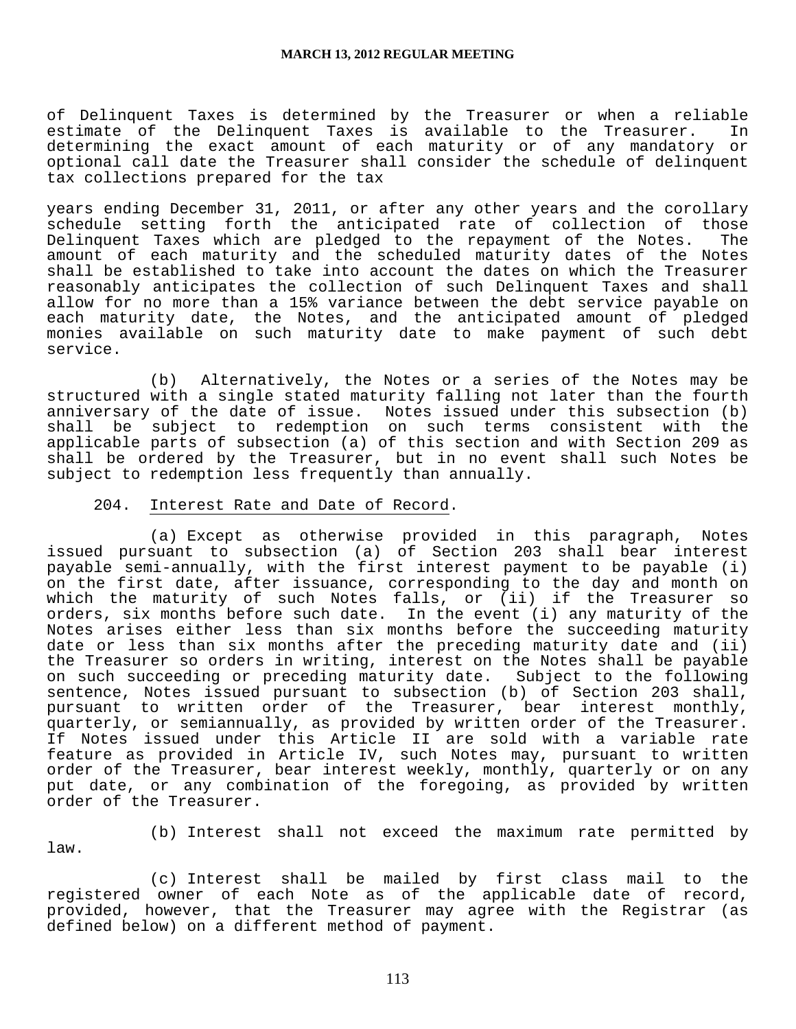of Delinquent Taxes is determined by the Treasurer or when a reliable estimate of the Delinquent Taxes is available to the Treasurer. In determining the exact amount of each maturity or of any mandatory or optional call date the Treasurer shall consider the schedule of delinquent tax collections prepared for the tax

years ending December 31, 2011, or after any other years and the corollary schedule setting forth the anticipated rate of collection of those Delinquent Taxes which are pledged to the repayment of the Notes. The amount of each maturity and the scheduled maturity dates of the Notes shall be established to take into account the dates on which the Treasurer reasonably anticipates the collection of such Delinquent Taxes and shall allow for no more than a 15% variance between the debt service payable on each maturity date, the Notes, and the anticipated amount of pledged monies available on such maturity date to make payment of such debt service.

(b) Alternatively, the Notes or a series of the Notes may be structured with a single stated maturity falling not later than the fourth anniversary of the date of issue. Notes issued under this subsection (b) shall be subject to redemption on such terms consistent with the applicable parts of subsection (a) of this section and with Section 209 as shall be ordered by the Treasurer, but in no event shall such Notes be subject to redemption less frequently than annually.

204. Interest Rate and Date of Record.

(a) Except as otherwise provided in this paragraph, Notes issued pursuant to subsection (a) of Section 203 shall bear interest payable semi-annually, with the first interest payment to be payable (i) on the first date, after issuance, corresponding to the day and month on which the maturity of such Notes falls, or (ii) if the Treasurer so orders, six months before such date. In the event (i) any maturity of the Notes arises either less than six months before the succeeding maturity date or less than six months after the preceding maturity date and (ii) the Treasurer so orders in writing, interest on the Notes shall be payable on such succeeding or preceding maturity date. Subject to the following sentence, Notes issued pursuant to subsection (b) of Section 203 shall, pursuant to written order of the Treasurer, bear interest monthly, quarterly, or semiannually, as provided by written order of the Treasurer. If Notes issued under this Article II are sold with a variable rate feature as provided in Article IV, such Notes may, pursuant to written order of the Treasurer, bear interest weekly, monthly, quarterly or on any put date, or any combination of the foregoing, as provided by written order of the Treasurer.

(b) Interest shall not exceed the maximum rate permitted by law.

(c) Interest shall be mailed by first class mail to the registered owner of each Note as of the applicable date of record, provided, however, that the Treasurer may agree with the Registrar (as defined below) on a different method of payment.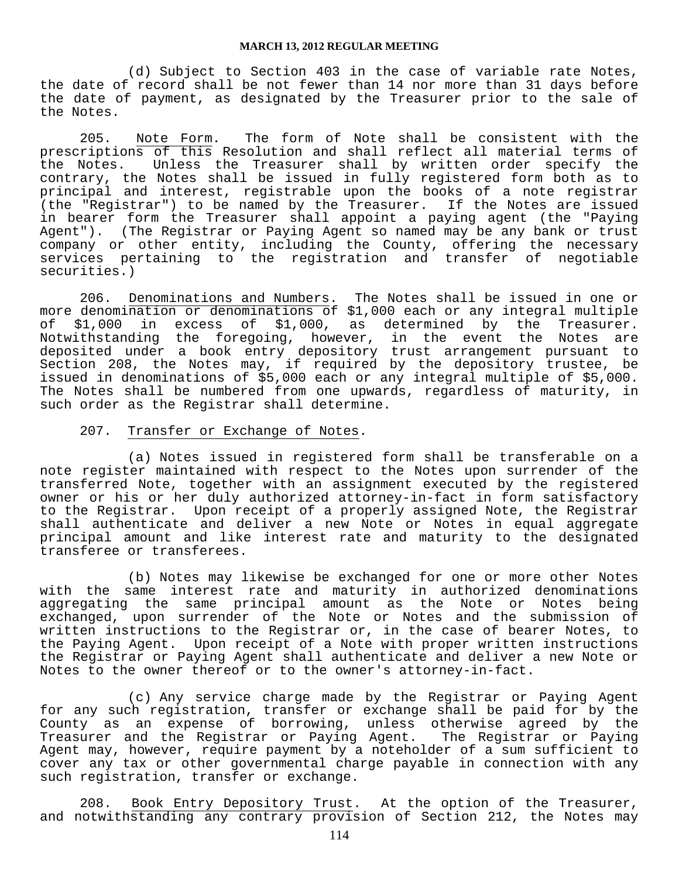(d) Subject to Section 403 in the case of variable rate Notes, the date of record shall be not fewer than 14 nor more than 31 days before the date of payment, as designated by the Treasurer prior to the sale of the Notes.

205. Note Form. The form of Note shall be consistent with the prescriptions of this Resolution and shall reflect all material terms of the Notes. Unless the Treasurer shall by written order specify the contrary, the Notes shall be issued in fully registered form both as to principal and interest, registrable upon the books of a note registrar (the "Registrar") to be named by the Treasurer. If the Notes are issued in bearer form the Treasurer shall appoint a paying agent (the "Paying Agent"). (The Registrar or Paying Agent so named may be any bank or trust company or other entity, including the County, offering the necessary services pertaining to the registration and transfer of negotiable securities.)

206. Denominations and Numbers. The Notes shall be issued in one or more denomination or denominations of $1,000 each or any integral multiple of $1,000 in excess of $1,000, as determined by the Treasurer. Notwithstanding the foregoing, however, in the event the Notes are deposited under a book entry depository trust arrangement pursuant to Section 208, the Notes may, if required by the depository trustee, be issued in denominations of $5,000 each or any integral multiple of $5,000. The Notes shall be numbered from one upwards, regardless of maturity, in such order as the Registrar shall determine.

207. Transfer or Exchange of Notes.

(a) Notes issued in registered form shall be transferable on a note register maintained with respect to the Notes upon surrender of the transferred Note, together with an assignment executed by the registered owner or his or her duly authorized attorney-in-fact in form satisfactory to the Registrar. Upon receipt of a properly assigned Note, the Registrar shall authenticate and deliver a new Note or Notes in equal aggregate principal amount and like interest rate and maturity to the designated transferee or transferees.

(b) Notes may likewise be exchanged for one or more other Notes with the same interest rate and maturity in authorized denominations aggregating the same principal amount as the Note or Notes being exchanged, upon surrender of the Note or Notes and the submission of written instructions to the Registrar or, in the case of bearer Notes, to the Paying Agent. Upon receipt of a Note with proper written instructions the Registrar or Paying Agent shall authenticate and deliver a new Note or Notes to the owner thereof or to the owner's attorney-in-fact.

(c) Any service charge made by the Registrar or Paying Agent for any such registration, transfer or exchange shall be paid for by the County as an expense of borrowing, unless otherwise agreed by the Treasurer and the Registrar or Paying Agent. The Registrar or Paying Agent may, however, require payment by a noteholder of a sum sufficient to cover any tax or other governmental charge payable in connection with any such registration, transfer or exchange.

208. Book Entry Depository Trust. At the option of the Treasurer, and notwithstanding any contrary provision of Section 212, the Notes may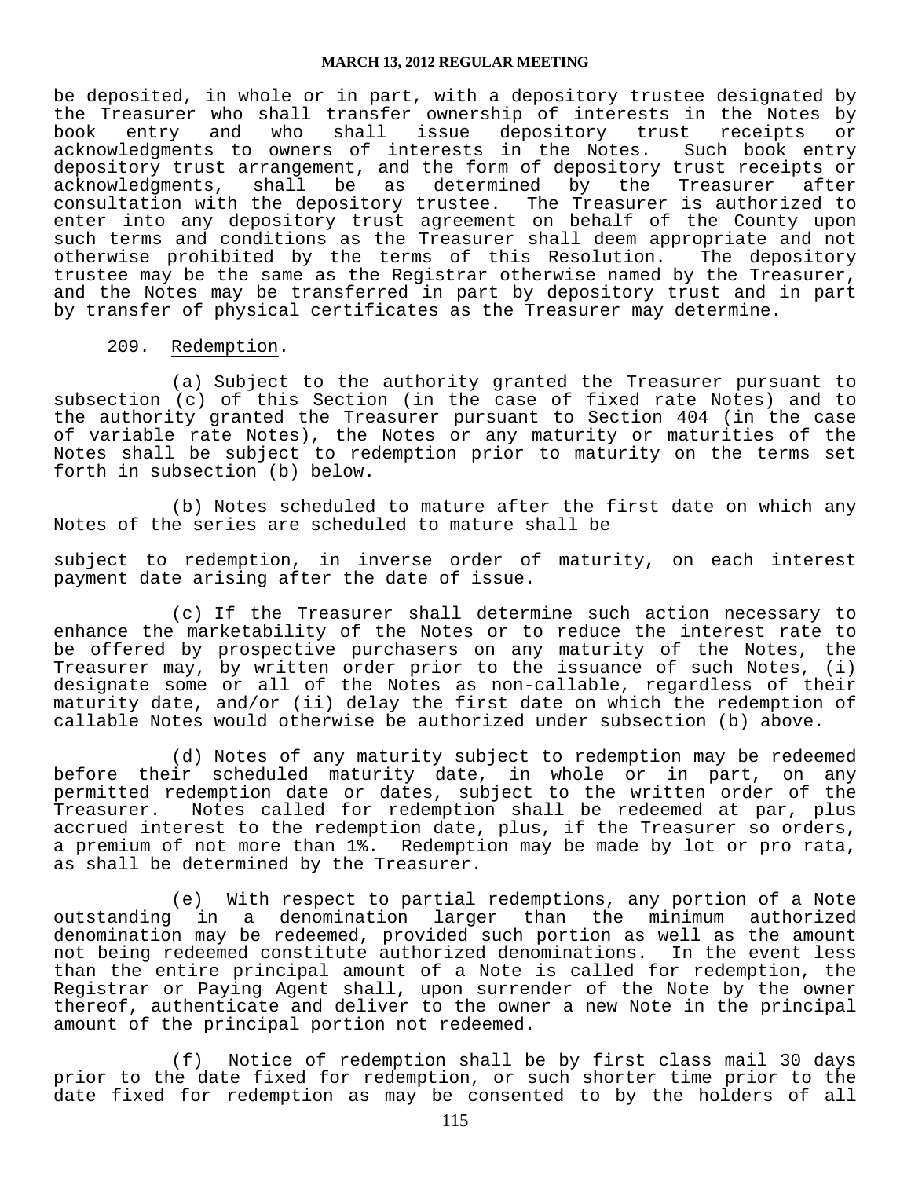be deposited, in whole or in part, with a depository trustee designated by the Treasurer who shall transfer ownership of interests in the Notes by book entry and who shall issue depository trust receipts or acknowledgments to owners of interests in the Notes. Such book entry depository trust arrangement, and the form of depository trust receipts or acknowledgments, shall be as determined by the Treasurer after consultation with the depository trustee. The Treasurer is authorized to enter into any depository trust agreement on behalf of the County upon such terms and conditions as the Treasurer shall deem appropriate and not otherwise prohibited by the terms of this Resolution. The depository trustee may be the same as the Registrar otherwise named by the Treasurer, and the Notes may be transferred in part by depository trust and in part by transfer of physical certificates as the Treasurer may determine.

209. Redemption.

(a) Subject to the authority granted the Treasurer pursuant to subsection (c) of this Section (in the case of fixed rate Notes) and to the authority granted the Treasurer pursuant to Section 404 (in the case of variable rate Notes), the Notes or any maturity or maturities of the Notes shall be subject to redemption prior to maturity on the terms set forth in subsection (b) below.

(b) Notes scheduled to mature after the first date on which any Notes of the series are scheduled to mature shall be

subject to redemption, in inverse order of maturity, on each interest payment date arising after the date of issue.

(c) If the Treasurer shall determine such action necessary to enhance the marketability of the Notes or to reduce the interest rate to be offered by prospective purchasers on any maturity of the Notes, the Treasurer may, by written order prior to the issuance of such Notes, (i) designate some or all of the Notes as non-callable, regardless of their maturity date, and/or (ii) delay the first date on which the redemption of callable Notes would otherwise be authorized under subsection (b) above.

(d) Notes of any maturity subject to redemption may be redeemed before their scheduled maturity date, in whole or in part, on any permitted redemption date or dates, subject to the written order of the Treasurer. Notes called for redemption shall be redeemed at par, plus accrued interest to the redemption date, plus, if the Treasurer so orders, a premium of not more than 1%. Redemption may be made by lot or pro rata, as shall be determined by the Treasurer.

(e) With respect to partial redemptions, any portion of a Note outstanding in a denomination larger than the minimum authorized denomination may be redeemed, provided such portion as well as the amount not being redeemed constitute authorized denominations. In the event less than the entire principal amount of a Note is called for redemption, the Registrar or Paying Agent shall, upon surrender of the Note by the owner thereof, authenticate and deliver to the owner a new Note in the principal amount of the principal portion not redeemed.

(f) Notice of redemption shall be by first class mail 30 days prior to the date fixed for redemption, or such shorter time prior to the date fixed for redemption as may be consented to by the holders of all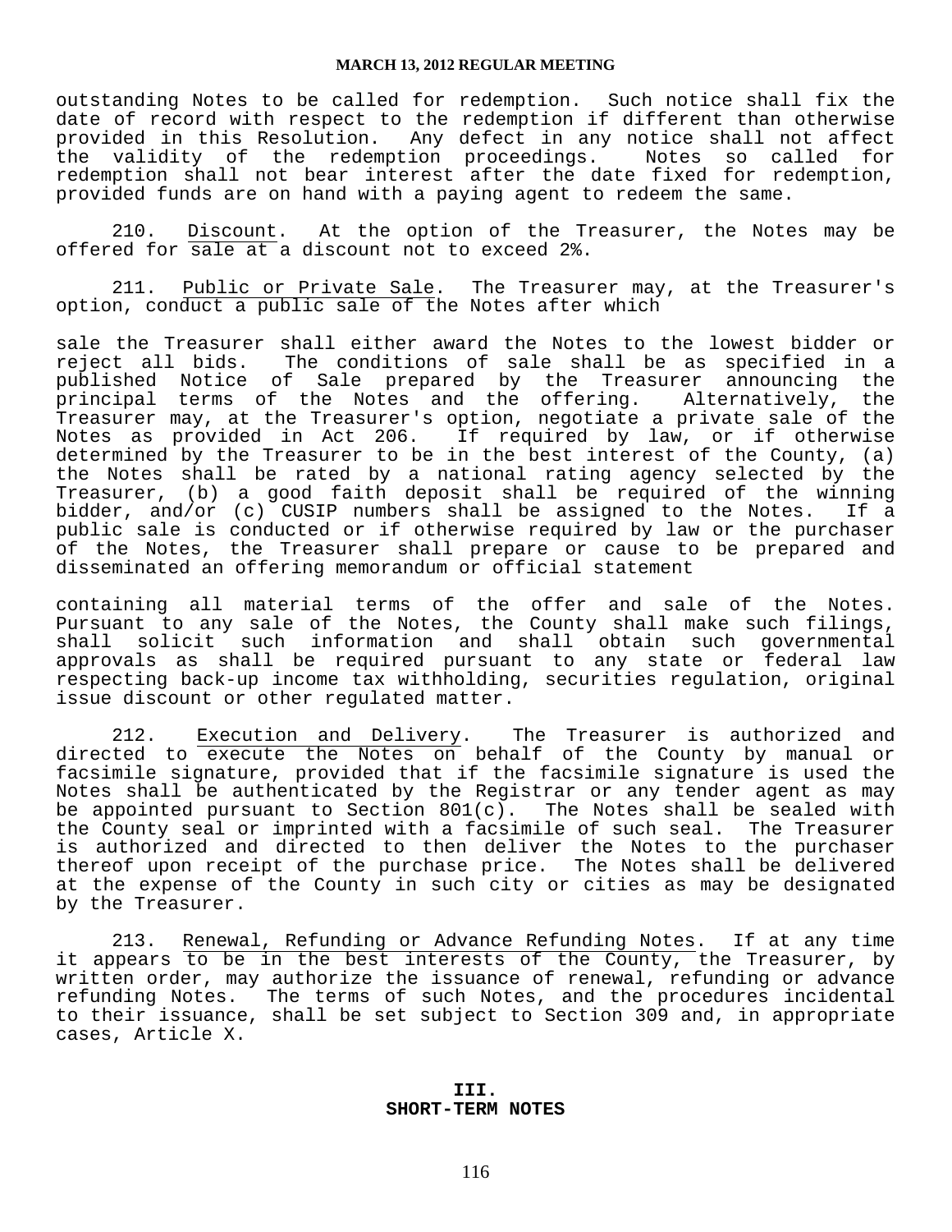outstanding Notes to be called for redemption. Such notice shall fix the date of record with respect to the redemption if different than otherwise provided in this Resolution. Any defect in any notice shall not affect the validity of the redemption proceedings. Notes so called for redemption shall not bear interest after the date fixed for redemption, provided funds are on hand with a paying agent to redeem the same.

210. Discount. At the option of the Treasurer, the Notes may be offered for sale at a discount not to exceed 2%.

211. Public or Private Sale. The Treasurer may, at the Treasurer's option, conduct a public sale of the Notes after which sale the Treasurer shall either award the Notes to the lowest bidder or reject all bids. The conditions of sale shall be as specified in a published Notice of Sale prepared by the Treasurer announcing the principal terms of the Notes and the offering. Alternatively, the Treasurer may, at the Treasurer's option, negotiate a private sale of the Notes as provided in Act 206. If required by law, or if otherwise determined by the Treasurer to be in the best interest of the County, (a) the Notes shall be rated by a national rating agency selected by the Treasurer, (b) a good faith deposit shall be required of the winning bidder, and/or (c) CUSIP numbers shall be assigned to the Notes. If a public sale is conducted or if otherwise required by law or the purchaser of the Notes, the Treasurer shall prepare or cause to be prepared and disseminated an offering memorandum or official statement containing all material terms of the offer and sale of the Notes. Pursuant to any sale of the Notes, the County shall make such filings, shall solicit such information and shall obtain such governmental approvals as shall be required pursuant to any state or federal law respecting back-up income tax withholding, securities regulation, original issue discount or other regulated matter.

212. Execution and Delivery. The Treasurer is authorized and directed to execute the Notes on behalf of the County by manual or facsimile signature, provided that if the facsimile signature is used the Notes shall be authenticated by the Registrar or any tender agent as may be appointed pursuant to Section 801(c). The Notes shall be sealed with the County seal or imprinted with a facsimile of such seal. The Treasurer is authorized and directed to then deliver the Notes to the purchaser thereof upon receipt of the purchase price. The Notes shall be delivered at the expense of the County in such city or cities as may be designated by the Treasurer.

213. Renewal, Refunding or Advance Refunding Notes. If at any time it appears to be in the best interests of the County, the Treasurer, by written order, may authorize the issuance of renewal, refunding or advance refunding Notes. The terms of such Notes, and the procedures incidental to their issuance, shall be set subject to Section 309 and, in appropriate cases, Article X.

## III.
## SHORT-TERM NOTES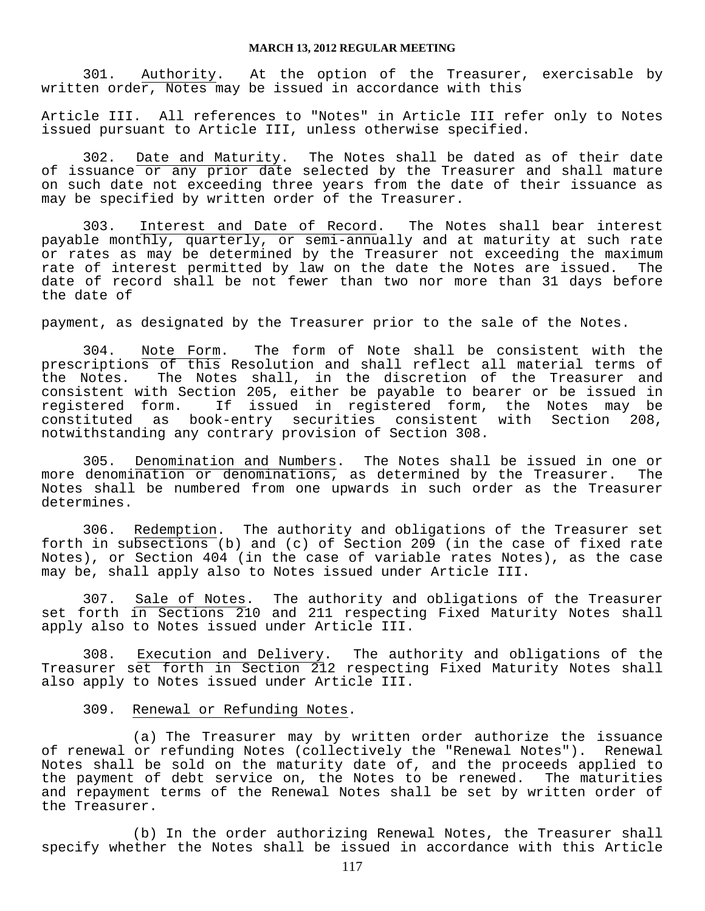301. Authority. At the option of the Treasurer, exercisable by written order, Notes may be issued in accordance with this

Article III. All references to "Notes" in Article III refer only to Notes issued pursuant to Article III, unless otherwise specified.

302. Date and Maturity. The Notes shall be dated as of their date of issuance or any prior date selected by the Treasurer and shall mature on such date not exceeding three years from the date of their issuance as may be specified by written order of the Treasurer.

303. Interest and Date of Record. The Notes shall bear interest payable monthly, quarterly, or semi-annually and at maturity at such rate or rates as may be determined by the Treasurer not exceeding the maximum rate of interest permitted by law on the date the Notes are issued. The date of record shall be not fewer than two nor more than 31 days before the date of

payment, as designated by the Treasurer prior to the sale of the Notes.

304. Note Form. The form of Note shall be consistent with the prescriptions of this Resolution and shall reflect all material terms of the Notes. The Notes shall, in the discretion of the Treasurer and consistent with Section 205, either be payable to bearer or be issued in registered form. If issued in registered form, the Notes may be constituted as book-entry securities consistent with Section 208, notwithstanding any contrary provision of Section 308.

305. Denomination and Numbers. The Notes shall be issued in one or more denomination or denominations, as determined by the Treasurer. The Notes shall be numbered from one upwards in such order as the Treasurer determines.

306. Redemption. The authority and obligations of the Treasurer set forth in subsections (b) and (c) of Section 209 (in the case of fixed rate Notes), or Section 404 (in the case of variable rates Notes), as the case may be, shall apply also to Notes issued under Article III.

307. Sale of Notes. The authority and obligations of the Treasurer set forth in Sections 210 and 211 respecting Fixed Maturity Notes shall apply also to Notes issued under Article III.

308. Execution and Delivery. The authority and obligations of the Treasurer set forth in Section 212 respecting Fixed Maturity Notes shall also apply to Notes issued under Article III.

309. Renewal or Refunding Notes.

(a) The Treasurer may by written order authorize the issuance of renewal or refunding Notes (collectively the "Renewal Notes"). Renewal Notes shall be sold on the maturity date of, and the proceeds applied to the payment of debt service on, the Notes to be renewed. The maturities and repayment terms of the Renewal Notes shall be set by written order of the Treasurer.

(b) In the order authorizing Renewal Notes, the Treasurer shall specify whether the Notes shall be issued in accordance with this Article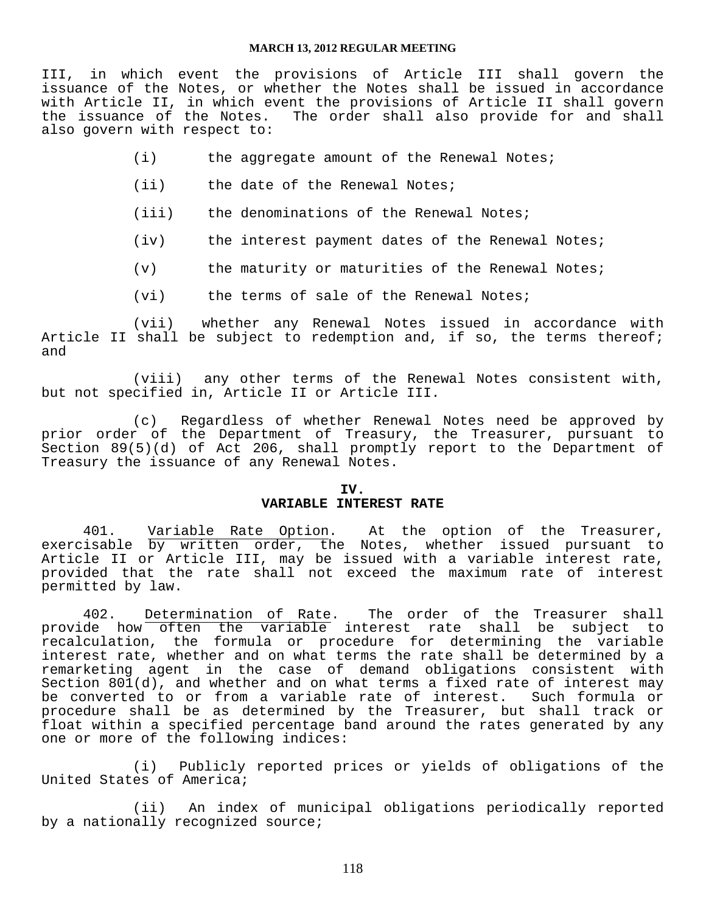III, in which event the provisions of Article III shall govern the issuance of the Notes, or whether the Notes shall be issued in accordance with Article II, in which event the provisions of Article II shall govern the issuance of the Notes. The order shall also provide for and shall also govern with respect to:

(i) the aggregate amount of the Renewal Notes;

(ii) the date of the Renewal Notes;

(iii) the denominations of the Renewal Notes;

(iv) the interest payment dates of the Renewal Notes;

(v) the maturity or maturities of the Renewal Notes;

(vi) the terms of sale of the Renewal Notes;

(vii) whether any Renewal Notes issued in accordance with Article II shall be subject to redemption and, if so, the terms thereof; and

(viii) any other terms of the Renewal Notes consistent with, but not specified in, Article II or Article III.

(c) Regardless of whether Renewal Notes need be approved by prior order of the Department of Treasury, the Treasurer, pursuant to Section 89(5)(d) of Act 206, shall promptly report to the Department of Treasury the issuance of any Renewal Notes.

## IV.
## VARIABLE INTEREST RATE

401. Variable Rate Option. At the option of the Treasurer, exercisable by written order, the Notes, whether issued pursuant to Article II or Article III, may be issued with a variable interest rate, provided that the rate shall not exceed the maximum rate of interest permitted by law.

402. Determination of Rate. The order of the Treasurer shall provide how often the variable interest rate shall be subject to recalculation, the formula or procedure for determining the variable interest rate, whether and on what terms the rate shall be determined by a remarketing agent in the case of demand obligations consistent with Section 801(d), and whether and on what terms a fixed rate of interest may be converted to or from a variable rate of interest. Such formula or procedure shall be as determined by the Treasurer, but shall track or float within a specified percentage band around the rates generated by any one or more of the following indices:

(i) Publicly reported prices or yields of obligations of the United States of America;

(ii) An index of municipal obligations periodically reported by a nationally recognized source;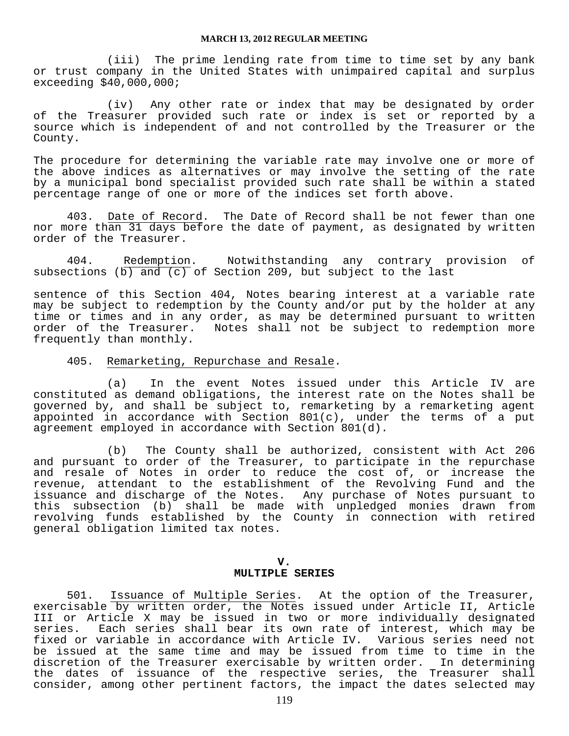(iii) The prime lending rate from time to time set by any bank or trust company in the United States with unimpaired capital and surplus exceeding $40,000,000;

(iv) Any other rate or index that may be designated by order of the Treasurer provided such rate or index is set or reported by a source which is independent of and not controlled by the Treasurer or the County.

The procedure for determining the variable rate may involve one or more of the above indices as alternatives or may involve the setting of the rate by a municipal bond specialist provided such rate shall be within a stated percentage range of one or more of the indices set forth above.

403. Date of Record. The Date of Record shall be not fewer than one nor more than 31 days before the date of payment, as designated by written order of the Treasurer.

404. Redemption. Notwithstanding any contrary provision of subsections (b) and (c) of Section 209, but subject to the last sentence of this Section 404, Notes bearing interest at a variable rate may be subject to redemption by the County and/or put by the holder at any time or times and in any order, as may be determined pursuant to written order of the Treasurer. Notes shall not be subject to redemption more frequently than monthly.

405. Remarketing, Repurchase and Resale.

(a) In the event Notes issued under this Article IV are constituted as demand obligations, the interest rate on the Notes shall be governed by, and shall be subject to, remarketing by a remarketing agent appointed in accordance with Section 801(c), under the terms of a put agreement employed in accordance with Section 801(d).

(b) The County shall be authorized, consistent with Act 206 and pursuant to order of the Treasurer, to participate in the repurchase and resale of Notes in order to reduce the cost of, or increase the revenue, attendant to the establishment of the Revolving Fund and the issuance and discharge of the Notes. Any purchase of Notes pursuant to this subsection (b) shall be made with unpledged monies drawn from revolving funds established by the County in connection with retired general obligation limited tax notes.

## V.
## MULTIPLE SERIES

501. Issuance of Multiple Series. At the option of the Treasurer, exercisable by written order, the Notes issued under Article II, Article III or Article X may be issued in two or more individually designated series. Each series shall bear its own rate of interest, which may be fixed or variable in accordance with Article IV. Various series need not be issued at the same time and may be issued from time to time in the discretion of the Treasurer exercisable by written order. In determining the dates of issuance of the respective series, the Treasurer shall consider, among other pertinent factors, the impact the dates selected may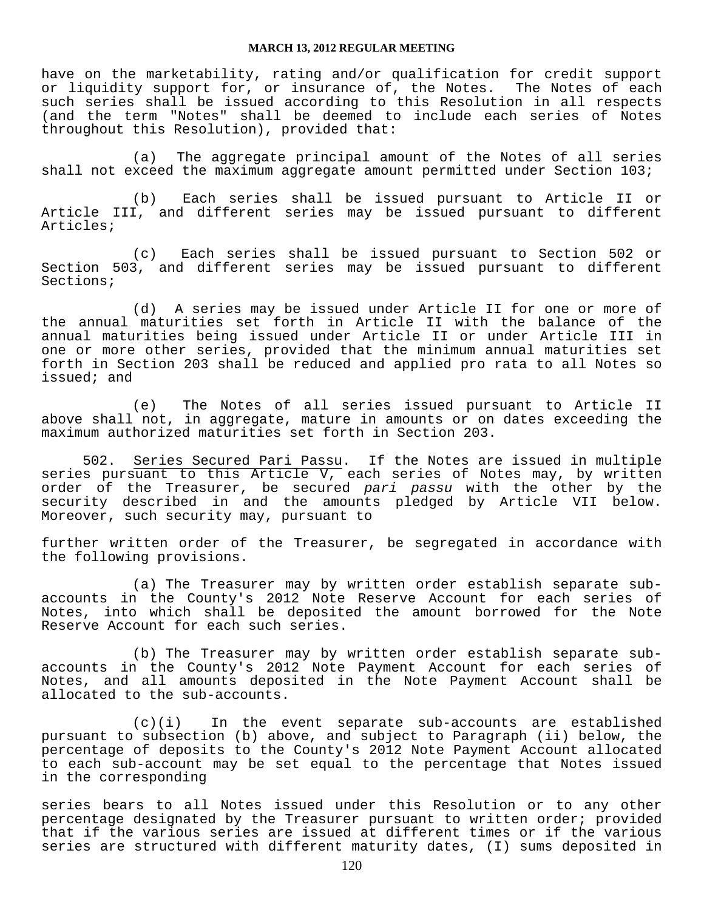have on the marketability, rating and/or qualification for credit support or liquidity support for, or insurance of, the Notes. The Notes of each such series shall be issued according to this Resolution in all respects (and the term "Notes" shall be deemed to include each series of Notes throughout this Resolution), provided that:

(a) The aggregate principal amount of the Notes of all series shall not exceed the maximum aggregate amount permitted under Section 103;

(b) Each series shall be issued pursuant to Article II or Article III, and different series may be issued pursuant to different Articles;

(c) Each series shall be issued pursuant to Section 502 or Section 503, and different series may be issued pursuant to different Sections;

(d) A series may be issued under Article II for one or more of the annual maturities set forth in Article II with the balance of the annual maturities being issued under Article II or under Article III in one or more other series, provided that the minimum annual maturities set forth in Section 203 shall be reduced and applied pro rata to all Notes so issued; and

(e) The Notes of all series issued pursuant to Article II above shall not, in aggregate, mature in amounts or on dates exceeding the maximum authorized maturities set forth in Section 203.

502. Series Secured Pari Passu. If the Notes are issued in multiple series pursuant to this Article V, each series of Notes may, by written order of the Treasurer, be secured *pari passu* with the other by the security described in and the amounts pledged by Article VII below. Moreover, such security may, pursuant to further written order of the Treasurer, be segregated in accordance with the following provisions.

(a) The Treasurer may by written order establish separate sub-accounts in the County's 2012 Note Reserve Account for each series of Notes, into which shall be deposited the amount borrowed for the Note Reserve Account for each such series.

(b) The Treasurer may by written order establish separate sub-accounts in the County's 2012 Note Payment Account for each series of Notes, and all amounts deposited in the Note Payment Account shall be allocated to the sub-accounts.

(c)(i) In the event separate sub-accounts are established pursuant to subsection (b) above, and subject to Paragraph (ii) below, the percentage of deposits to the County's 2012 Note Payment Account allocated to each sub-account may be set equal to the percentage that Notes issued in the corresponding series bears to all Notes issued under this Resolution or to any other percentage designated by the Treasurer pursuant to written order; provided that if the various series are issued at different times or if the various series are structured with different maturity dates, (I) sums deposited in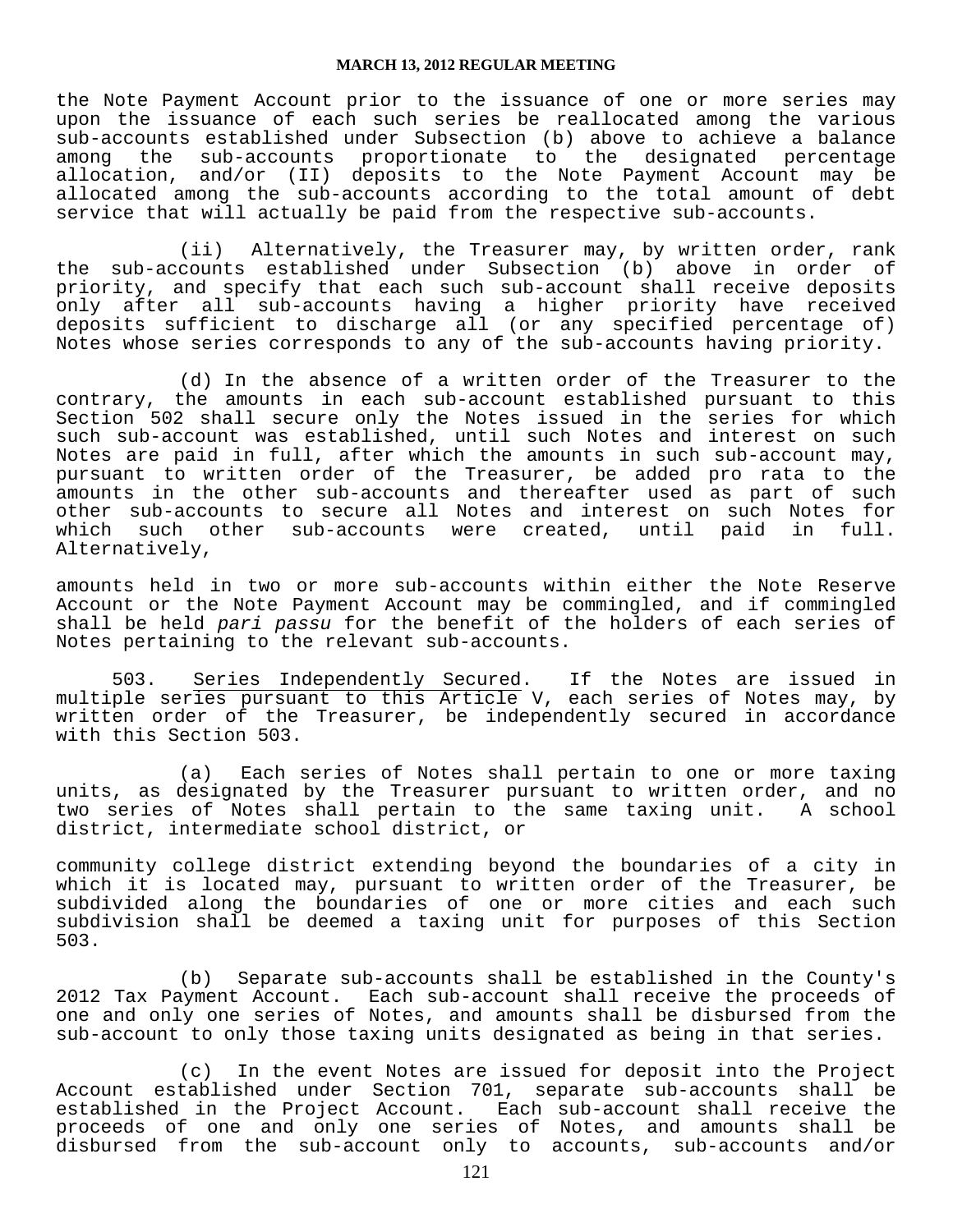the Note Payment Account prior to the issuance of one or more series may upon the issuance of each such series be reallocated among the various sub-accounts established under Subsection (b) above to achieve a balance among the sub-accounts proportionate to the designated percentage allocation, and/or (II) deposits to the Note Payment Account may be allocated among the sub-accounts according to the total amount of debt service that will actually be paid from the respective sub-accounts.

(ii) Alternatively, the Treasurer may, by written order, rank the sub-accounts established under Subsection (b) above in order of priority, and specify that each such sub-account shall receive deposits only after all sub-accounts having a higher priority have received deposits sufficient to discharge all (or any specified percentage of) Notes whose series corresponds to any of the sub-accounts having priority.

(d) In the absence of a written order of the Treasurer to the contrary, the amounts in each sub-account established pursuant to this Section 502 shall secure only the Notes issued in the series for which such sub-account was established, until such Notes and interest on such Notes are paid in full, after which the amounts in such sub-account may, pursuant to written order of the Treasurer, be added pro rata to the amounts in the other sub-accounts and thereafter used as part of such other sub-accounts to secure all Notes and interest on such Notes for which such other sub-accounts were created, until paid in full. Alternatively, amounts held in two or more sub-accounts within either the Note Reserve Account or the Note Payment Account may be commingled, and if commingled shall be held *pari passu* for the benefit of the holders of each series of Notes pertaining to the relevant sub-accounts.

503. <u>Series Independently Secured</u>. If the Notes are issued in multiple series pursuant to this Article V, each series of Notes may, by written order of the Treasurer, be independently secured in accordance with this Section 503.

(a) Each series of Notes shall pertain to one or more taxing units, as designated by the Treasurer pursuant to written order, and no two series of Notes shall pertain to the same taxing unit. A school district, intermediate school district, or community college district extending beyond the boundaries of a city in which it is located may, pursuant to written order of the Treasurer, be subdivided along the boundaries of one or more cities and each such subdivision shall be deemed a taxing unit for purposes of this Section 503.

(b) Separate sub-accounts shall be established in the County's 2012 Tax Payment Account. Each sub-account shall receive the proceeds of one and only one series of Notes, and amounts shall be disbursed from the sub-account to only those taxing units designated as being in that series.

(c) In the event Notes are issued for deposit into the Project Account established under Section 701, separate sub-accounts shall be established in the Project Account. Each sub-account shall receive the proceeds of one and only one series of Notes, and amounts shall be disbursed from the sub-account only to accounts, sub-accounts and/or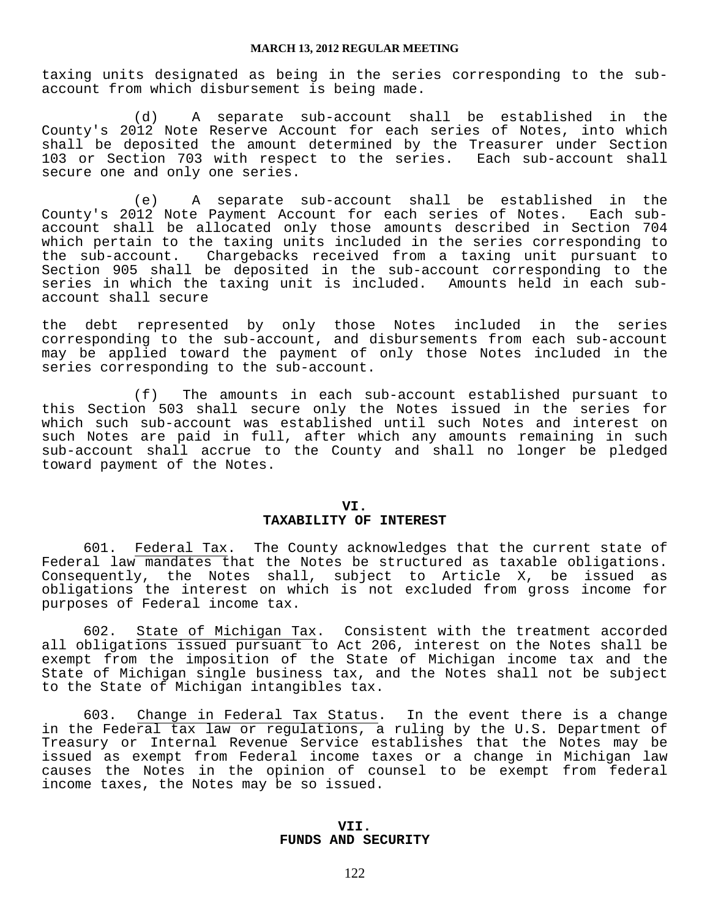taxing units designated as being in the series corresponding to the sub-account from which disbursement is being made.

(d) A separate sub-account shall be established in the County's 2012 Note Reserve Account for each series of Notes, into which shall be deposited the amount determined by the Treasurer under Section 103 or Section 703 with respect to the series. Each sub-account shall secure one and only one series.

(e) A separate sub-account shall be established in the County's 2012 Note Payment Account for each series of Notes. Each sub-account shall be allocated only those amounts described in Section 704 which pertain to the taxing units included in the series corresponding to the sub-account. Chargebacks received from a taxing unit pursuant to Section 905 shall be deposited in the sub-account corresponding to the series in which the taxing unit is included. Amounts held in each sub-account shall secure

the debt represented by only those Notes included in the series corresponding to the sub-account, and disbursements from each sub-account may be applied toward the payment of only those Notes included in the series corresponding to the sub-account.

(f) The amounts in each sub-account established pursuant to this Section 503 shall secure only the Notes issued in the series for which such sub-account was established until such Notes and interest on such Notes are paid in full, after which any amounts remaining in such sub-account shall accrue to the County and shall no longer be pledged toward payment of the Notes.

## VI.
## TAXABILITY OF INTEREST

601. Federal Tax. The County acknowledges that the current state of Federal law mandates that the Notes be structured as taxable obligations. Consequently, the Notes shall, subject to Article X, be issued as obligations the interest on which is not excluded from gross income for purposes of Federal income tax.

602. State of Michigan Tax. Consistent with the treatment accorded all obligations issued pursuant to Act 206, interest on the Notes shall be exempt from the imposition of the State of Michigan income tax and the State of Michigan single business tax, and the Notes shall not be subject to the State of Michigan intangibles tax.

603. Change in Federal Tax Status. In the event there is a change in the Federal tax law or regulations, a ruling by the U.S. Department of Treasury or Internal Revenue Service establishes that the Notes may be issued as exempt from Federal income taxes or a change in Michigan law causes the Notes in the opinion of counsel to be exempt from federal income taxes, the Notes may be so issued.

## VII.
## FUNDS AND SECURITY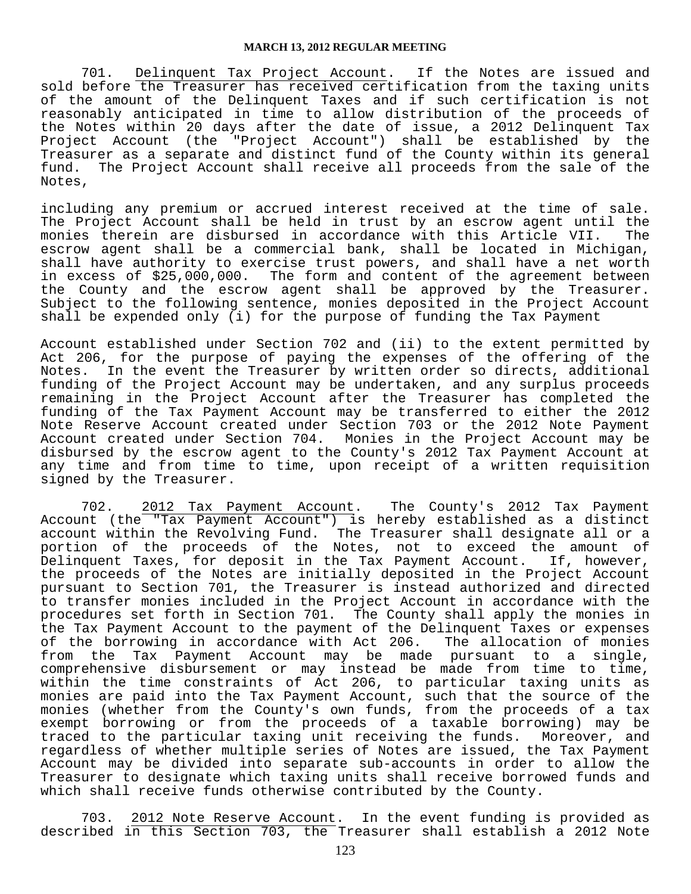701. Delinquent Tax Project Account. If the Notes are issued and sold before the Treasurer has received certification from the taxing units of the amount of the Delinquent Taxes and if such certification is not reasonably anticipated in time to allow distribution of the proceeds of the Notes within 20 days after the date of issue, a 2012 Delinquent Tax Project Account (the "Project Account") shall be established by the Treasurer as a separate and distinct fund of the County within its general fund. The Project Account shall receive all proceeds from the sale of the Notes,

including any premium or accrued interest received at the time of sale. The Project Account shall be held in trust by an escrow agent until the monies therein are disbursed in accordance with this Article VII. The escrow agent shall be a commercial bank, shall be located in Michigan, shall have authority to exercise trust powers, and shall have a net worth in excess of $25,000,000. The form and content of the agreement between the County and the escrow agent shall be approved by the Treasurer. Subject to the following sentence, monies deposited in the Project Account shall be expended only (i) for the purpose of funding the Tax Payment

Account established under Section 702 and (ii) to the extent permitted by Act 206, for the purpose of paying the expenses of the offering of the Notes. In the event the Treasurer by written order so directs, additional funding of the Project Account may be undertaken, and any surplus proceeds remaining in the Project Account after the Treasurer has completed the funding of the Tax Payment Account may be transferred to either the 2012 Note Reserve Account created under Section 703 or the 2012 Note Payment Account created under Section 704. Monies in the Project Account may be disbursed by the escrow agent to the County's 2012 Tax Payment Account at any time and from time to time, upon receipt of a written requisition signed by the Treasurer.

702. 2012 Tax Payment Account. The County's 2012 Tax Payment Account (the "Tax Payment Account") is hereby established as a distinct account within the Revolving Fund. The Treasurer shall designate all or a portion of the proceeds of the Notes, not to exceed the amount of Delinquent Taxes, for deposit in the Tax Payment Account. If, however, the proceeds of the Notes are initially deposited in the Project Account pursuant to Section 701, the Treasurer is instead authorized and directed to transfer monies included in the Project Account in accordance with the procedures set forth in Section 701. The County shall apply the monies in the Tax Payment Account to the payment of the Delinquent Taxes or expenses of the borrowing in accordance with Act 206. The allocation of monies from the Tax Payment Account may be made pursuant to a single, comprehensive disbursement or may instead be made from time to time, within the time constraints of Act 206, to particular taxing units as monies are paid into the Tax Payment Account, such that the source of the monies (whether from the County's own funds, from the proceeds of a tax exempt borrowing or from the proceeds of a taxable borrowing) may be traced to the particular taxing unit receiving the funds. Moreover, and regardless of whether multiple series of Notes are issued, the Tax Payment Account may be divided into separate sub-accounts in order to allow the Treasurer to designate which taxing units shall receive borrowed funds and which shall receive funds otherwise contributed by the County.

703. 2012 Note Reserve Account. In the event funding is provided as described in this Section 703, the Treasurer shall establish a 2012 Note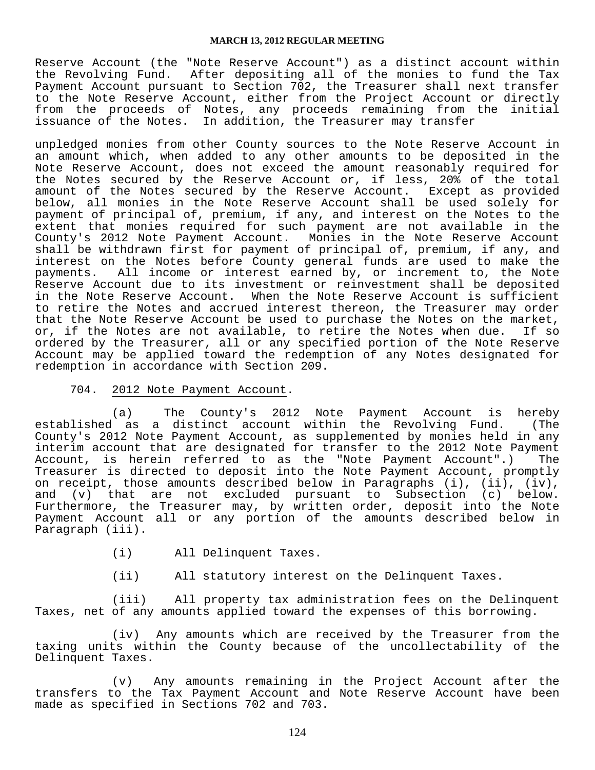Reserve Account (the "Note Reserve Account") as a distinct account within the Revolving Fund. After depositing all of the monies to fund the Tax Payment Account pursuant to Section 702, the Treasurer shall next transfer to the Note Reserve Account, either from the Project Account or directly from the proceeds of Notes, any proceeds remaining from the initial issuance of the Notes. In addition, the Treasurer may transfer

unpledged monies from other County sources to the Note Reserve Account in an amount which, when added to any other amounts to be deposited in the Note Reserve Account, does not exceed the amount reasonably required for the Notes secured by the Reserve Account or, if less, 20% of the total amount of the Notes secured by the Reserve Account. Except as provided below, all monies in the Note Reserve Account shall be used solely for payment of principal of, premium, if any, and interest on the Notes to the extent that monies required for such payment are not available in the County's 2012 Note Payment Account. Monies in the Note Reserve Account shall be withdrawn first for payment of principal of, premium, if any, and interest on the Notes before County general funds are used to make the payments. All income or interest earned by, or increment to, the Note Reserve Account due to its investment or reinvestment shall be deposited in the Note Reserve Account. When the Note Reserve Account is sufficient to retire the Notes and accrued interest thereon, the Treasurer may order that the Note Reserve Account be used to purchase the Notes on the market, or, if the Notes are not available, to retire the Notes when due. If so ordered by the Treasurer, all or any specified portion of the Note Reserve Account may be applied toward the redemption of any Notes designated for redemption in accordance with Section 209.

704. 2012 Note Payment Account.

(a) The County's 2012 Note Payment Account is hereby established as a distinct account within the Revolving Fund. (The County's 2012 Note Payment Account, as supplemented by monies held in any interim account that are designated for transfer to the 2012 Note Payment Account, is herein referred to as the "Note Payment Account".) The Treasurer is directed to deposit into the Note Payment Account, promptly on receipt, those amounts described below in Paragraphs (i), (ii), (iv), and (v) that are not excluded pursuant to Subsection (c) below. Furthermore, the Treasurer may, by written order, deposit into the Note Payment Account all or any portion of the amounts described below in Paragraph (iii).

(i) All Delinquent Taxes.

(ii) All statutory interest on the Delinquent Taxes.

(iii) All property tax administration fees on the Delinquent Taxes, net of any amounts applied toward the expenses of this borrowing.

(iv) Any amounts which are received by the Treasurer from the taxing units within the County because of the uncollectability of the Delinquent Taxes.

(v) Any amounts remaining in the Project Account after the transfers to the Tax Payment Account and Note Reserve Account have been made as specified in Sections 702 and 703.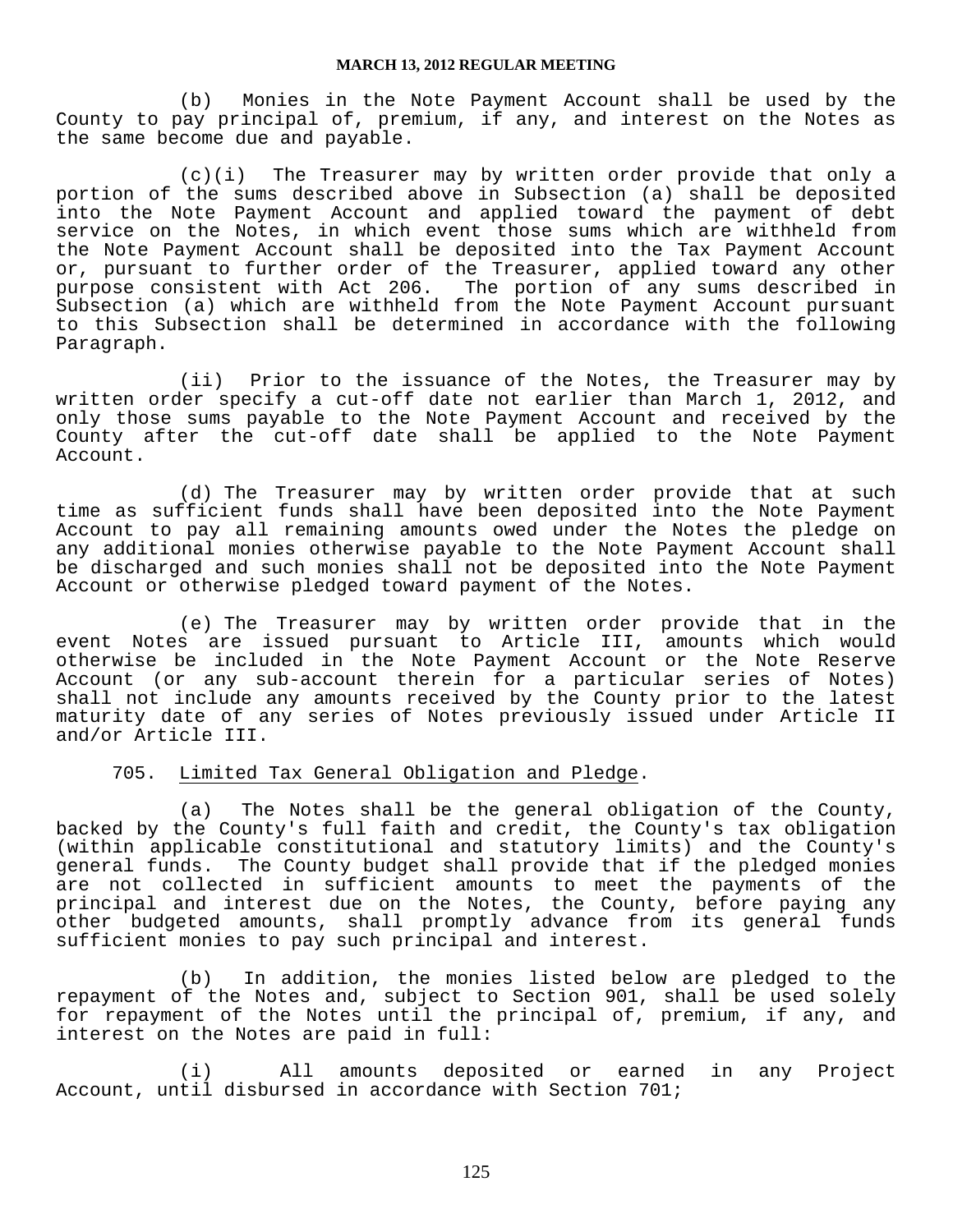(b) Monies in the Note Payment Account shall be used by the County to pay principal of, premium, if any, and interest on the Notes as the same become due and payable.

(c)(i) The Treasurer may by written order provide that only a portion of the sums described above in Subsection (a) shall be deposited into the Note Payment Account and applied toward the payment of debt service on the Notes, in which event those sums which are withheld from the Note Payment Account shall be deposited into the Tax Payment Account or, pursuant to further order of the Treasurer, applied toward any other purpose consistent with Act 206. The portion of any sums described in Subsection (a) which are withheld from the Note Payment Account pursuant to this Subsection shall be determined in accordance with the following Paragraph.

(ii) Prior to the issuance of the Notes, the Treasurer may by written order specify a cut-off date not earlier than March 1, 2012, and only those sums payable to the Note Payment Account and received by the County after the cut-off date shall be applied to the Note Payment Account.

(d) The Treasurer may by written order provide that at such time as sufficient funds shall have been deposited into the Note Payment Account to pay all remaining amounts owed under the Notes the pledge on any additional monies otherwise payable to the Note Payment Account shall be discharged and such monies shall not be deposited into the Note Payment Account or otherwise pledged toward payment of the Notes.

(e) The Treasurer may by written order provide that in the event Notes are issued pursuant to Article III, amounts which would otherwise be included in the Note Payment Account or the Note Reserve Account (or any sub-account therein for a particular series of Notes) shall not include any amounts received by the County prior to the latest maturity date of any series of Notes previously issued under Article II and/or Article III.

705. Limited Tax General Obligation and Pledge.

(a) The Notes shall be the general obligation of the County, backed by the County's full faith and credit, the County's tax obligation (within applicable constitutional and statutory limits) and the County's general funds. The County budget shall provide that if the pledged monies are not collected in sufficient amounts to meet the payments of the principal and interest due on the Notes, the County, before paying any other budgeted amounts, shall promptly advance from its general funds sufficient monies to pay such principal and interest.

(b) In addition, the monies listed below are pledged to the repayment of the Notes and, subject to Section 901, shall be used solely for repayment of the Notes until the principal of, premium, if any, and interest on the Notes are paid in full:

(i) All amounts deposited or earned in any Project Account, until disbursed in accordance with Section 701;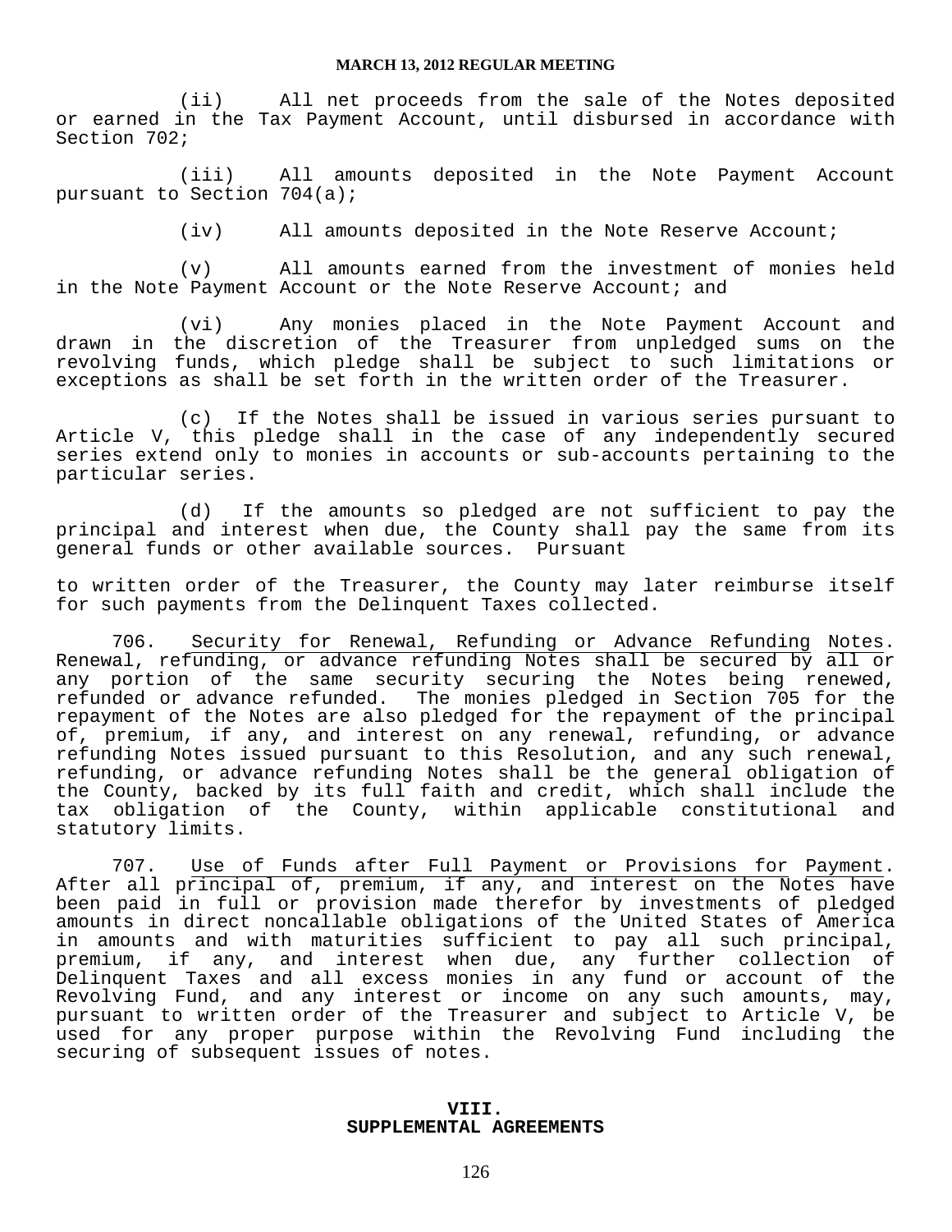(ii) All net proceeds from the sale of the Notes deposited or earned in the Tax Payment Account, until disbursed in accordance with Section 702;

(iii) All amounts deposited in the Note Payment Account pursuant to Section 704(a);

(iv) All amounts deposited in the Note Reserve Account;

(v) All amounts earned from the investment of monies held in the Note Payment Account or the Note Reserve Account; and

(vi) Any monies placed in the Note Payment Account and drawn in the discretion of the Treasurer from unpledged sums on the revolving funds, which pledge shall be subject to such limitations or exceptions as shall be set forth in the written order of the Treasurer.

(c) If the Notes shall be issued in various series pursuant to Article V, this pledge shall in the case of any independently secured series extend only to monies in accounts or sub-accounts pertaining to the particular series.

(d) If the amounts so pledged are not sufficient to pay the principal and interest when due, the County shall pay the same from its general funds or other available sources. Pursuant to written order of the Treasurer, the County may later reimburse itself for such payments from the Delinquent Taxes collected.

706. Security for Renewal, Refunding or Advance Refunding Notes. Renewal, refunding, or advance refunding Notes shall be secured by all or any portion of the same security securing the Notes being renewed, refunded or advance refunded. The monies pledged in Section 705 for the repayment of the Notes are also pledged for the repayment of the principal of, premium, if any, and interest on any renewal, refunding, or advance refunding Notes issued pursuant to this Resolution, and any such renewal, refunding, or advance refunding Notes shall be the general obligation of the County, backed by its full faith and credit, which shall include the tax obligation of the County, within applicable constitutional and statutory limits.

707. Use of Funds after Full Payment or Provisions for Payment. After all principal of, premium, if any, and interest on the Notes have been paid in full or provision made therefor by investments of pledged amounts in direct noncallable obligations of the United States of America in amounts and with maturities sufficient to pay all such principal, premium, if any, and interest when due, any further collection of Delinquent Taxes and all excess monies in any fund or account of the Revolving Fund, and any interest or income on any such amounts, may, pursuant to written order of the Treasurer and subject to Article V, be used for any proper purpose within the Revolving Fund including the securing of subsequent issues of notes.

## VIII.
## SUPPLEMENTAL AGREEMENTS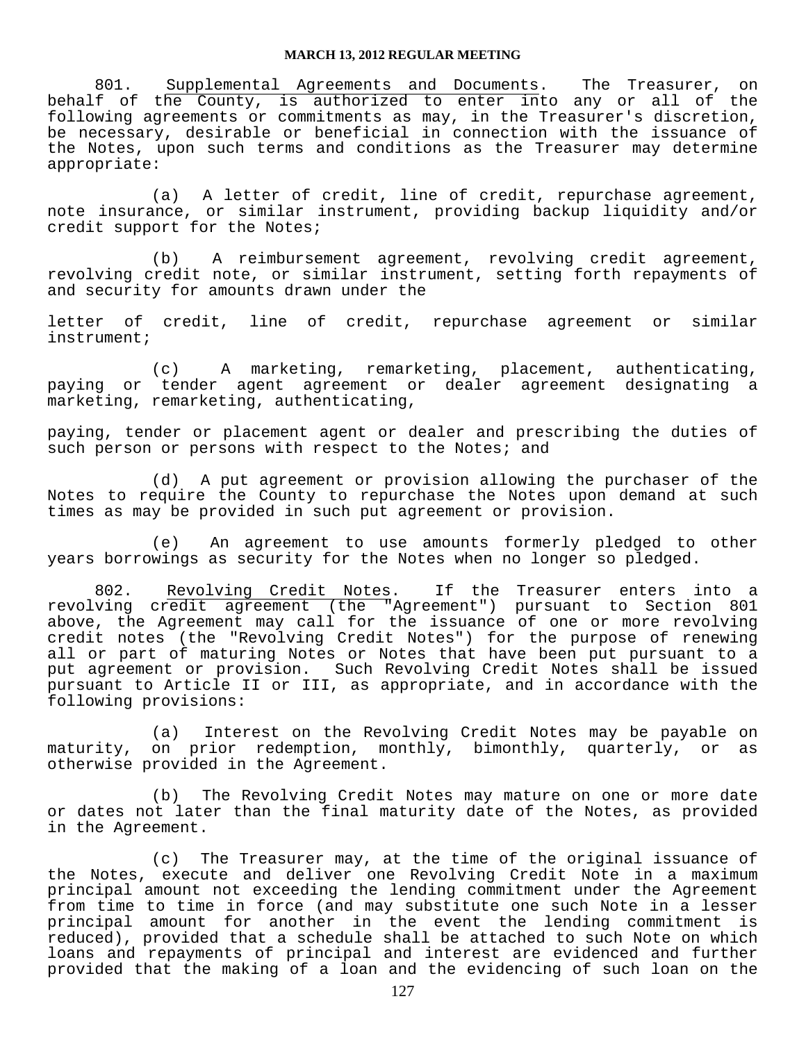801. Supplemental Agreements and Documents. The Treasurer, on behalf of the County, is authorized to enter into any or all of the following agreements or commitments as may, in the Treasurer's discretion, be necessary, desirable or beneficial in connection with the issuance of the Notes, upon such terms and conditions as the Treasurer may determine appropriate:

(a) A letter of credit, line of credit, repurchase agreement, note insurance, or similar instrument, providing backup liquidity and/or credit support for the Notes;

(b) A reimbursement agreement, revolving credit agreement, revolving credit note, or similar instrument, setting forth repayments of and security for amounts drawn under the letter of credit, line of credit, repurchase agreement or similar instrument;

(c) A marketing, remarketing, placement, authenticating, paying or tender agent agreement or dealer agreement designating a marketing, remarketing, authenticating, paying, tender or placement agent or dealer and prescribing the duties of such person or persons with respect to the Notes; and

(d) A put agreement or provision allowing the purchaser of the Notes to require the County to repurchase the Notes upon demand at such times as may be provided in such put agreement or provision.

(e) An agreement to use amounts formerly pledged to other years borrowings as security for the Notes when no longer so pledged.

802. Revolving Credit Notes. If the Treasurer enters into a revolving credit agreement (the "Agreement") pursuant to Section 801 above, the Agreement may call for the issuance of one or more revolving credit notes (the "Revolving Credit Notes") for the purpose of renewing all or part of maturing Notes or Notes that have been put pursuant to a put agreement or provision. Such Revolving Credit Notes shall be issued pursuant to Article II or III, as appropriate, and in accordance with the following provisions:

(a) Interest on the Revolving Credit Notes may be payable on maturity, on prior redemption, monthly, bimonthly, quarterly, or as otherwise provided in the Agreement.

(b) The Revolving Credit Notes may mature on one or more date or dates not later than the final maturity date of the Notes, as provided in the Agreement.

(c) The Treasurer may, at the time of the original issuance of the Notes, execute and deliver one Revolving Credit Note in a maximum principal amount not exceeding the lending commitment under the Agreement from time to time in force (and may substitute one such Note in a lesser principal amount for another in the event the lending commitment is reduced), provided that a schedule shall be attached to such Note on which loans and repayments of principal and interest are evidenced and further provided that the making of a loan and the evidencing of such loan on the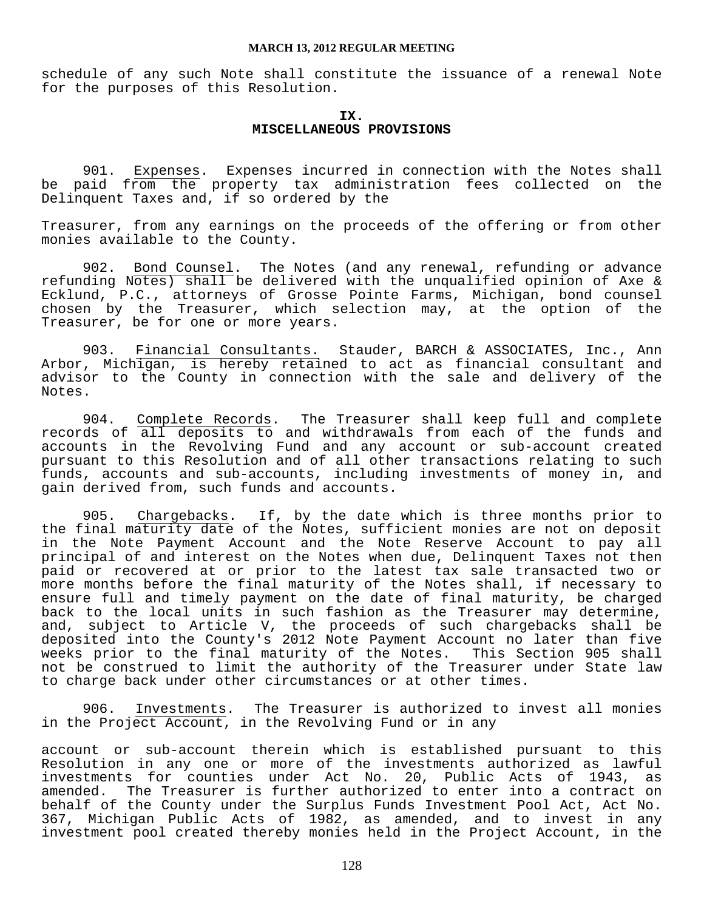schedule of any such Note shall constitute the issuance of a renewal Note for the purposes of this Resolution.

## IX.
## MISCELLANEOUS PROVISIONS

901. Expenses. Expenses incurred in connection with the Notes shall be paid from the property tax administration fees collected on the Delinquent Taxes and, if so ordered by the

Treasurer, from any earnings on the proceeds of the offering or from other monies available to the County.

902. Bond Counsel. The Notes (and any renewal, refunding or advance refunding Notes) shall be delivered with the unqualified opinion of Axe & Ecklund, P.C., attorneys of Grosse Pointe Farms, Michigan, bond counsel chosen by the Treasurer, which selection may, at the option of the Treasurer, be for one or more years.

903. Financial Consultants. Stauder, BARCH & ASSOCIATES, Inc., Ann Arbor, Michigan, is hereby retained to act as financial consultant and advisor to the County in connection with the sale and delivery of the Notes.

904. Complete Records. The Treasurer shall keep full and complete records of all deposits to and withdrawals from each of the funds and accounts in the Revolving Fund and any account or sub-account created pursuant to this Resolution and of all other transactions relating to such funds, accounts and sub-accounts, including investments of money in, and gain derived from, such funds and accounts.

905. Chargebacks. If, by the date which is three months prior to the final maturity date of the Notes, sufficient monies are not on deposit in the Note Payment Account and the Note Reserve Account to pay all principal of and interest on the Notes when due, Delinquent Taxes not then paid or recovered at or prior to the latest tax sale transacted two or more months before the final maturity of the Notes shall, if necessary to ensure full and timely payment on the date of final maturity, be charged back to the local units in such fashion as the Treasurer may determine, and, subject to Article V, the proceeds of such chargebacks shall be deposited into the County's 2012 Note Payment Account no later than five weeks prior to the final maturity of the Notes. This Section 905 shall not be construed to limit the authority of the Treasurer under State law to charge back under other circumstances or at other times.

906. Investments. The Treasurer is authorized to invest all monies in the Project Account, in the Revolving Fund or in any

account or sub-account therein which is established pursuant to this Resolution in any one or more of the investments authorized as lawful investments for counties under Act No. 20, Public Acts of 1943, as amended. The Treasurer is further authorized to enter into a contract on behalf of the County under the Surplus Funds Investment Pool Act, Act No. 367, Michigan Public Acts of 1982, as amended, and to invest in any investment pool created thereby monies held in the Project Account, in the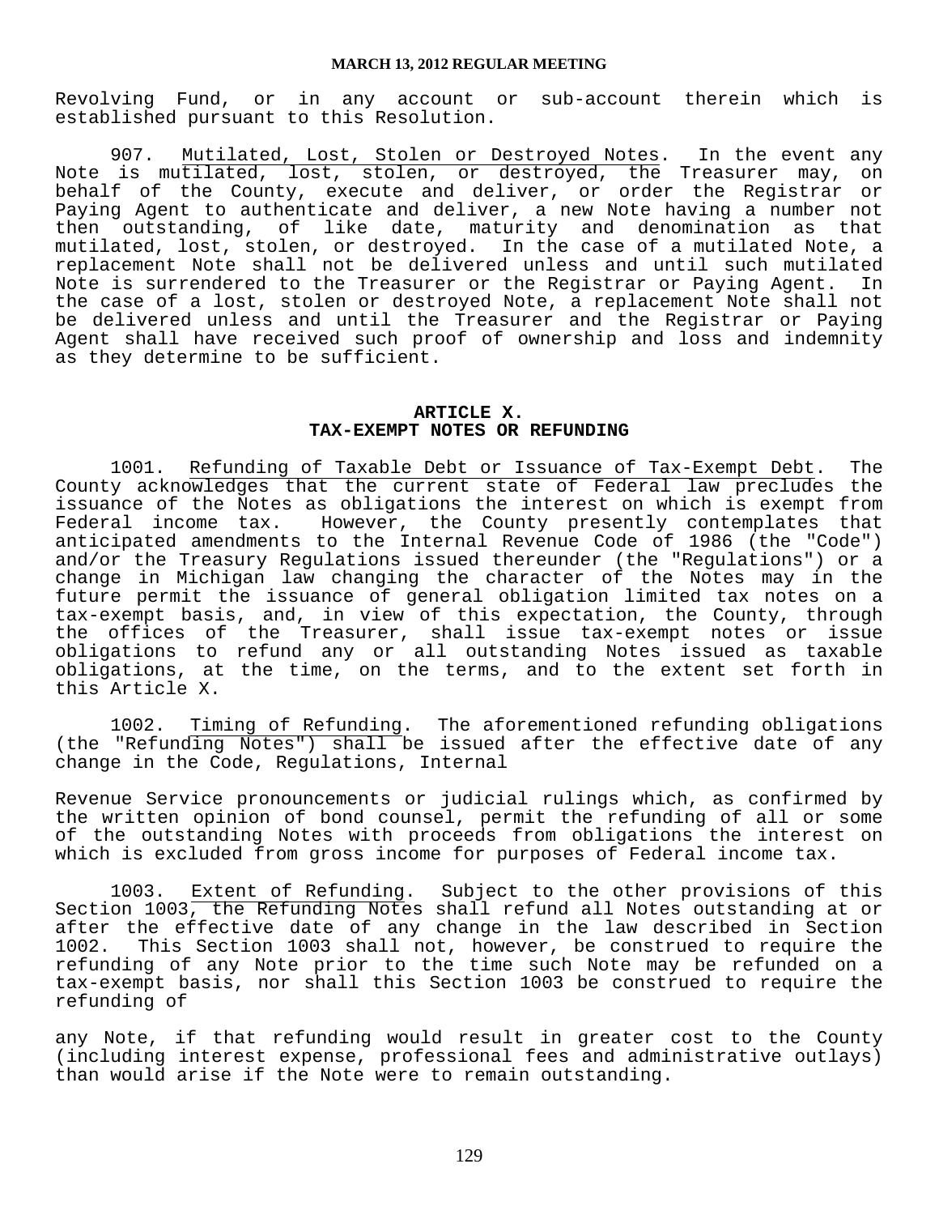Revolving Fund, or in any account or sub-account therein which is established pursuant to this Resolution.

907. Mutilated, Lost, Stolen or Destroyed Notes. In the event any Note is mutilated, lost, stolen, or destroyed, the Treasurer may, on behalf of the County, execute and deliver, or order the Registrar or Paying Agent to authenticate and deliver, a new Note having a number not then outstanding, of like date, maturity and denomination as that mutilated, lost, stolen, or destroyed. In the case of a mutilated Note, a replacement Note shall not be delivered unless and until such mutilated Note is surrendered to the Treasurer or the Registrar or Paying Agent. In the case of a lost, stolen or destroyed Note, a replacement Note shall not be delivered unless and until the Treasurer and the Registrar or Paying Agent shall have received such proof of ownership and loss and indemnity as they determine to be sufficient.

## ARTICLE X.
## TAX-EXEMPT NOTES OR REFUNDING

1001. Refunding of Taxable Debt or Issuance of Tax-Exempt Debt. The County acknowledges that the current state of Federal law precludes the issuance of the Notes as obligations the interest on which is exempt from Federal income tax. However, the County presently contemplates that anticipated amendments to the Internal Revenue Code of 1986 (the "Code") and/or the Treasury Regulations issued thereunder (the "Regulations") or a change in Michigan law changing the character of the Notes may in the future permit the issuance of general obligation limited tax notes on a tax-exempt basis, and, in view of this expectation, the County, through the offices of the Treasurer, shall issue tax-exempt notes or issue obligations to refund any or all outstanding Notes issued as taxable obligations, at the time, on the terms, and to the extent set forth in this Article X.

1002. Timing of Refunding. The aforementioned refunding obligations (the "Refunding Notes") shall be issued after the effective date of any change in the Code, Regulations, Internal Revenue Service pronouncements or judicial rulings which, as confirmed by the written opinion of bond counsel, permit the refunding of all or some of the outstanding Notes with proceeds from obligations the interest on which is excluded from gross income for purposes of Federal income tax.

1003. Extent of Refunding. Subject to the other provisions of this Section 1003, the Refunding Notes shall refund all Notes outstanding at or after the effective date of any change in the law described in Section 1002. This Section 1003 shall not, however, be construed to require the refunding of any Note prior to the time such Note may be refunded on a tax-exempt basis, nor shall this Section 1003 be construed to require the refunding of any Note, if that refunding would result in greater cost to the County (including interest expense, professional fees and administrative outlays) than would arise if the Note were to remain outstanding.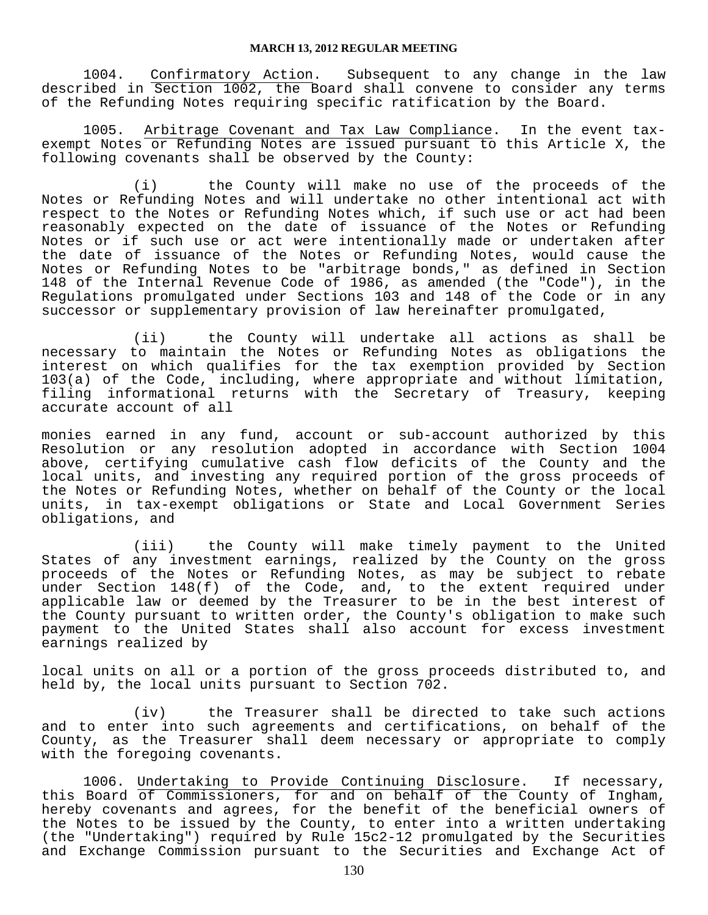1004. Confirmatory Action. Subsequent to any change in the law described in Section 1002, the Board shall convene to consider any terms of the Refunding Notes requiring specific ratification by the Board.

1005. Arbitrage Covenant and Tax Law Compliance. In the event tax-exempt Notes or Refunding Notes are issued pursuant to this Article X, the following covenants shall be observed by the County:

(i) the County will make no use of the proceeds of the Notes or Refunding Notes and will undertake no other intentional act with respect to the Notes or Refunding Notes which, if such use or act had been reasonably expected on the date of issuance of the Notes or Refunding Notes or if such use or act were intentionally made or undertaken after the date of issuance of the Notes or Refunding Notes, would cause the Notes or Refunding Notes to be "arbitrage bonds," as defined in Section 148 of the Internal Revenue Code of 1986, as amended (the "Code"), in the Regulations promulgated under Sections 103 and 148 of the Code or in any successor or supplementary provision of law hereinafter promulgated,

(ii) the County will undertake all actions as shall be necessary to maintain the Notes or Refunding Notes as obligations the interest on which qualifies for the tax exemption provided by Section 103(a) of the Code, including, where appropriate and without limitation, filing informational returns with the Secretary of Treasury, keeping accurate account of all monies earned in any fund, account or sub-account authorized by this Resolution or any resolution adopted in accordance with Section 1004 above, certifying cumulative cash flow deficits of the County and the local units, and investing any required portion of the gross proceeds of the Notes or Refunding Notes, whether on behalf of the County or the local units, in tax-exempt obligations or State and Local Government Series obligations, and

(iii) the County will make timely payment to the United States of any investment earnings, realized by the County on the gross proceeds of the Notes or Refunding Notes, as may be subject to rebate under Section 148(f) of the Code, and, to the extent required under applicable law or deemed by the Treasurer to be in the best interest of the County pursuant to written order, the County's obligation to make such payment to the United States shall also account for excess investment earnings realized by local units on all or a portion of the gross proceeds distributed to, and held by, the local units pursuant to Section 702.

(iv) the Treasurer shall be directed to take such actions and to enter into such agreements and certifications, on behalf of the County, as the Treasurer shall deem necessary or appropriate to comply with the foregoing covenants.

1006. Undertaking to Provide Continuing Disclosure. If necessary, this Board of Commissioners, for and on behalf of the County of Ingham, hereby covenants and agrees, for the benefit of the beneficial owners of the Notes to be issued by the County, to enter into a written undertaking (the "Undertaking") required by Rule 15c2-12 promulgated by the Securities and Exchange Commission pursuant to the Securities and Exchange Act of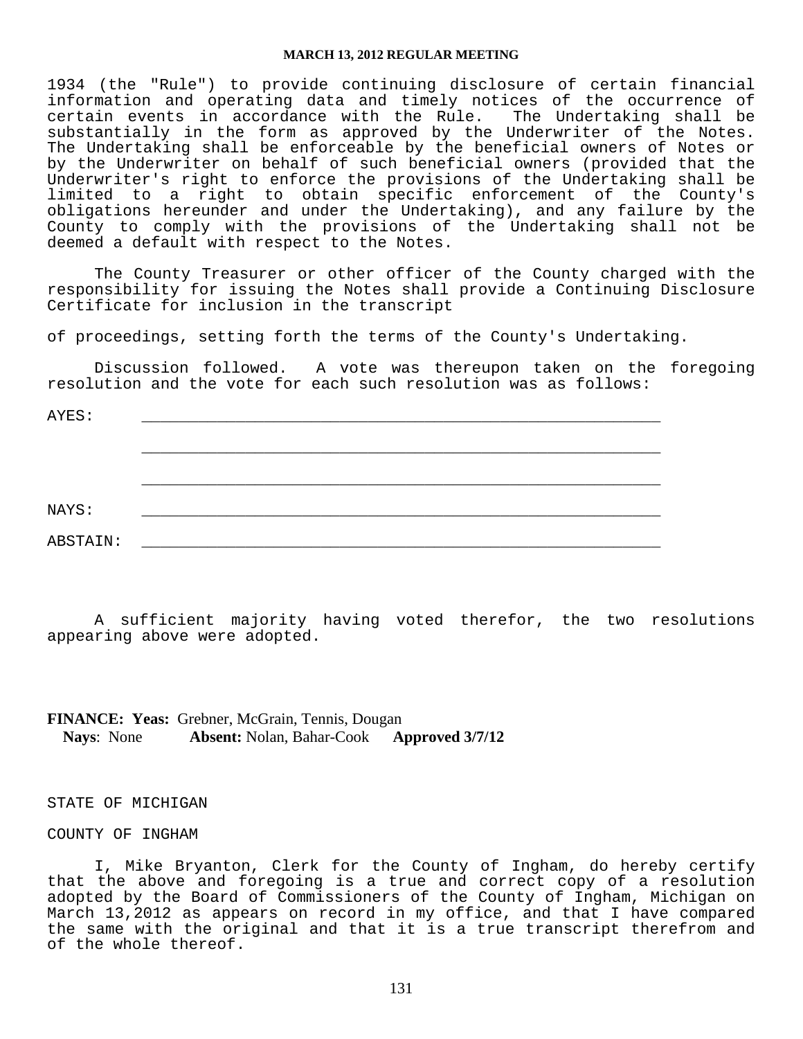1934 (the "Rule") to provide continuing disclosure of certain financial information and operating data and timely notices of the occurrence of certain events in accordance with the Rule. The Undertaking shall be substantially in the form as approved by the Underwriter of the Notes. The Undertaking shall be enforceable by the beneficial owners of Notes or by the Underwriter on behalf of such beneficial owners (provided that the Underwriter's right to enforce the provisions of the Undertaking shall be limited to a right to obtain specific enforcement of the County's obligations hereunder and under the Undertaking), and any failure by the County to comply with the provisions of the Undertaking shall not be deemed a default with respect to the Notes.

The County Treasurer or other officer of the County charged with the responsibility for issuing the Notes shall provide a Continuing Disclosure Certificate for inclusion in the transcript

of proceedings, setting forth the terms of the County's Undertaking.

Discussion followed. A vote was thereupon taken on the foregoing resolution and the vote for each such resolution was as follows:

AYES: ________________________________________________________

________________________________________________________

________________________________________________________

NAYS: ________________________________________________________

ABSTAIN: ________________________________________________________

A sufficient majority having voted therefor, the two resolutions appearing above were adopted.

**FINANCE: Yeas:** Grebner, McGrain, Tennis, Dougan
**Nays**: None **Absent:** Nolan, Bahar-Cook **Approved 3/7/12**

STATE OF MICHIGAN

COUNTY OF INGHAM

I, Mike Bryanton, Clerk for the County of Ingham, do hereby certify that the above and foregoing is a true and correct copy of a resolution adopted by the Board of Commissioners of the County of Ingham, Michigan on March 13,2012 as appears on record in my office, and that I have compared the same with the original and that it is a true transcript therefrom and of the whole thereof.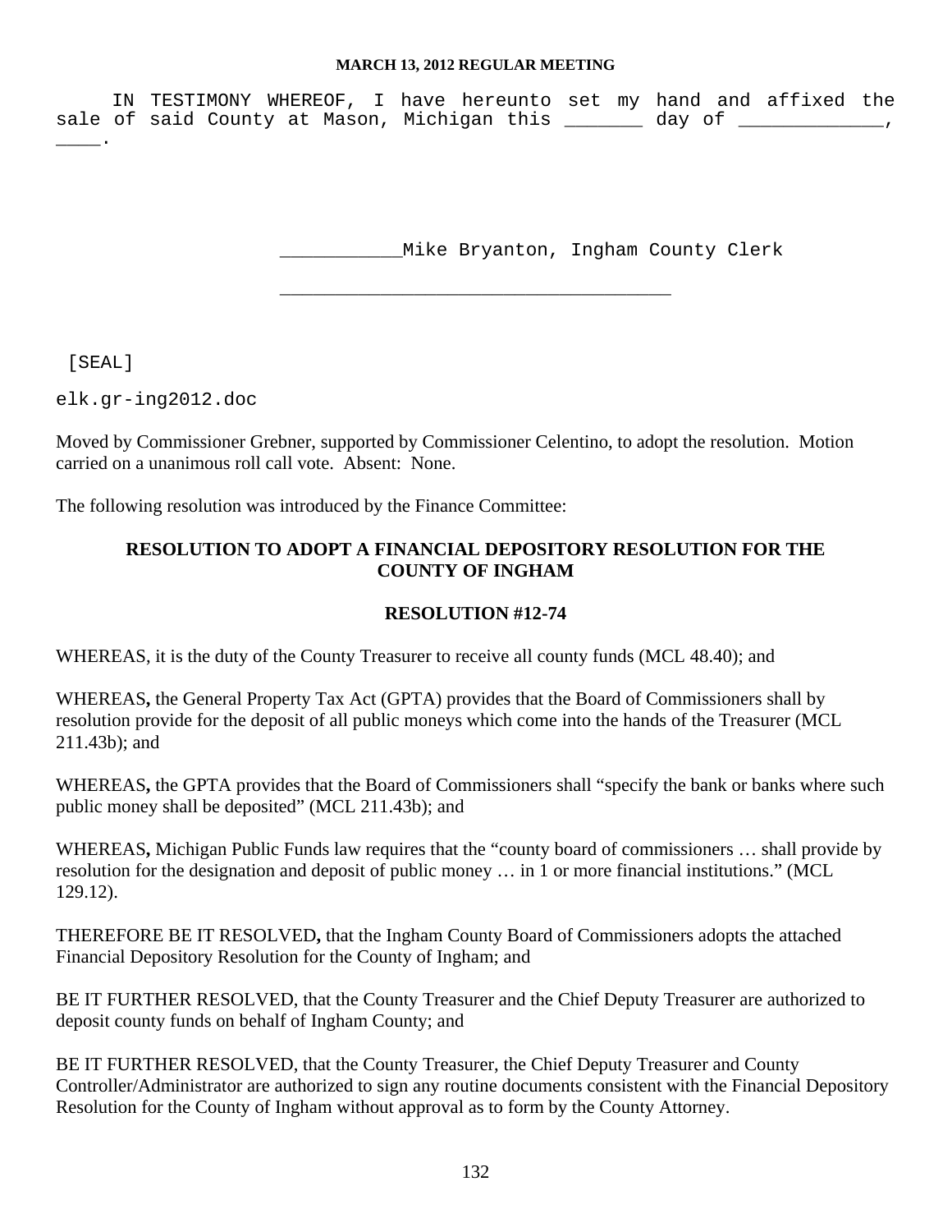IN TESTIMONY WHEREOF, I have hereunto set my hand and affixed the sale of said County at Mason, Michigan this _______ day of _____________, ____.

___________Mike Bryanton, Ingham County Clerk

______________________________________

[SEAL]

elk.gr-ing2012.doc

Moved by Commissioner Grebner, supported by Commissioner Celentino, to adopt the resolution. Motion carried on a unanimous roll call vote. Absent: None.

The following resolution was introduced by the Finance Committee:

**RESOLUTION TO ADOPT A FINANCIAL DEPOSITORY RESOLUTION FOR THE COUNTY OF INGHAM**

**RESOLUTION #12-74**

WHEREAS, it is the duty of the County Treasurer to receive all county funds (MCL 48.40); and

WHEREAS**,** the General Property Tax Act (GPTA) provides that the Board of Commissioners shall by resolution provide for the deposit of all public moneys which come into the hands of the Treasurer (MCL 211.43b); and

WHEREAS**,** the GPTA provides that the Board of Commissioners shall "specify the bank or banks where such public money shall be deposited" (MCL 211.43b); and

WHEREAS**,** Michigan Public Funds law requires that the "county board of commissioners … shall provide by resolution for the designation and deposit of public money … in 1 or more financial institutions." (MCL 129.12).

THEREFORE BE IT RESOLVED**,** that the Ingham County Board of Commissioners adopts the attached Financial Depository Resolution for the County of Ingham; and

BE IT FURTHER RESOLVED, that the County Treasurer and the Chief Deputy Treasurer are authorized to deposit county funds on behalf of Ingham County; and

BE IT FURTHER RESOLVED, that the County Treasurer, the Chief Deputy Treasurer and County Controller/Administrator are authorized to sign any routine documents consistent with the Financial Depository Resolution for the County of Ingham without approval as to form by the County Attorney.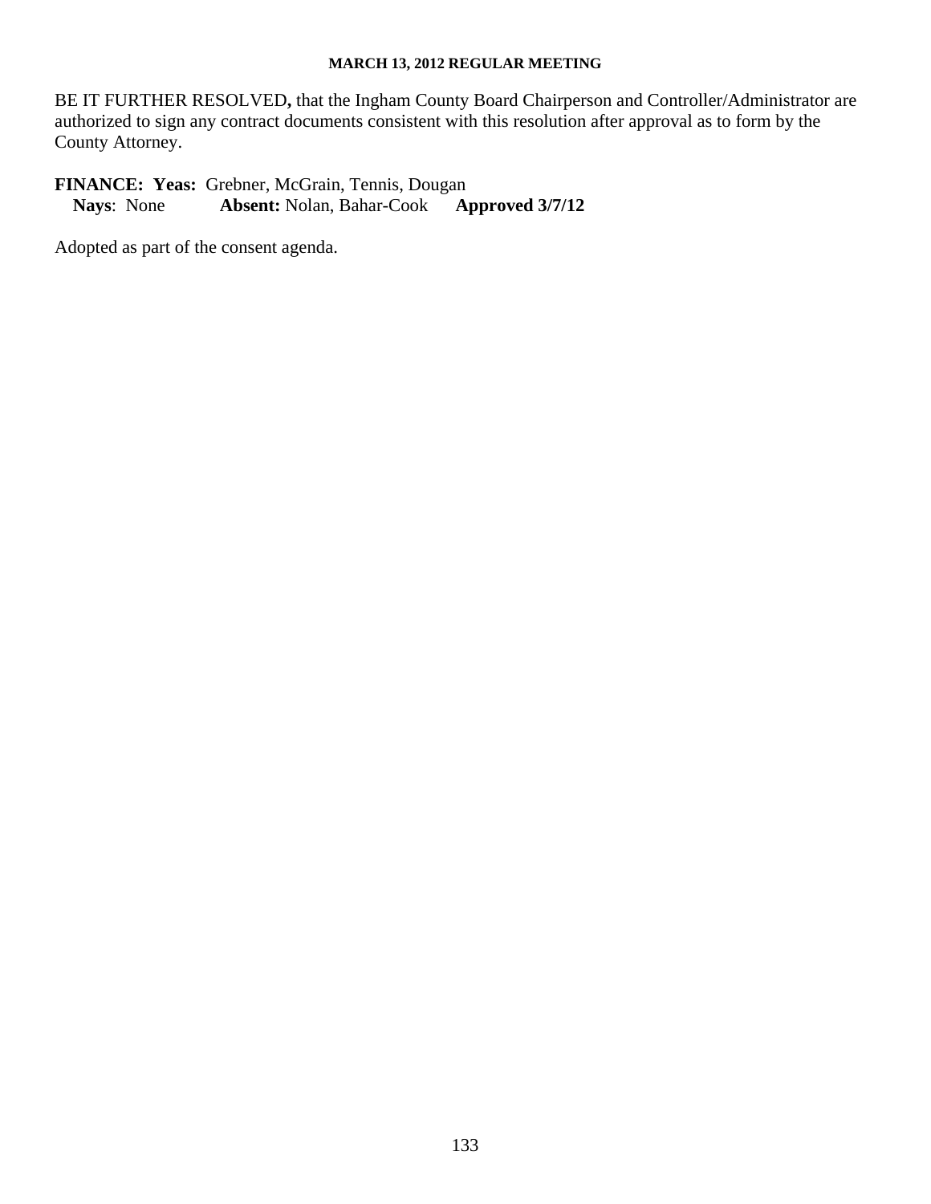BE IT FURTHER RESOLVED**,** that the Ingham County Board Chairperson and Controller/Administrator are authorized to sign any contract documents consistent with this resolution after approval as to form by the County Attorney.

**FINANCE: Yeas:** Grebner, McGrain, Tennis, Dougan
**Nays**: None **Absent:** Nolan, Bahar-Cook **Approved 3/7/12**

Adopted as part of the consent agenda.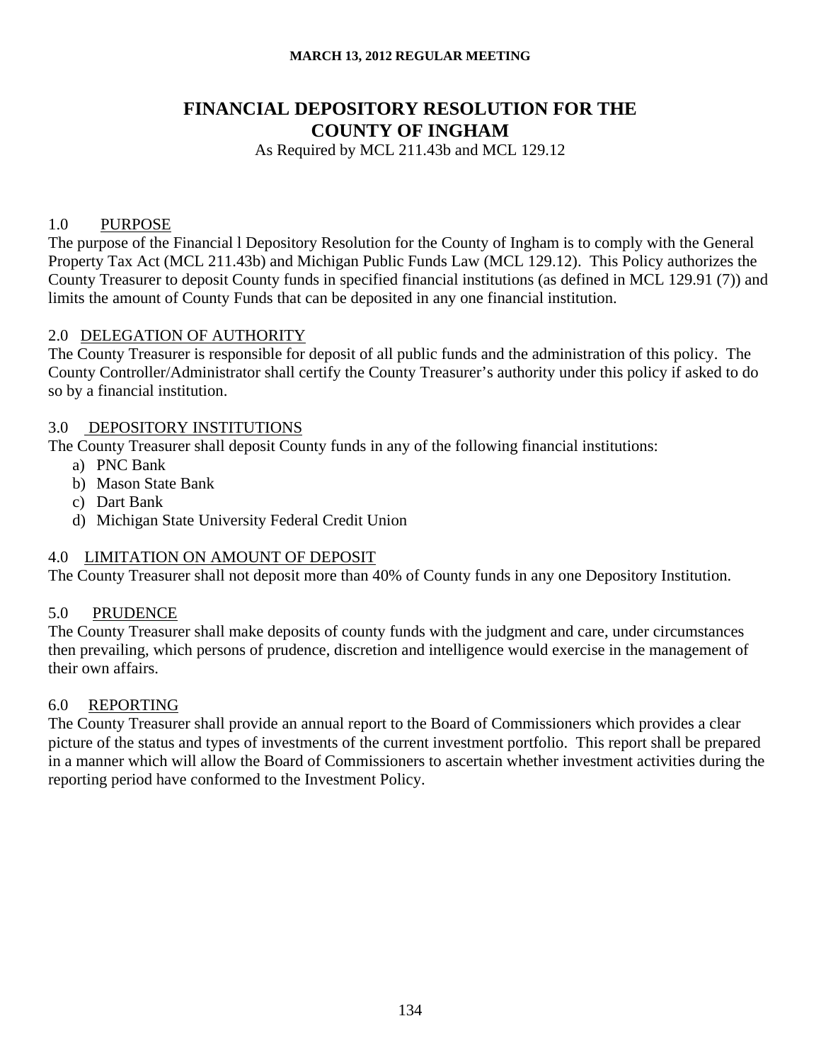# FINANCIAL DEPOSITORY RESOLUTION FOR THE COUNTY OF INGHAM

As Required by MCL 211.43b and MCL 129.12

## 1.0 PURPOSE

The purpose of the Financial l Depository Resolution for the County of Ingham is to comply with the General Property Tax Act (MCL 211.43b) and Michigan Public Funds Law (MCL 129.12). This Policy authorizes the County Treasurer to deposit County funds in specified financial institutions (as defined in MCL 129.91 (7)) and limits the amount of County Funds that can be deposited in any one financial institution.

## 2.0 DELEGATION OF AUTHORITY

The County Treasurer is responsible for deposit of all public funds and the administration of this policy. The County Controller/Administrator shall certify the County Treasurer's authority under this policy if asked to do so by a financial institution.

## 3.0 DEPOSITORY INSTITUTIONS

The County Treasurer shall deposit County funds in any of the following financial institutions:

a) PNC Bank
b) Mason State Bank
c) Dart Bank
d) Michigan State University Federal Credit Union

## 4.0 LIMITATION ON AMOUNT OF DEPOSIT

The County Treasurer shall not deposit more than 40% of County funds in any one Depository Institution.

## 5.0 PRUDENCE

The County Treasurer shall make deposits of county funds with the judgment and care, under circumstances then prevailing, which persons of prudence, discretion and intelligence would exercise in the management of their own affairs.

## 6.0 REPORTING

The County Treasurer shall provide an annual report to the Board of Commissioners which provides a clear picture of the status and types of investments of the current investment portfolio. This report shall be prepared in a manner which will allow the Board of Commissioners to ascertain whether investment activities during the reporting period have conformed to the Investment Policy.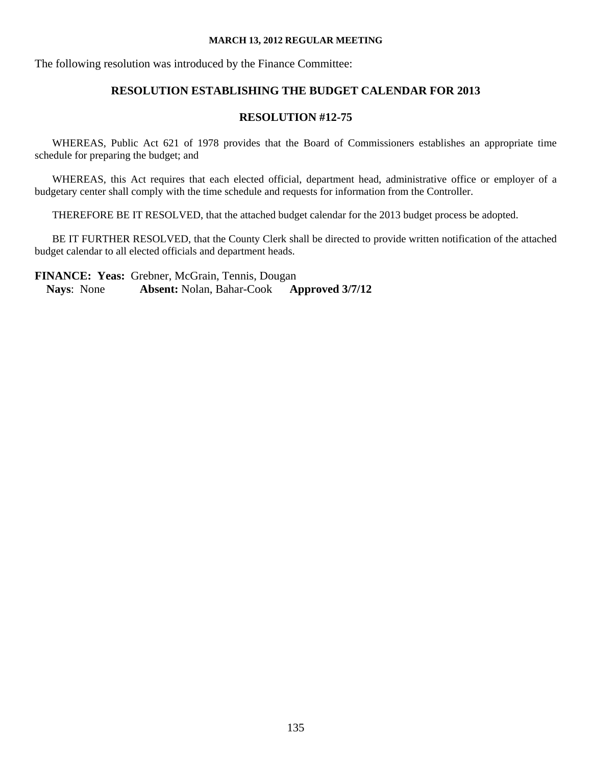The following resolution was introduced by the Finance Committee:

## RESOLUTION ESTABLISHING THE BUDGET CALENDAR FOR 2013

## RESOLUTION #12-75

WHEREAS, Public Act 621 of 1978 provides that the Board of Commissioners establishes an appropriate time schedule for preparing the budget; and

WHEREAS, this Act requires that each elected official, department head, administrative office or employer of a budgetary center shall comply with the time schedule and requests for information from the Controller.

THEREFORE BE IT RESOLVED, that the attached budget calendar for the 2013 budget process be adopted.

BE IT FURTHER RESOLVED, that the County Clerk shall be directed to provide written notification of the attached budget calendar to all elected officials and department heads.

**FINANCE: Yeas:** Grebner, McGrain, Tennis, Dougan
**Nays**: None **Absent:** Nolan, Bahar-Cook **Approved 3/7/12**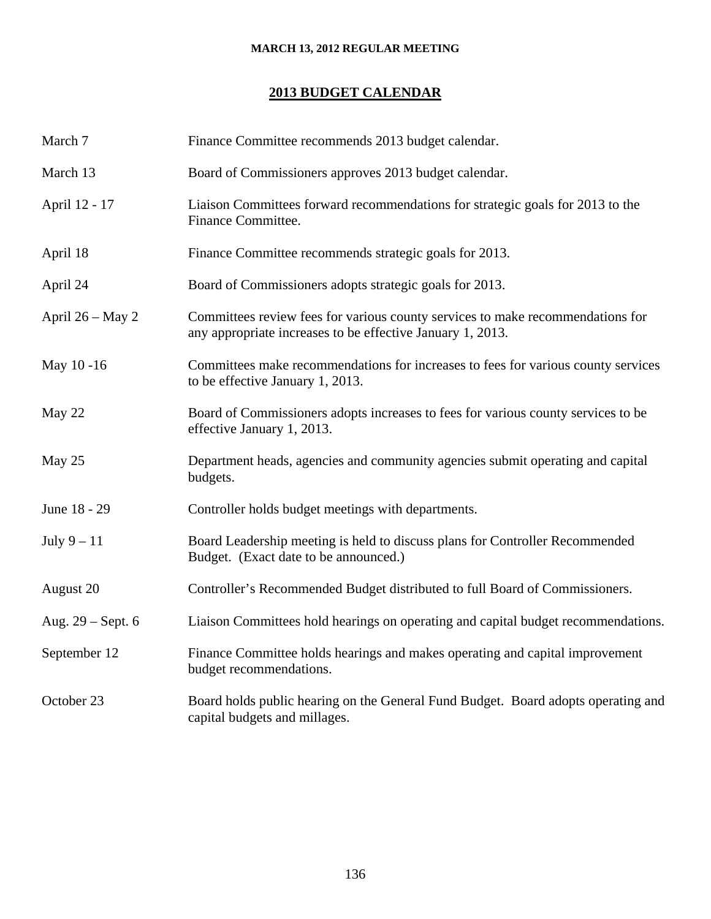MARCH 13, 2012 REGULAR MEETING

## 2013 BUDGET CALENDAR

| | |
|---|---|
| March 7 | Finance Committee recommends 2013 budget calendar. |
| March 13 | Board of Commissioners approves 2013 budget calendar. |
| April 12 - 17 | Liaison Committees forward recommendations for strategic goals for 2013 to the Finance Committee. |
| April 18 | Finance Committee recommends strategic goals for 2013. |
| April 24 | Board of Commissioners adopts strategic goals for 2013. |
| April 26 – May 2 | Committees review fees for various county services to make recommendations for any appropriate increases to be effective January 1, 2013. |
| May 10 -16 | Committees make recommendations for increases to fees for various county services to be effective January 1, 2013. |
| May 22 | Board of Commissioners adopts increases to fees for various county services to be effective January 1, 2013. |
| May 25 | Department heads, agencies and community agencies submit operating and capital budgets. |
| June 18 - 29 | Controller holds budget meetings with departments. |
| July 9 – 11 | Board Leadership meeting is held to discuss plans for Controller Recommended Budget. (Exact date to be announced.) |
| August 20 | Controller's Recommended Budget distributed to full Board of Commissioners. |
| Aug. 29 – Sept. 6 | Liaison Committees hold hearings on operating and capital budget recommendations. |
| September 12 | Finance Committee holds hearings and makes operating and capital improvement budget recommendations. |
| October 23 | Board holds public hearing on the General Fund Budget. Board adopts operating and capital budgets and millages. |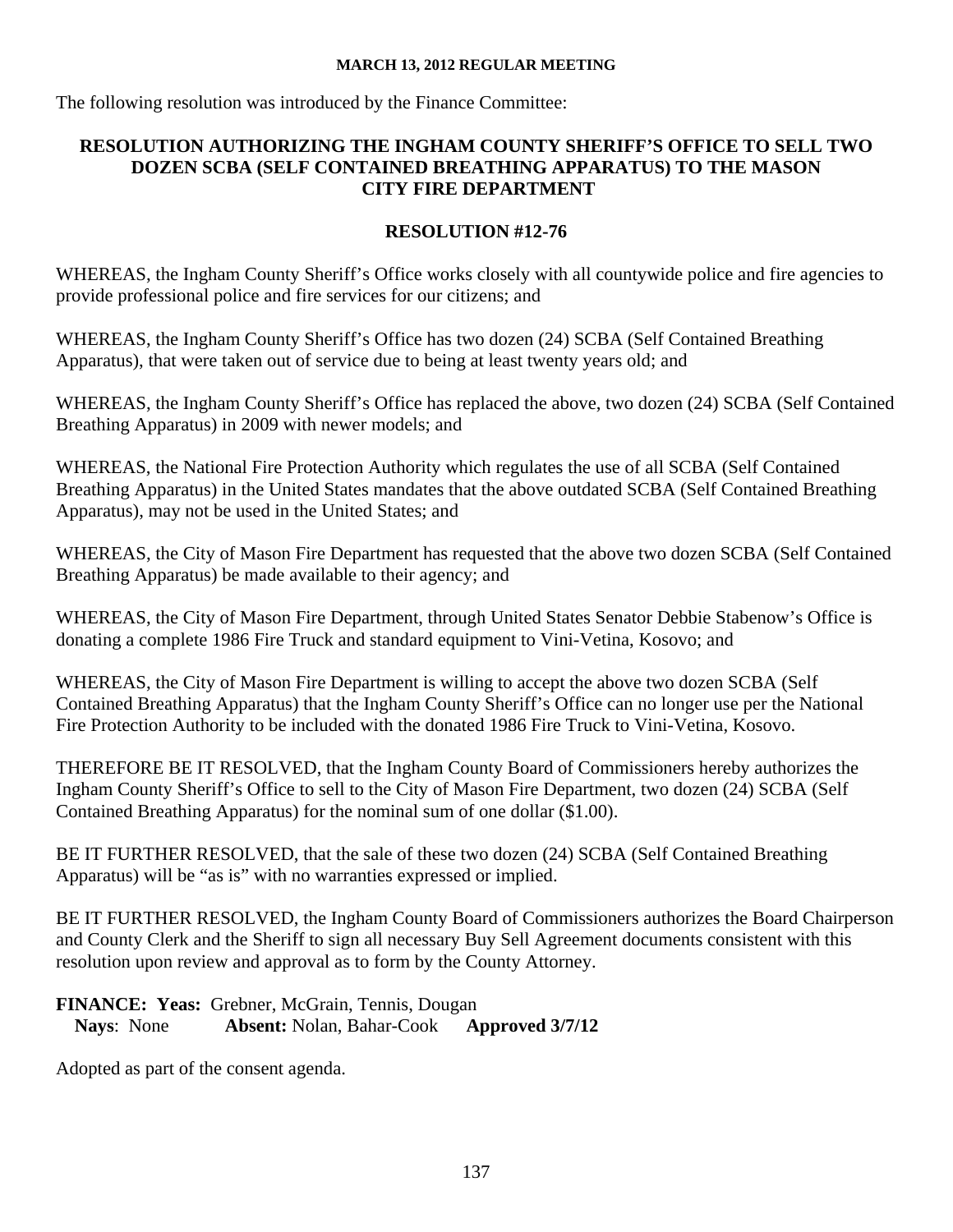**MARCH 13, 2012 REGULAR MEETING**

The following resolution was introduced by the Finance Committee:

## RESOLUTION AUTHORIZING THE INGHAM COUNTY SHERIFF'S OFFICE TO SELL TWO DOZEN SCBA (SELF CONTAINED BREATHING APPARATUS) TO THE MASON CITY FIRE DEPARTMENT

## RESOLUTION #12-76

WHEREAS, the Ingham County Sheriff's Office works closely with all countywide police and fire agencies to provide professional police and fire services for our citizens; and

WHEREAS, the Ingham County Sheriff's Office has two dozen (24) SCBA (Self Contained Breathing Apparatus), that were taken out of service due to being at least twenty years old; and

WHEREAS, the Ingham County Sheriff's Office has replaced the above, two dozen (24) SCBA (Self Contained Breathing Apparatus) in 2009 with newer models; and

WHEREAS, the National Fire Protection Authority which regulates the use of all SCBA (Self Contained Breathing Apparatus) in the United States mandates that the above outdated SCBA (Self Contained Breathing Apparatus), may not be used in the United States; and

WHEREAS, the City of Mason Fire Department has requested that the above two dozen SCBA (Self Contained Breathing Apparatus) be made available to their agency; and

WHEREAS, the City of Mason Fire Department, through United States Senator Debbie Stabenow's Office is donating a complete 1986 Fire Truck and standard equipment to Vini-Vetina, Kosovo; and

WHEREAS, the City of Mason Fire Department is willing to accept the above two dozen SCBA (Self Contained Breathing Apparatus) that the Ingham County Sheriff's Office can no longer use per the National Fire Protection Authority to be included with the donated 1986 Fire Truck to Vini-Vetina, Kosovo.

THEREFORE BE IT RESOLVED, that the Ingham County Board of Commissioners hereby authorizes the Ingham County Sheriff's Office to sell to the City of Mason Fire Department, two dozen (24) SCBA (Self Contained Breathing Apparatus) for the nominal sum of one dollar ($1.00).

BE IT FURTHER RESOLVED, that the sale of these two dozen (24) SCBA (Self Contained Breathing Apparatus) will be "as is" with no warranties expressed or implied.

BE IT FURTHER RESOLVED, the Ingham County Board of Commissioners authorizes the Board Chairperson and County Clerk and the Sheriff to sign all necessary Buy Sell Agreement documents consistent with this resolution upon review and approval as to form by the County Attorney.

**FINANCE: Yeas:** Grebner, McGrain, Tennis, Dougan
**Nays**: None **Absent:** Nolan, Bahar-Cook **Approved 3/7/12**

Adopted as part of the consent agenda.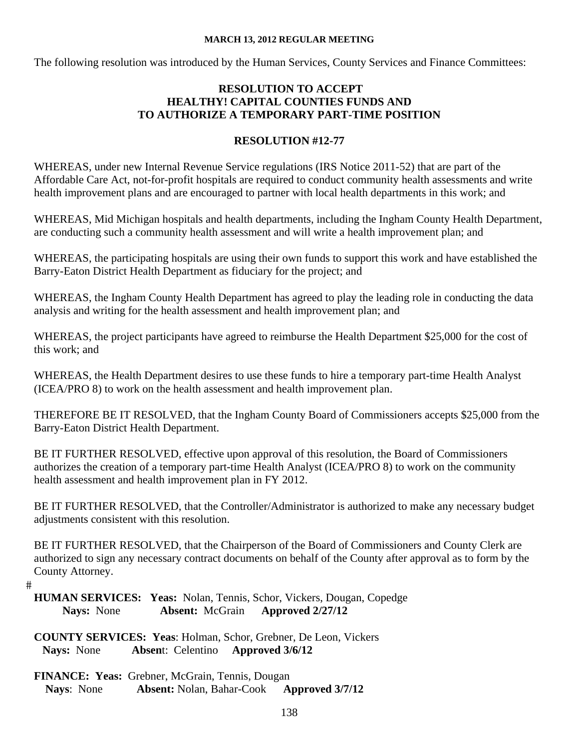**MARCH 13, 2012 REGULAR MEETING**

The following resolution was introduced by the Human Services, County Services and Finance Committees:

## RESOLUTION TO ACCEPT HEALTHY! CAPITAL COUNTIES FUNDS AND TO AUTHORIZE A TEMPORARY PART-TIME POSITION

### RESOLUTION #12-77

WHEREAS, under new Internal Revenue Service regulations (IRS Notice 2011-52) that are part of the Affordable Care Act, not-for-profit hospitals are required to conduct community health assessments and write health improvement plans and are encouraged to partner with local health departments in this work; and

WHEREAS, Mid Michigan hospitals and health departments, including the Ingham County Health Department, are conducting such a community health assessment and will write a health improvement plan; and

WHEREAS, the participating hospitals are using their own funds to support this work and have established the Barry-Eaton District Health Department as fiduciary for the project; and

WHEREAS, the Ingham County Health Department has agreed to play the leading role in conducting the data analysis and writing for the health assessment and health improvement plan; and

WHEREAS, the project participants have agreed to reimburse the Health Department $25,000 for the cost of this work; and

WHEREAS, the Health Department desires to use these funds to hire a temporary part-time Health Analyst (ICEA/PRO 8) to work on the health assessment and health improvement plan.

THEREFORE BE IT RESOLVED, that the Ingham County Board of Commissioners accepts $25,000 from the Barry-Eaton District Health Department.

BE IT FURTHER RESOLVED, effective upon approval of this resolution, the Board of Commissioners authorizes the creation of a temporary part-time Health Analyst (ICEA/PRO 8) to work on the community health assessment and health improvement plan in FY 2012.

BE IT FURTHER RESOLVED, that the Controller/Administrator is authorized to make any necessary budget adjustments consistent with this resolution.

BE IT FURTHER RESOLVED, that the Chairperson of the Board of Commissioners and County Clerk are authorized to sign any necessary contract documents on behalf of the County after approval as to form by the County Attorney.

#

**HUMAN SERVICES: Yeas:** Nolan, Tennis, Schor, Vickers, Dougan, Copedge
**Nays:** None **Absent:** McGrain **Approved 2/27/12**

**COUNTY SERVICES: Yeas**: Holman, Schor, Grebner, De Leon, Vickers
**Nays:** None **Absen**t: Celentino **Approved 3/6/12**

**FINANCE: Yeas:** Grebner, McGrain, Tennis, Dougan
**Nays**: None **Absent:** Nolan, Bahar-Cook **Approved 3/7/12**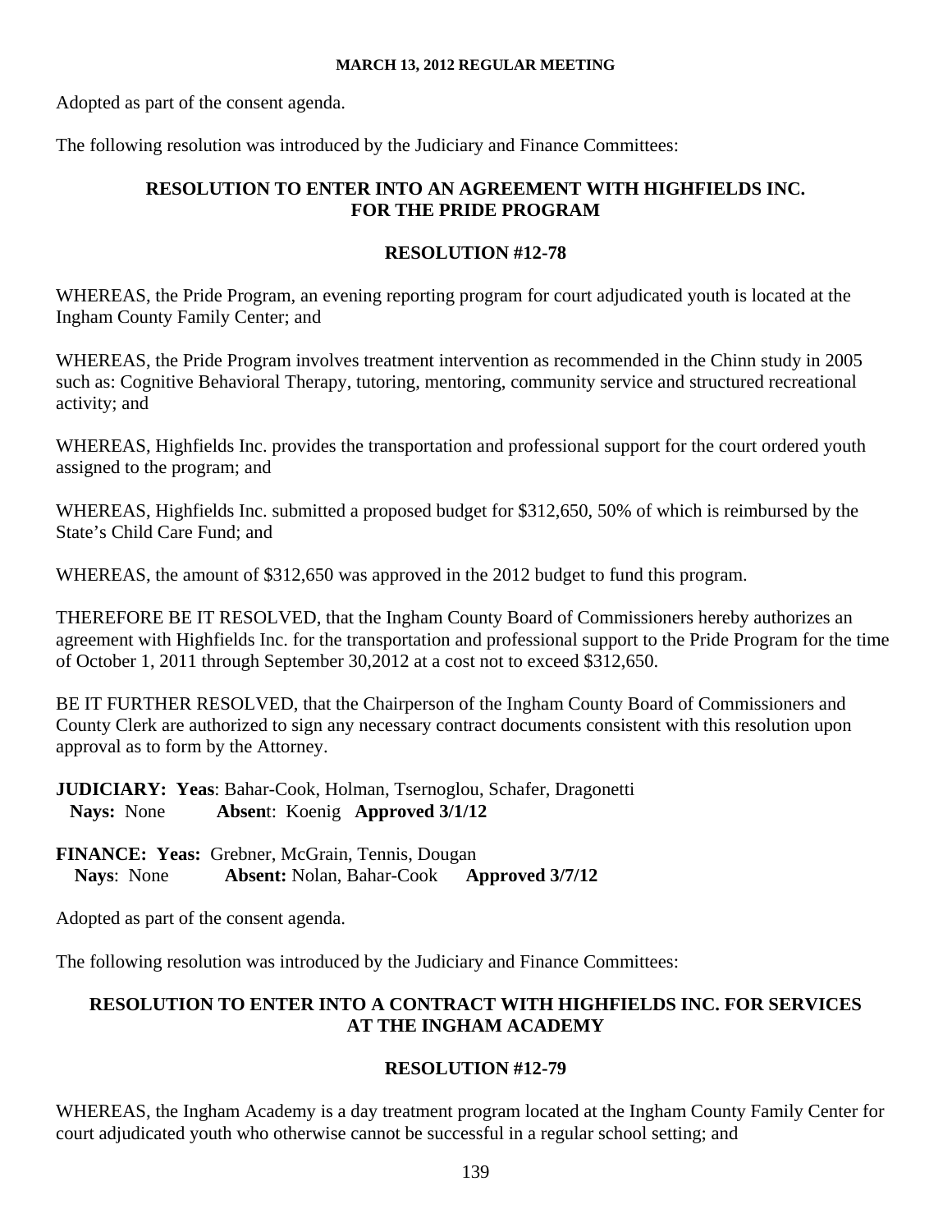Adopted as part of the consent agenda.

The following resolution was introduced by the Judiciary and Finance Committees:

## RESOLUTION TO ENTER INTO AN AGREEMENT WITH HIGHFIELDS INC. FOR THE PRIDE PROGRAM

## RESOLUTION #12-78

WHEREAS, the Pride Program, an evening reporting program for court adjudicated youth is located at the Ingham County Family Center; and

WHEREAS, the Pride Program involves treatment intervention as recommended in the Chinn study in 2005 such as: Cognitive Behavioral Therapy, tutoring, mentoring, community service and structured recreational activity; and

WHEREAS, Highfields Inc. provides the transportation and professional support for the court ordered youth assigned to the program; and

WHEREAS, Highfields Inc. submitted a proposed budget for $312,650, 50% of which is reimbursed by the State's Child Care Fund; and

WHEREAS, the amount of $312,650 was approved in the 2012 budget to fund this program.

THEREFORE BE IT RESOLVED, that the Ingham County Board of Commissioners hereby authorizes an agreement with Highfields Inc. for the transportation and professional support to the Pride Program for the time of October 1, 2011 through September 30,2012 at a cost not to exceed $312,650.

BE IT FURTHER RESOLVED, that the Chairperson of the Ingham County Board of Commissioners and County Clerk are authorized to sign any necessary contract documents consistent with this resolution upon approval as to form by the Attorney.

**JUDICIARY: Yeas**: Bahar-Cook, Holman, Tsernoglou, Schafer, Dragonetti
**Nays:** None **Absen**t: Koenig **Approved 3/1/12**

**FINANCE: Yeas:** Grebner, McGrain, Tennis, Dougan
**Nays**: None **Absent:** Nolan, Bahar-Cook **Approved 3/7/12**

Adopted as part of the consent agenda.

The following resolution was introduced by the Judiciary and Finance Committees:

## RESOLUTION TO ENTER INTO A CONTRACT WITH HIGHFIELDS INC. FOR SERVICES AT THE INGHAM ACADEMY

## RESOLUTION #12-79

WHEREAS, the Ingham Academy is a day treatment program located at the Ingham County Family Center for court adjudicated youth who otherwise cannot be successful in a regular school setting; and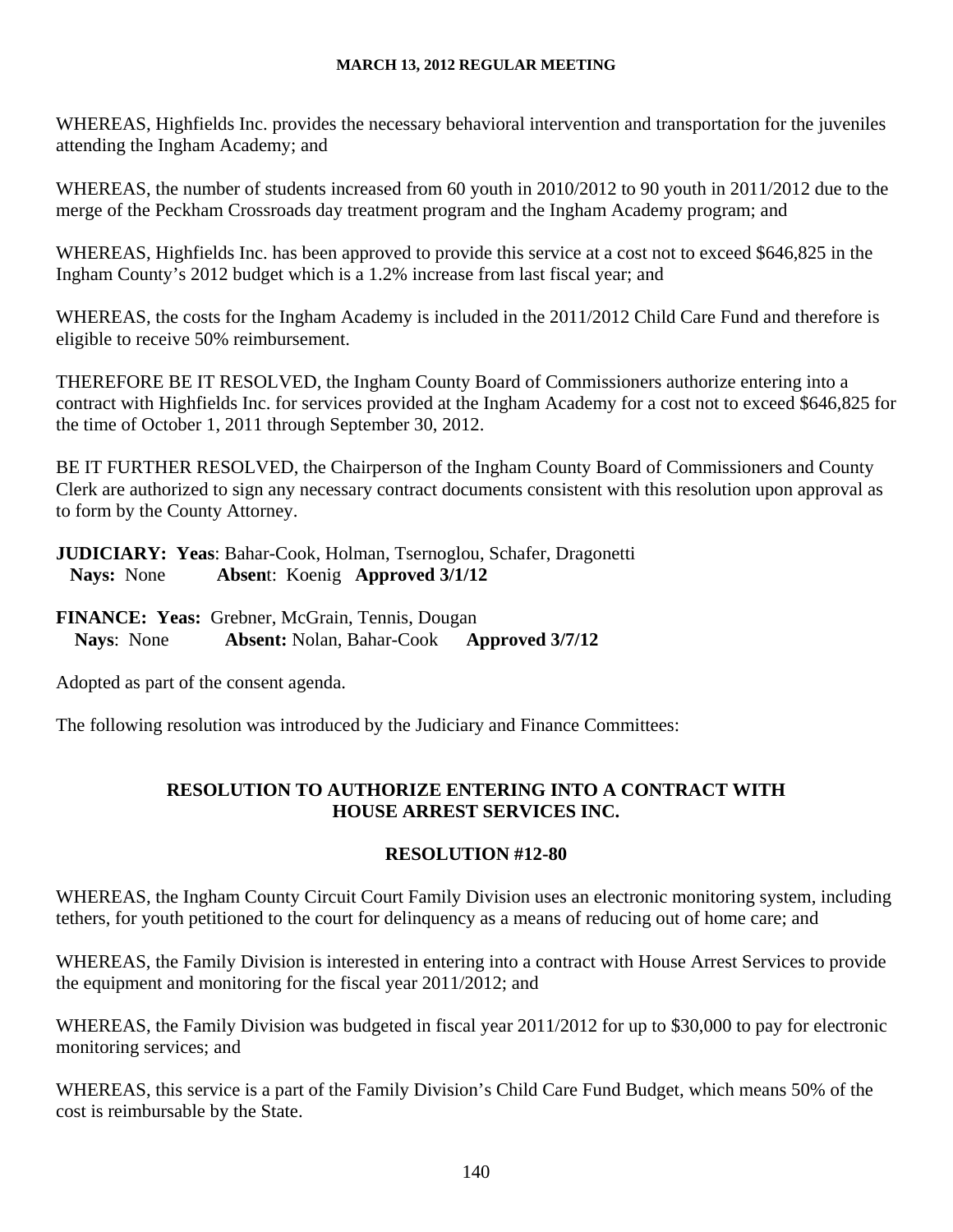WHEREAS, Highfields Inc. provides the necessary behavioral intervention and transportation for the juveniles attending the Ingham Academy; and

WHEREAS, the number of students increased from 60 youth in 2010/2012 to 90 youth in 2011/2012 due to the merge of the Peckham Crossroads day treatment program and the Ingham Academy program; and

WHEREAS, Highfields Inc. has been approved to provide this service at a cost not to exceed $646,825 in the Ingham County's 2012 budget which is a 1.2% increase from last fiscal year; and

WHEREAS, the costs for the Ingham Academy is included in the 2011/2012 Child Care Fund and therefore is eligible to receive 50% reimbursement.

THEREFORE BE IT RESOLVED, the Ingham County Board of Commissioners authorize entering into a contract with Highfields Inc. for services provided at the Ingham Academy for a cost not to exceed $646,825 for the time of October 1, 2011 through September 30, 2012.

BE IT FURTHER RESOLVED, the Chairperson of the Ingham County Board of Commissioners and County Clerk are authorized to sign any necessary contract documents consistent with this resolution upon approval as to form by the County Attorney.

**JUDICIARY: Yeas**: Bahar-Cook, Holman, Tsernoglou, Schafer, Dragonetti
**Nays:** None **Absent**: Koenig **Approved 3/1/12**

**FINANCE: Yeas:** Grebner, McGrain, Tennis, Dougan
**Nays**: None **Absent:** Nolan, Bahar-Cook **Approved 3/7/12**

Adopted as part of the consent agenda.

The following resolution was introduced by the Judiciary and Finance Committees:

## RESOLUTION TO AUTHORIZE ENTERING INTO A CONTRACT WITH HOUSE ARREST SERVICES INC.

## RESOLUTION #12-80

WHEREAS, the Ingham County Circuit Court Family Division uses an electronic monitoring system, including tethers, for youth petitioned to the court for delinquency as a means of reducing out of home care; and

WHEREAS, the Family Division is interested in entering into a contract with House Arrest Services to provide the equipment and monitoring for the fiscal year 2011/2012; and

WHEREAS, the Family Division was budgeted in fiscal year 2011/2012 for up to $30,000 to pay for electronic monitoring services; and

WHEREAS, this service is a part of the Family Division's Child Care Fund Budget, which means 50% of the cost is reimbursable by the State.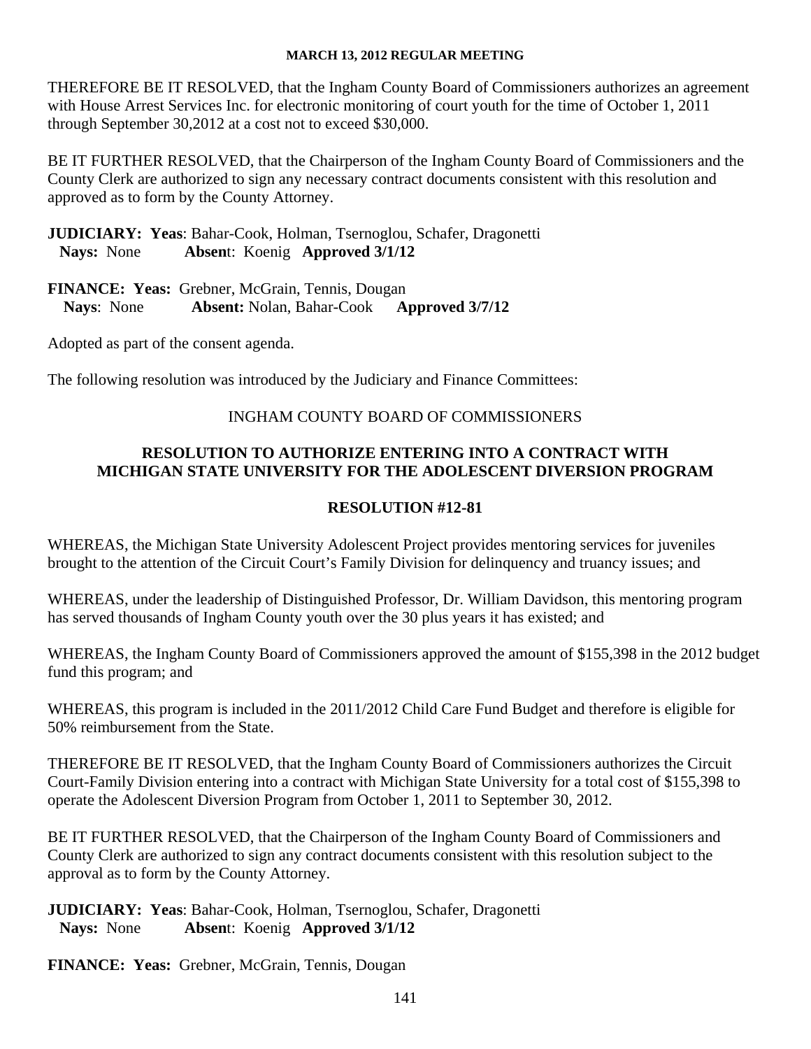THEREFORE BE IT RESOLVED, that the Ingham County Board of Commissioners authorizes an agreement with House Arrest Services Inc. for electronic monitoring of court youth for the time of October 1, 2011 through September 30,2012 at a cost not to exceed $30,000.

BE IT FURTHER RESOLVED, that the Chairperson of the Ingham County Board of Commissioners and the County Clerk are authorized to sign any necessary contract documents consistent with this resolution and approved as to form by the County Attorney.

**JUDICIARY: Yeas**: Bahar-Cook, Holman, Tsernoglou, Schafer, Dragonetti
**Nays:** None **Absent**: Koenig **Approved 3/1/12**

**FINANCE: Yeas:** Grebner, McGrain, Tennis, Dougan
**Nays**: None **Absent:** Nolan, Bahar-Cook **Approved 3/7/12**

Adopted as part of the consent agenda.

The following resolution was introduced by the Judiciary and Finance Committees:

INGHAM COUNTY BOARD OF COMMISSIONERS

**RESOLUTION TO AUTHORIZE ENTERING INTO A CONTRACT WITH MICHIGAN STATE UNIVERSITY FOR THE ADOLESCENT DIVERSION PROGRAM**

**RESOLUTION #12-81**

WHEREAS, the Michigan State University Adolescent Project provides mentoring services for juveniles brought to the attention of the Circuit Court's Family Division for delinquency and truancy issues; and

WHEREAS, under the leadership of Distinguished Professor, Dr. William Davidson, this mentoring program has served thousands of Ingham County youth over the 30 plus years it has existed; and

WHEREAS, the Ingham County Board of Commissioners approved the amount of $155,398 in the 2012 budget fund this program; and

WHEREAS, this program is included in the 2011/2012 Child Care Fund Budget and therefore is eligible for 50% reimbursement from the State.

THEREFORE BE IT RESOLVED, that the Ingham County Board of Commissioners authorizes the Circuit Court-Family Division entering into a contract with Michigan State University for a total cost of $155,398 to operate the Adolescent Diversion Program from October 1, 2011 to September 30, 2012.

BE IT FURTHER RESOLVED, that the Chairperson of the Ingham County Board of Commissioners and County Clerk are authorized to sign any contract documents consistent with this resolution subject to the approval as to form by the County Attorney.

**JUDICIARY: Yeas**: Bahar-Cook, Holman, Tsernoglou, Schafer, Dragonetti
**Nays:** None **Absent**: Koenig **Approved 3/1/12**

**FINANCE: Yeas:** Grebner, McGrain, Tennis, Dougan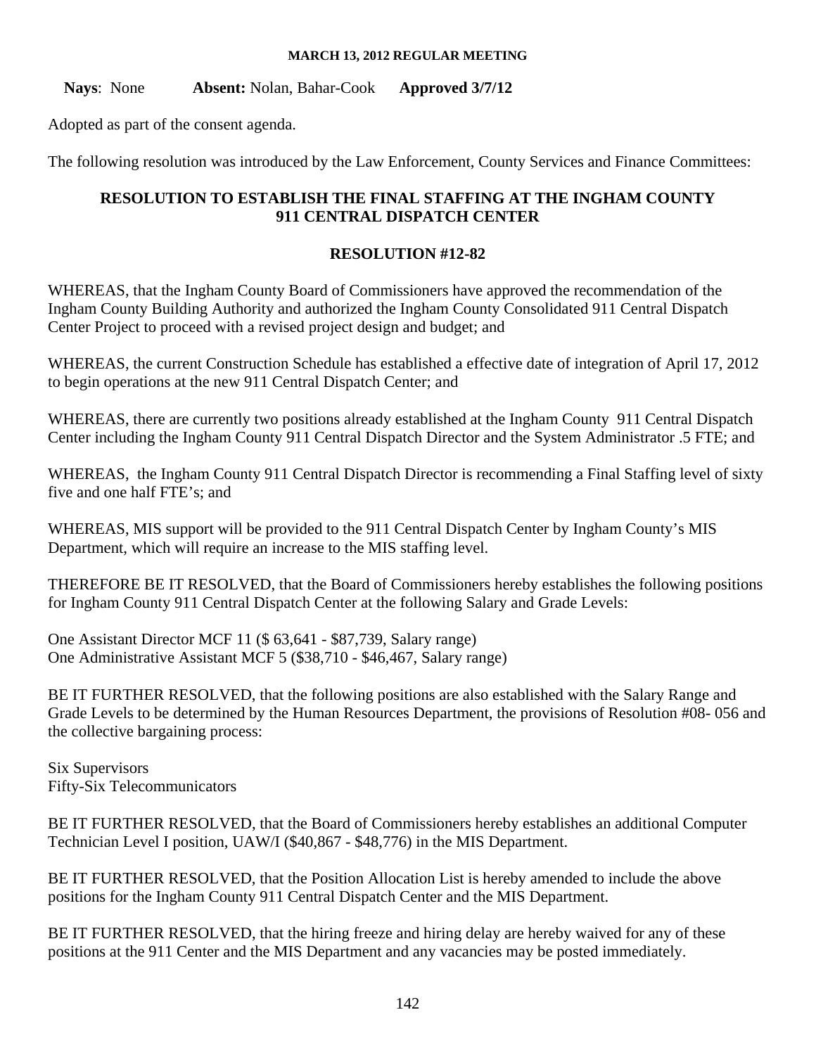**Nays**: None **Absent:** Nolan, Bahar-Cook **Approved 3/7/12**

Adopted as part of the consent agenda.

The following resolution was introduced by the Law Enforcement, County Services and Finance Committees:

## RESOLUTION TO ESTABLISH THE FINAL STAFFING AT THE INGHAM COUNTY 911 CENTRAL DISPATCH CENTER

## RESOLUTION #12-82

WHEREAS, that the Ingham County Board of Commissioners have approved the recommendation of the Ingham County Building Authority and authorized the Ingham County Consolidated 911 Central Dispatch Center Project to proceed with a revised project design and budget; and

WHEREAS, the current Construction Schedule has established a effective date of integration of April 17, 2012 to begin operations at the new 911 Central Dispatch Center; and

WHEREAS, there are currently two positions already established at the Ingham County 911 Central Dispatch Center including the Ingham County 911 Central Dispatch Director and the System Administrator .5 FTE; and

WHEREAS, the Ingham County 911 Central Dispatch Director is recommending a Final Staffing level of sixty five and one half FTE's; and

WHEREAS, MIS support will be provided to the 911 Central Dispatch Center by Ingham County's MIS Department, which will require an increase to the MIS staffing level.

THEREFORE BE IT RESOLVED, that the Board of Commissioners hereby establishes the following positions for Ingham County 911 Central Dispatch Center at the following Salary and Grade Levels:

One Assistant Director MCF 11 ($ 63,641 - $87,739, Salary range)
One Administrative Assistant MCF 5 ($38,710 - $46,467, Salary range)

BE IT FURTHER RESOLVED, that the following positions are also established with the Salary Range and Grade Levels to be determined by the Human Resources Department, the provisions of Resolution #08- 056 and the collective bargaining process:

Six Supervisors
Fifty-Six Telecommunicators

BE IT FURTHER RESOLVED, that the Board of Commissioners hereby establishes an additional Computer Technician Level I position, UAW/I ($40,867 - $48,776) in the MIS Department.

BE IT FURTHER RESOLVED, that the Position Allocation List is hereby amended to include the above positions for the Ingham County 911 Central Dispatch Center and the MIS Department.

BE IT FURTHER RESOLVED, that the hiring freeze and hiring delay are hereby waived for any of these positions at the 911 Center and the MIS Department and any vacancies may be posted immediately.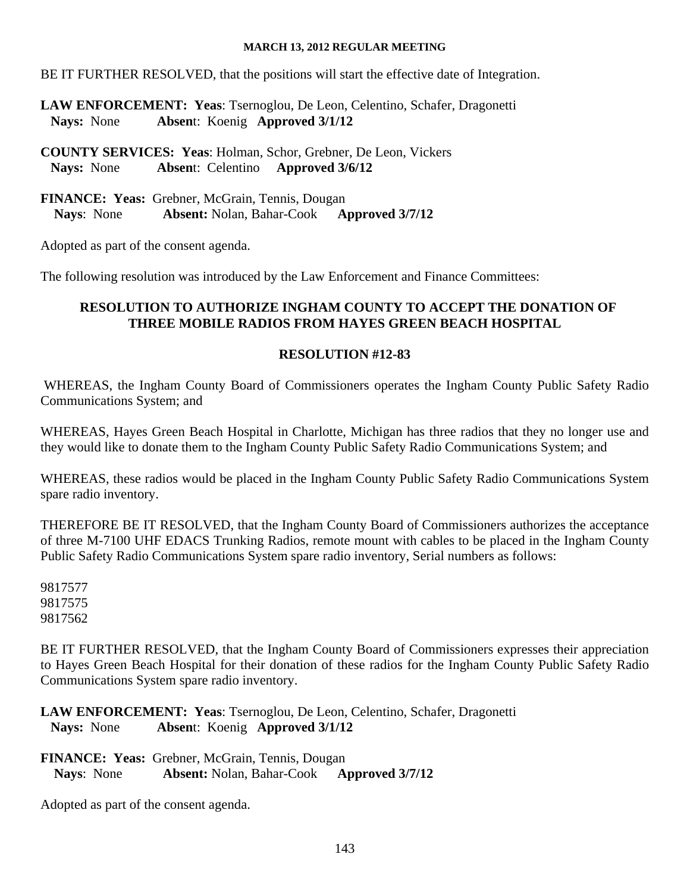BE IT FURTHER RESOLVED, that the positions will start the effective date of Integration.

**LAW ENFORCEMENT: Yeas**: Tsernoglou, De Leon, Celentino, Schafer, Dragonetti
**Nays:** None **Absen**t: Koenig **Approved 3/1/12**

**COUNTY SERVICES: Yeas**: Holman, Schor, Grebner, De Leon, Vickers
**Nays:** None **Absen**t: Celentino **Approved 3/6/12**

**FINANCE: Yeas:** Grebner, McGrain, Tennis, Dougan
**Nays**: None **Absent:** Nolan, Bahar-Cook **Approved 3/7/12**

Adopted as part of the consent agenda.

The following resolution was introduced by the Law Enforcement and Finance Committees:

## RESOLUTION TO AUTHORIZE INGHAM COUNTY TO ACCEPT THE DONATION OF THREE MOBILE RADIOS FROM HAYES GREEN BEACH HOSPITAL

### RESOLUTION #12-83

WHEREAS, the Ingham County Board of Commissioners operates the Ingham County Public Safety Radio Communications System; and

WHEREAS, Hayes Green Beach Hospital in Charlotte, Michigan has three radios that they no longer use and they would like to donate them to the Ingham County Public Safety Radio Communications System; and

WHEREAS, these radios would be placed in the Ingham County Public Safety Radio Communications System spare radio inventory.

THEREFORE BE IT RESOLVED, that the Ingham County Board of Commissioners authorizes the acceptance of three M-7100 UHF EDACS Trunking Radios, remote mount with cables to be placed in the Ingham County Public Safety Radio Communications System spare radio inventory, Serial numbers as follows:

9817577
9817575
9817562

BE IT FURTHER RESOLVED, that the Ingham County Board of Commissioners expresses their appreciation to Hayes Green Beach Hospital for their donation of these radios for the Ingham County Public Safety Radio Communications System spare radio inventory.

**LAW ENFORCEMENT: Yeas**: Tsernoglou, De Leon, Celentino, Schafer, Dragonetti
**Nays:** None **Absen**t: Koenig **Approved 3/1/12**

**FINANCE: Yeas:** Grebner, McGrain, Tennis, Dougan
**Nays**: None **Absent:** Nolan, Bahar-Cook **Approved 3/7/12**

Adopted as part of the consent agenda.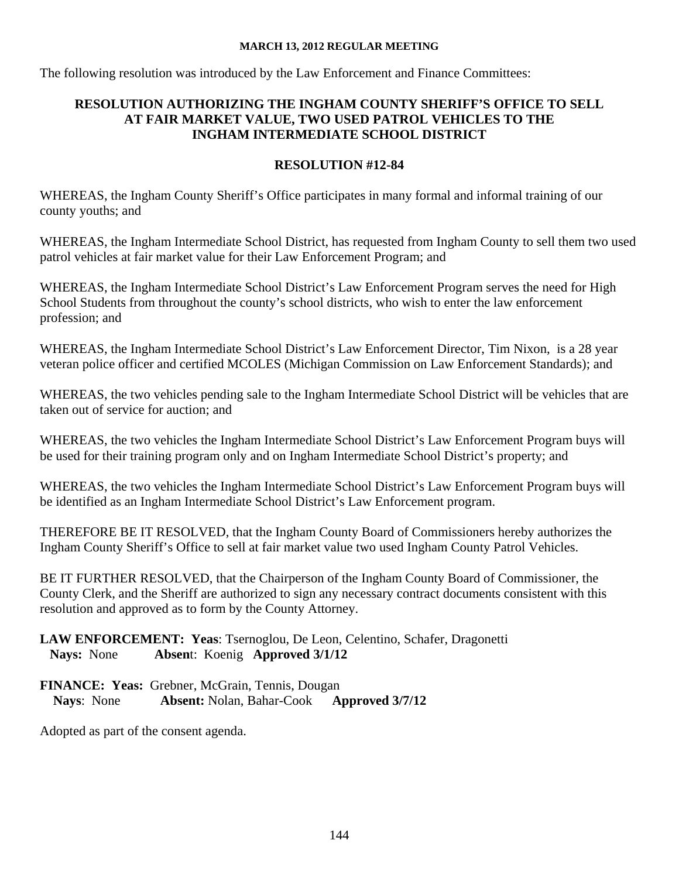**MARCH 13, 2012 REGULAR MEETING**

The following resolution was introduced by the Law Enforcement and Finance Committees:

**RESOLUTION AUTHORIZING THE INGHAM COUNTY SHERIFF'S OFFICE TO SELL AT FAIR MARKET VALUE, TWO USED PATROL VEHICLES TO THE INGHAM INTERMEDIATE SCHOOL DISTRICT**

**RESOLUTION #12-84**

WHEREAS, the Ingham County Sheriff's Office participates in many formal and informal training of our county youths; and

WHEREAS, the Ingham Intermediate School District, has requested from Ingham County to sell them two used patrol vehicles at fair market value for their Law Enforcement Program; and

WHEREAS, the Ingham Intermediate School District's Law Enforcement Program serves the need for High School Students from throughout the county's school districts, who wish to enter the law enforcement profession; and

WHEREAS, the Ingham Intermediate School District's Law Enforcement Director, Tim Nixon, is a 28 year veteran police officer and certified MCOLES (Michigan Commission on Law Enforcement Standards); and

WHEREAS, the two vehicles pending sale to the Ingham Intermediate School District will be vehicles that are taken out of service for auction; and

WHEREAS, the two vehicles the Ingham Intermediate School District's Law Enforcement Program buys will be used for their training program only and on Ingham Intermediate School District's property; and

WHEREAS, the two vehicles the Ingham Intermediate School District's Law Enforcement Program buys will be identified as an Ingham Intermediate School District's Law Enforcement program.

THEREFORE BE IT RESOLVED, that the Ingham County Board of Commissioners hereby authorizes the Ingham County Sheriff's Office to sell at fair market value two used Ingham County Patrol Vehicles.

BE IT FURTHER RESOLVED, that the Chairperson of the Ingham County Board of Commissioner, the County Clerk, and the Sheriff are authorized to sign any necessary contract documents consistent with this resolution and approved as to form by the County Attorney.

**LAW ENFORCEMENT: Yeas**: Tsernoglou, De Leon, Celentino, Schafer, Dragonetti
**Nays:** None **Absent**: Koenig **Approved 3/1/12**

**FINANCE: Yeas:** Grebner, McGrain, Tennis, Dougan
**Nays**: None **Absent:** Nolan, Bahar-Cook **Approved 3/7/12**

Adopted as part of the consent agenda.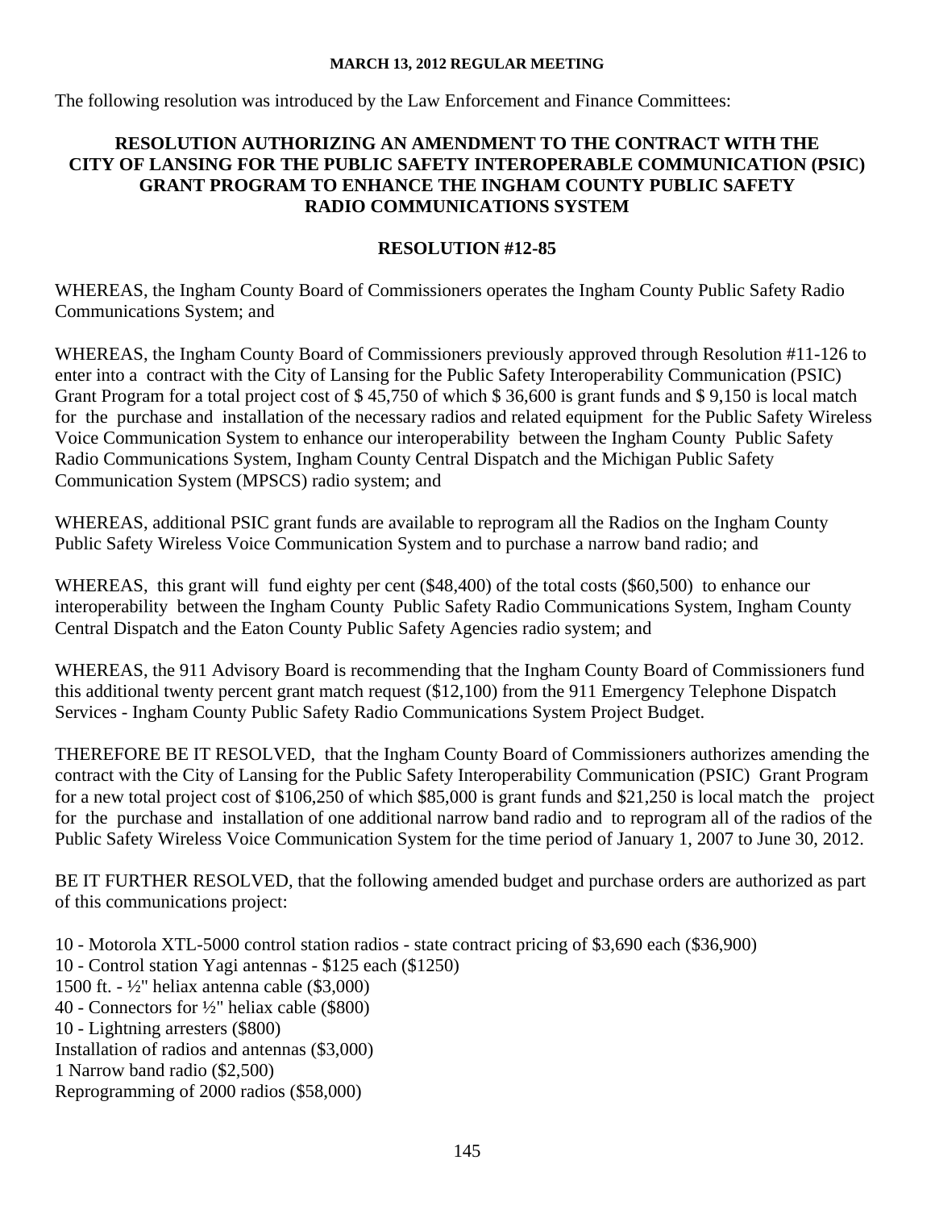**MARCH 13, 2012 REGULAR MEETING**

The following resolution was introduced by the Law Enforcement and Finance Committees:

## RESOLUTION AUTHORIZING AN AMENDMENT TO THE CONTRACT WITH THE CITY OF LANSING FOR THE PUBLIC SAFETY INTEROPERABLE COMMUNICATION (PSIC) GRANT PROGRAM TO ENHANCE THE INGHAM COUNTY PUBLIC SAFETY RADIO COMMUNICATIONS SYSTEM

### RESOLUTION #12-85

WHEREAS, the Ingham County Board of Commissioners operates the Ingham County Public Safety Radio Communications System; and

WHEREAS, the Ingham County Board of Commissioners previously approved through Resolution #11-126 to enter into a contract with the City of Lansing for the Public Safety Interoperability Communication (PSIC) Grant Program for a total project cost of $ 45,750 of which $ 36,600 is grant funds and $ 9,150 is local match for the purchase and installation of the necessary radios and related equipment for the Public Safety Wireless Voice Communication System to enhance our interoperability between the Ingham County Public Safety Radio Communications System, Ingham County Central Dispatch and the Michigan Public Safety Communication System (MPSCS) radio system; and

WHEREAS, additional PSIC grant funds are available to reprogram all the Radios on the Ingham County Public Safety Wireless Voice Communication System and to purchase a narrow band radio; and

WHEREAS, this grant will fund eighty per cent ($48,400) of the total costs ($60,500) to enhance our interoperability between the Ingham County Public Safety Radio Communications System, Ingham County Central Dispatch and the Eaton County Public Safety Agencies radio system; and

WHEREAS, the 911 Advisory Board is recommending that the Ingham County Board of Commissioners fund this additional twenty percent grant match request ($12,100) from the 911 Emergency Telephone Dispatch Services - Ingham County Public Safety Radio Communications System Project Budget.

THEREFORE BE IT RESOLVED, that the Ingham County Board of Commissioners authorizes amending the contract with the City of Lansing for the Public Safety Interoperability Communication (PSIC) Grant Program for a new total project cost of $106,250 of which $85,000 is grant funds and $21,250 is local match the project for the purchase and installation of one additional narrow band radio and to reprogram all of the radios of the Public Safety Wireless Voice Communication System for the time period of January 1, 2007 to June 30, 2012.

BE IT FURTHER RESOLVED, that the following amended budget and purchase orders are authorized as part of this communications project:

10 - Motorola XTL-5000 control station radios - state contract pricing of $3,690 each ($36,900)
10 - Control station Yagi antennas - $125 each ($1250)
1500 ft. - ½" heliax antenna cable ($3,000)
40 - Connectors for ½" heliax cable ($800)
10 - Lightning arresters ($800)
Installation of radios and antennas ($3,000)
1 Narrow band radio ($2,500)
Reprogramming of 2000 radios ($58,000)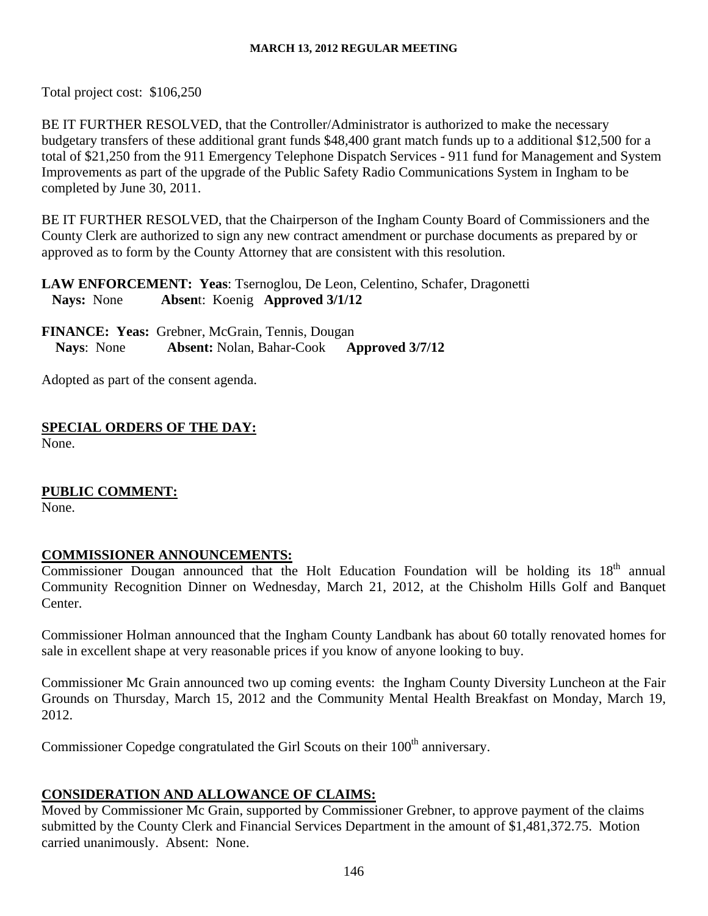Total project cost: $106,250

BE IT FURTHER RESOLVED, that the Controller/Administrator is authorized to make the necessary budgetary transfers of these additional grant funds $48,400 grant match funds up to a additional $12,500 for a total of $21,250 from the 911 Emergency Telephone Dispatch Services - 911 fund for Management and System Improvements as part of the upgrade of the Public Safety Radio Communications System in Ingham to be completed by June 30, 2011.

BE IT FURTHER RESOLVED, that the Chairperson of the Ingham County Board of Commissioners and the County Clerk are authorized to sign any new contract amendment or purchase documents as prepared by or approved as to form by the County Attorney that are consistent with this resolution.

**LAW ENFORCEMENT: Yeas**: Tsernoglou, De Leon, Celentino, Schafer, Dragonetti
**Nays:** None **Absen**t: Koenig **Approved 3/1/12**

**FINANCE: Yeas:** Grebner, McGrain, Tennis, Dougan
**Nays**: None **Absent:** Nolan, Bahar-Cook **Approved 3/7/12**

Adopted as part of the consent agenda.

## SPECIAL ORDERS OF THE DAY:

None.

## PUBLIC COMMENT:

None.

## COMMISSIONER ANNOUNCEMENTS:

Commissioner Dougan announced that the Holt Education Foundation will be holding its 18th annual Community Recognition Dinner on Wednesday, March 21, 2012, at the Chisholm Hills Golf and Banquet Center.

Commissioner Holman announced that the Ingham County Landbank has about 60 totally renovated homes for sale in excellent shape at very reasonable prices if you know of anyone looking to buy.

Commissioner Mc Grain announced two up coming events: the Ingham County Diversity Luncheon at the Fair Grounds on Thursday, March 15, 2012 and the Community Mental Health Breakfast on Monday, March 19, 2012.

Commissioner Copedge congratulated the Girl Scouts on their 100th anniversary.

## CONSIDERATION AND ALLOWANCE OF CLAIMS:

Moved by Commissioner Mc Grain, supported by Commissioner Grebner, to approve payment of the claims submitted by the County Clerk and Financial Services Department in the amount of $1,481,372.75. Motion carried unanimously. Absent: None.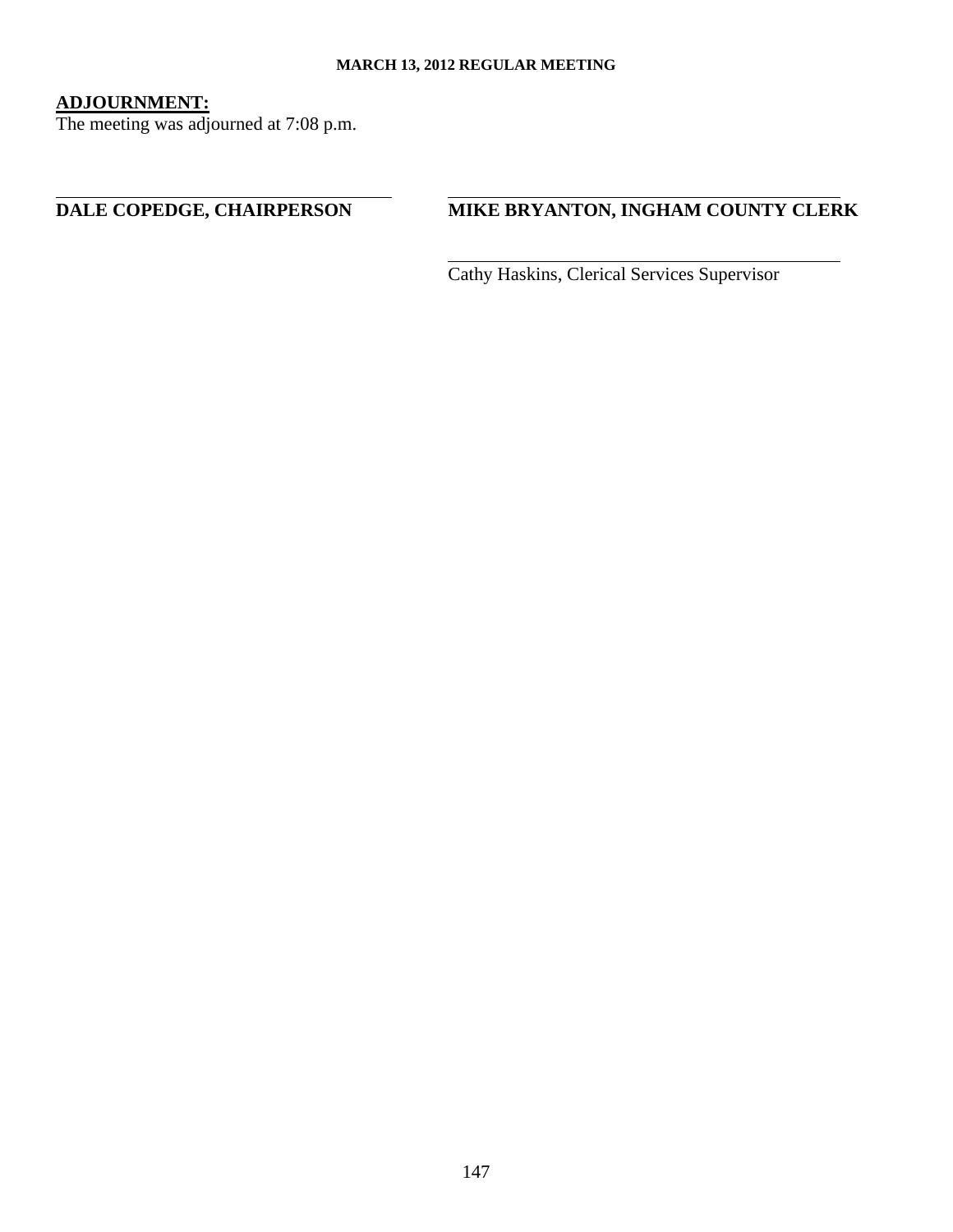**ADJOURNMENT:**

The meeting was adjourned at 7:08 p.m.

**DALE COPEDGE, CHAIRPERSON**

**MIKE BRYANTON, INGHAM COUNTY CLERK**

Cathy Haskins, Clerical Services Supervisor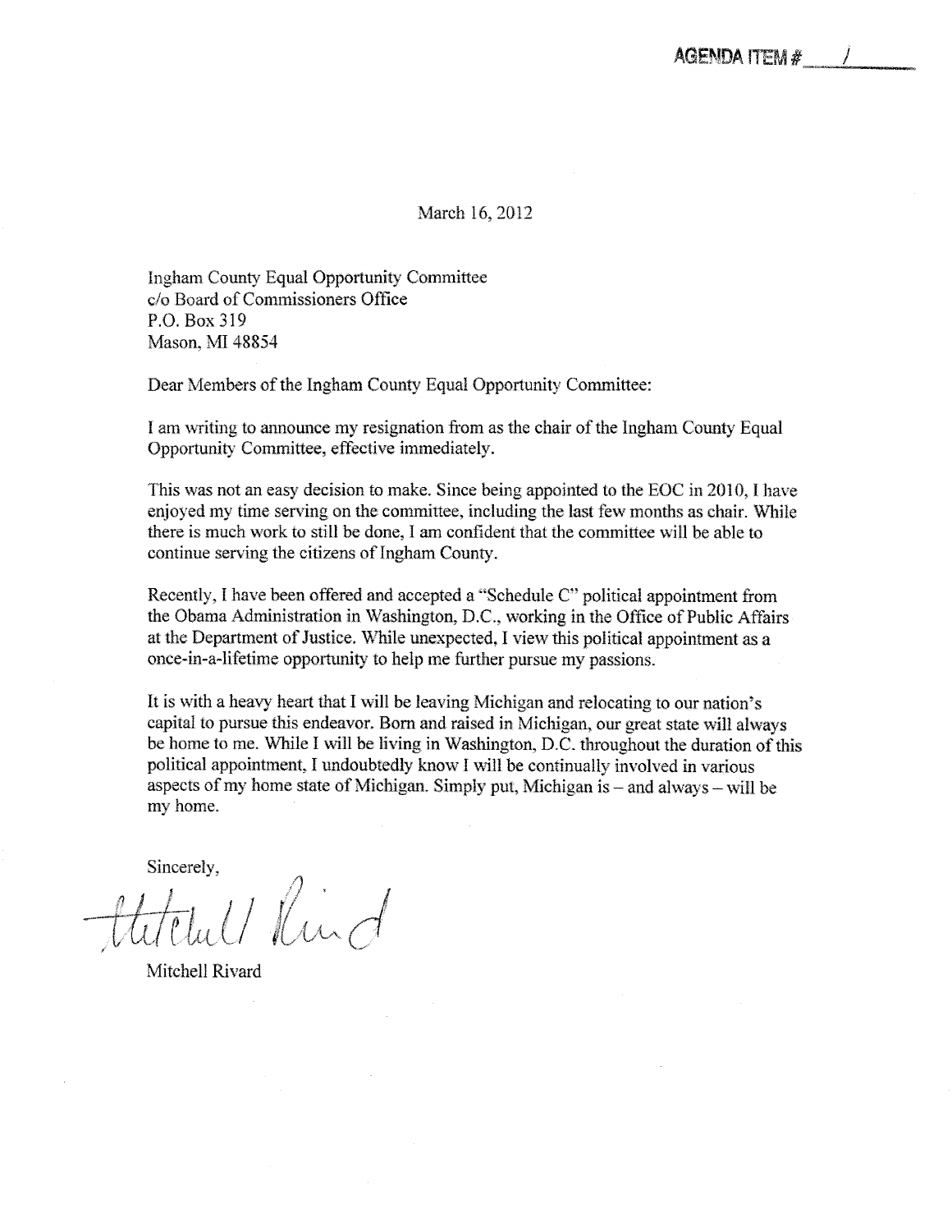AGENDA ITEM # 1

March 16, 2012

Ingham County Equal Opportunity Committee
c/o Board of Commissioners Office
P.O. Box 319
Mason, MI 48854

Dear Members of the Ingham County Equal Opportunity Committee:

I am writing to announce my resignation from as the chair of the Ingham County Equal Opportunity Committee, effective immediately.

This was not an easy decision to make. Since being appointed to the EOC in 2010, I have enjoyed my time serving on the committee, including the last few months as chair. While there is much work to still be done, I am confident that the committee will be able to continue serving the citizens of Ingham County.

Recently, I have been offered and accepted a "Schedule C" political appointment from the Obama Administration in Washington, D.C., working in the Office of Public Affairs at the Department of Justice. While unexpected, I view this political appointment as a once-in-a-lifetime opportunity to help me further pursue my passions.

It is with a heavy heart that I will be leaving Michigan and relocating to our nation's capital to pursue this endeavor. Born and raised in Michigan, our great state will always be home to me. While I will be living in Washington, D.C. throughout the duration of this political appointment, I undoubtedly know I will be continually involved in various aspects of my home state of Michigan. Simply put, Michigan is – and always – will be my home.

Sincerely,

Mitchell Rivard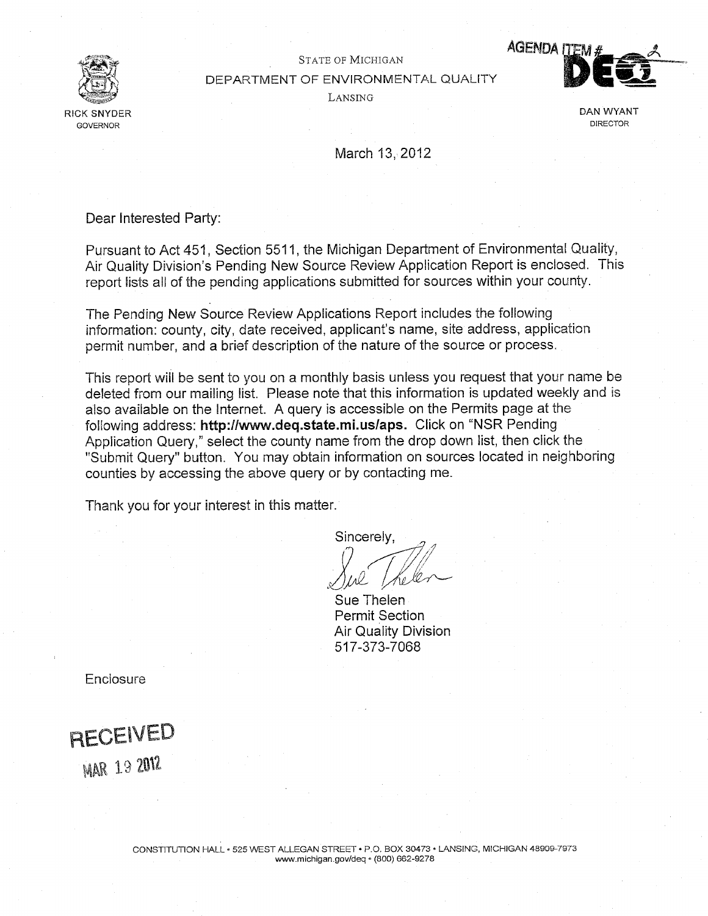STATE OF MICHIGAN

DEPARTMENT OF ENVIRONMENTAL QUALITY

LANSING

AGENDA ITEM # 2

RICK SNYDER
GOVERNOR

DAN WYANT
DIRECTOR

March 13, 2012

Dear Interested Party:

Pursuant to Act 451, Section 5511, the Michigan Department of Environmental Quality, Air Quality Division's Pending New Source Review Application Report is enclosed. This report lists all of the pending applications submitted for sources within your county.

The Pending New Source Review Applications Report includes the following information: county, city, date received, applicant's name, site address, application permit number, and a brief description of the nature of the source or process.

This report will be sent to you on a monthly basis unless you request that your name be deleted from our mailing list. Please note that this information is updated weekly and is also available on the Internet. A query is accessible on the Permits page at the following address: **http://www.deq.state.mi.us/aps.** Click on "NSR Pending Application Query," select the county name from the drop down list, then click the "Submit Query" button. You may obtain information on sources located in neighboring counties by accessing the above query or by contacting me.

Thank you for your interest in this matter.

Sincerely,

Sue Thelen
Permit Section
Air Quality Division
517-373-7068

Enclosure

RECEIVED
MAR 19 2012

CONSTITUTION HALL • 525 WEST ALLEGAN STREET • P.O. BOX 30473 • LANSING, MICHIGAN 48909-7973
www.michigan.gov/deq • (800) 662-9278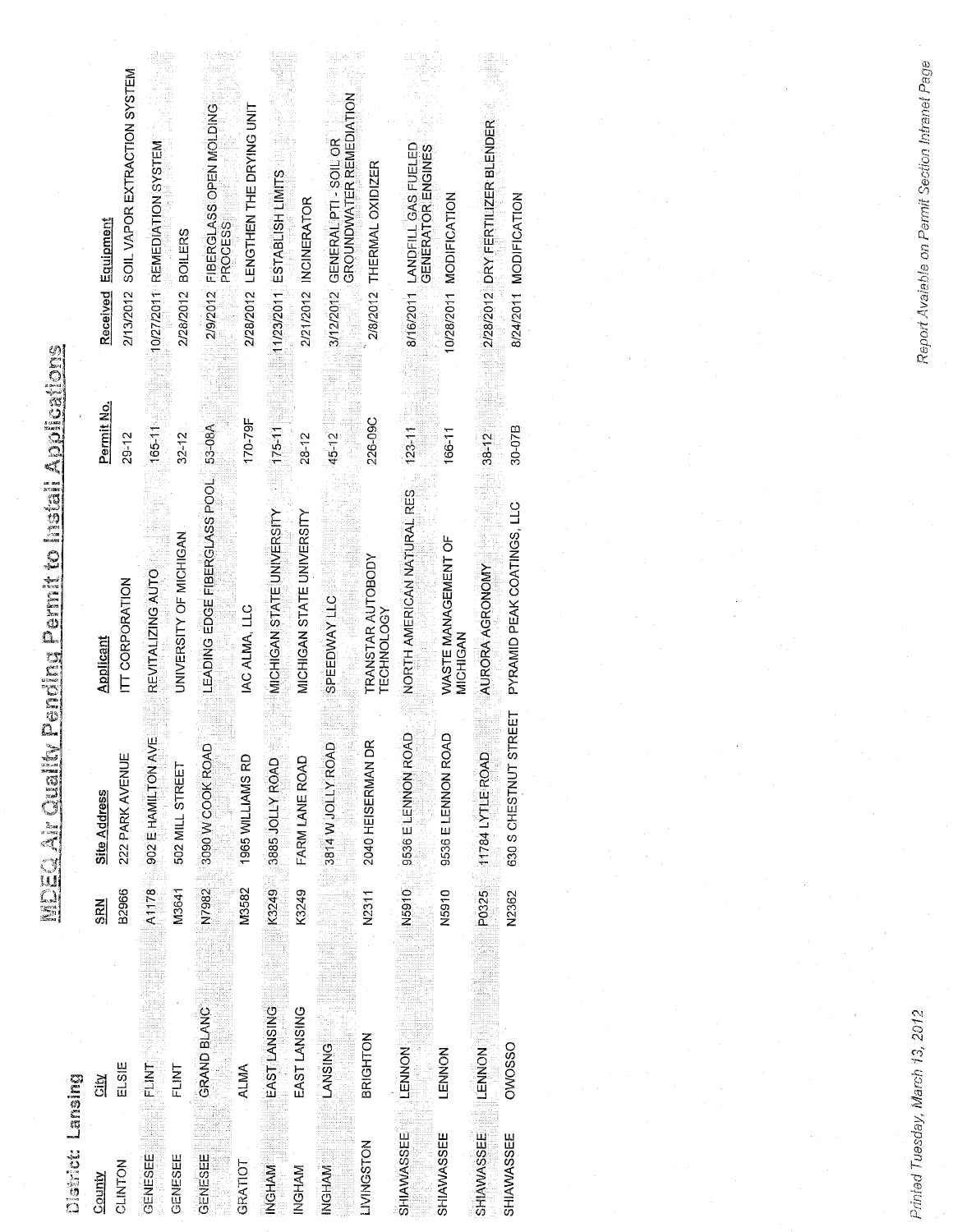# MDEQ Air Quality Pending Permit to Install Applications

**District: Lansing**

| County | City | SRN | Site Address | Applicant | Permit No. | Received | Equipment |
|---|---|---|---|---|---|---|---|
| CLINTON | ELSIE | B2966 | 222 PARK AVENUE | ITT CORPORATION | 29-12 | 2/13/2012 | SOIL VAPOR EXTRACTION SYSTEM |
| GENESEE | FLINT | A1178 | 902 E HAMILTON AVE | REVITALIZING AUTO | 165-11 | 10/27/2011 | REMEDIATION SYSTEM |
| GENESEE | FLINT | M3641 | 502 MILL STREET | UNIVERSITY OF MICHIGAN | 32-12 | 2/28/2012 | BOILERS |
| GENESEE | GRAND BLANC | N7982 | 3090 W COOK ROAD | LEADING EDGE FIBERGLASS POOL | 53-08A | 2/9/2012 | FIBERGLASS OPEN MOLDING PROCESS |
| GRATIOT | ALMA | M3582 | 1965 WILLIAMS RD | IAC ALMA, LLC | 170-79F | 2/28/2012 | LENGTHEN THE DRYING UNIT |
| INGHAM | EAST LANSING | K3249 | 3885 JOLLY ROAD | MICHIGAN STATE UNIVERSITY | 175-11 | 11/23/2011 | ESTABLISH LIMITS |
| INGHAM | EAST LANSING | K3249 | FARM LANE ROAD | MICHIGAN STATE UNIVERSITY | 28-12 | 2/21/2012 | INCINERATOR |
| INGHAM | LANSING | | 3814 W JOLLY ROAD | SPEEDWAY LLC | 45-12 | 3/12/2012 | GENERAL PTI - SOIL OR GROUNDWATER REMEDIATION |
| LIVINGSTON | BRIGHTON | N2311 | 2040 HEISERMAN DR | TRANSTAR AUTOBODY TECHNOLOGY | 226-09C | 2/8/2012 | THERMAL OXIDIZER |
| SHIAWASSEE | LENNON | N5910 | 9536 E LENNON ROAD | NORTH AMERICAN NATURAL RES | 123-11 | 8/16/2011 | LANDFILL GAS FUELED GENERATOR ENGINES |
| SHIAWASSEE | LENNON | N5910 | 9536 E LENNON ROAD | WASTE MANAGEMENT OF MICHIGAN | 166-11 | 10/28/2011 | MODIFICATION |
| SHIAWASSEE | LENNON | P0325 | 11784 LYTLE ROAD | AURORA AGRONOMY | 38-12 | 2/28/2012 | DRY FERTILIZER BLENDER |
| SHIAWASSEE | OWOSSO | N2362 | 630 S CHESTNUT STREET | PYRAMID PEAK COATINGS, LLC | 30-07B | 8/24/2011 | MODIFICATION |

*Printed Tuesday, March 13, 2012*

*Report Available on Permit Section Intranet Page*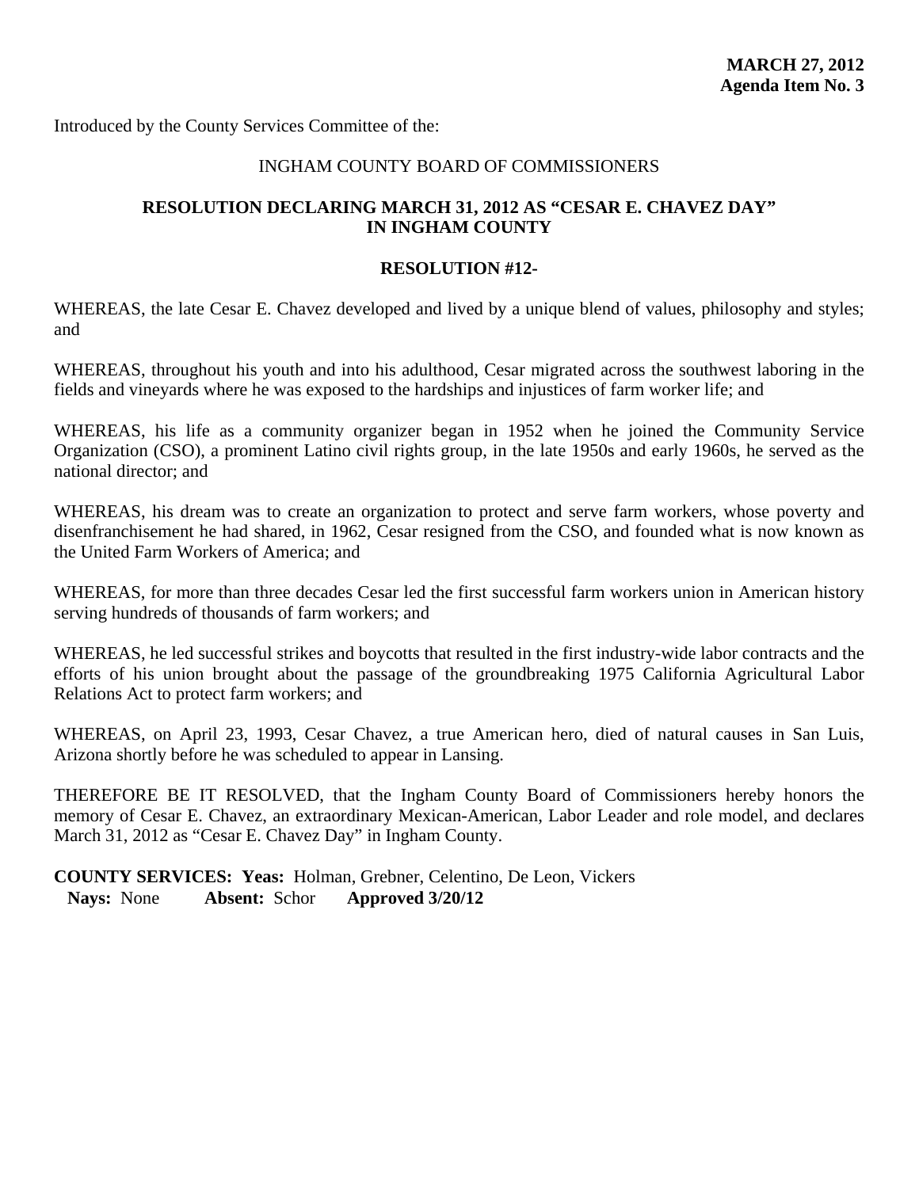**MARCH 27, 2012**
**Agenda Item No. 3**

Introduced by the County Services Committee of the:

INGHAM COUNTY BOARD OF COMMISSIONERS

**RESOLUTION DECLARING MARCH 31, 2012 AS "CESAR E. CHAVEZ DAY" IN INGHAM COUNTY**

**RESOLUTION #12-**

WHEREAS, the late Cesar E. Chavez developed and lived by a unique blend of values, philosophy and styles; and

WHEREAS, throughout his youth and into his adulthood, Cesar migrated across the southwest laboring in the fields and vineyards where he was exposed to the hardships and injustices of farm worker life; and

WHEREAS, his life as a community organizer began in 1952 when he joined the Community Service Organization (CSO), a prominent Latino civil rights group, in the late 1950s and early 1960s, he served as the national director; and

WHEREAS, his dream was to create an organization to protect and serve farm workers, whose poverty and disenfranchisement he had shared, in 1962, Cesar resigned from the CSO, and founded what is now known as the United Farm Workers of America; and

WHEREAS, for more than three decades Cesar led the first successful farm workers union in American history serving hundreds of thousands of farm workers; and

WHEREAS, he led successful strikes and boycotts that resulted in the first industry-wide labor contracts and the efforts of his union brought about the passage of the groundbreaking 1975 California Agricultural Labor Relations Act to protect farm workers; and

WHEREAS, on April 23, 1993, Cesar Chavez, a true American hero, died of natural causes in San Luis, Arizona shortly before he was scheduled to appear in Lansing.

THEREFORE BE IT RESOLVED, that the Ingham County Board of Commissioners hereby honors the memory of Cesar E. Chavez, an extraordinary Mexican-American, Labor Leader and role model, and declares March 31, 2012 as "Cesar E. Chavez Day" in Ingham County.

**COUNTY SERVICES: Yeas:** Holman, Grebner, Celentino, De Leon, Vickers
**Nays:** None **Absent:** Schor **Approved 3/20/12**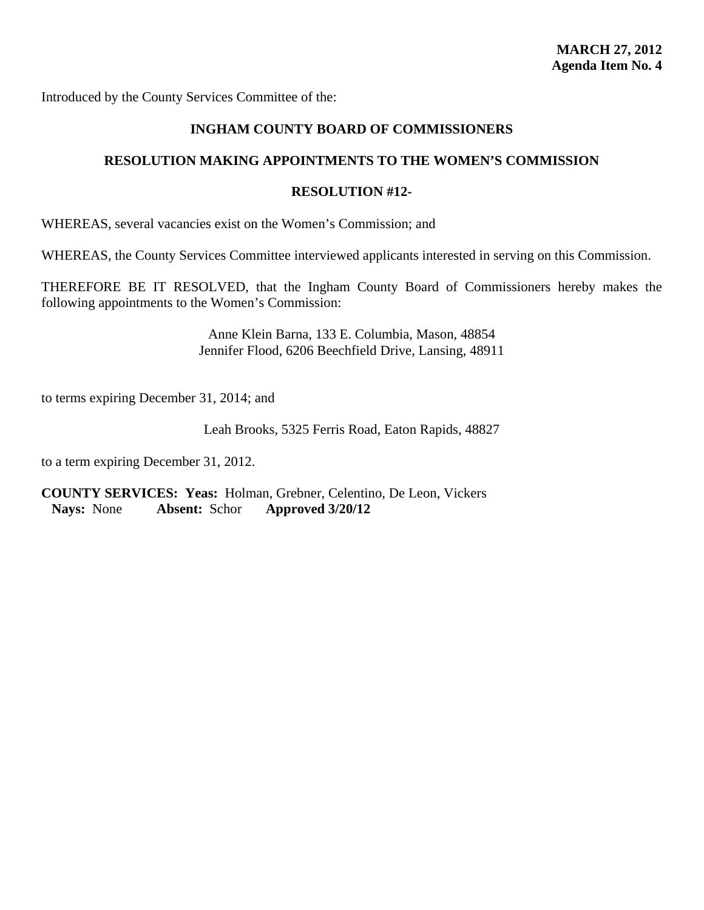**MARCH 27, 2012**
**Agenda Item No. 4**

Introduced by the County Services Committee of the:

**INGHAM COUNTY BOARD OF COMMISSIONERS**

**RESOLUTION MAKING APPOINTMENTS TO THE WOMEN'S COMMISSION**

**RESOLUTION #12-**

WHEREAS, several vacancies exist on the Women's Commission; and

WHEREAS, the County Services Committee interviewed applicants interested in serving on this Commission.

THEREFORE BE IT RESOLVED, that the Ingham County Board of Commissioners hereby makes the following appointments to the Women's Commission:

Anne Klein Barna, 133 E. Columbia, Mason, 48854
Jennifer Flood, 6206 Beechfield Drive, Lansing, 48911

to terms expiring December 31, 2014; and

Leah Brooks, 5325 Ferris Road, Eaton Rapids, 48827

to a term expiring December 31, 2012.

**COUNTY SERVICES: Yeas:** Holman, Grebner, Celentino, De Leon, Vickers
**Nays:** None **Absent:** Schor **Approved 3/20/12**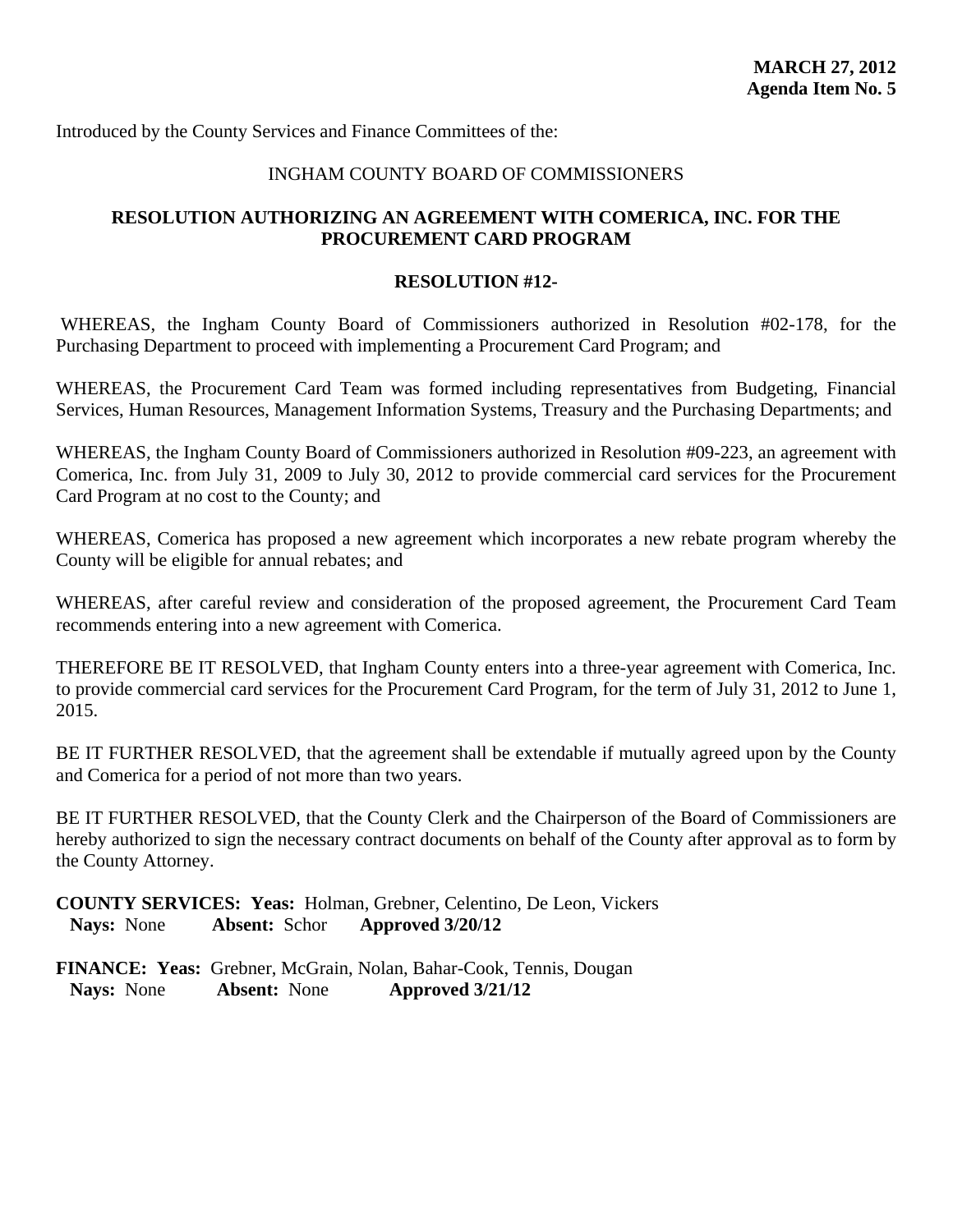**MARCH 27, 2012**
**Agenda Item No. 5**

Introduced by the County Services and Finance Committees of the:

INGHAM COUNTY BOARD OF COMMISSIONERS

**RESOLUTION AUTHORIZING AN AGREEMENT WITH COMERICA, INC. FOR THE PROCUREMENT CARD PROGRAM**

**RESOLUTION #12-**

WHEREAS, the Ingham County Board of Commissioners authorized in Resolution #02-178, for the Purchasing Department to proceed with implementing a Procurement Card Program; and

WHEREAS, the Procurement Card Team was formed including representatives from Budgeting, Financial Services, Human Resources, Management Information Systems, Treasury and the Purchasing Departments; and

WHEREAS, the Ingham County Board of Commissioners authorized in Resolution #09-223, an agreement with Comerica, Inc. from July 31, 2009 to July 30, 2012 to provide commercial card services for the Procurement Card Program at no cost to the County; and

WHEREAS, Comerica has proposed a new agreement which incorporates a new rebate program whereby the County will be eligible for annual rebates; and

WHEREAS, after careful review and consideration of the proposed agreement, the Procurement Card Team recommends entering into a new agreement with Comerica.

THEREFORE BE IT RESOLVED, that Ingham County enters into a three-year agreement with Comerica, Inc. to provide commercial card services for the Procurement Card Program, for the term of July 31, 2012 to June 1, 2015.

BE IT FURTHER RESOLVED, that the agreement shall be extendable if mutually agreed upon by the County and Comerica for a period of not more than two years.

BE IT FURTHER RESOLVED, that the County Clerk and the Chairperson of the Board of Commissioners are hereby authorized to sign the necessary contract documents on behalf of the County after approval as to form by the County Attorney.

**COUNTY SERVICES: Yeas:** Holman, Grebner, Celentino, De Leon, Vickers
**Nays:** None **Absent:** Schor **Approved 3/20/12**

**FINANCE: Yeas:** Grebner, McGrain, Nolan, Bahar-Cook, Tennis, Dougan
**Nays:** None **Absent:** None **Approved 3/21/12**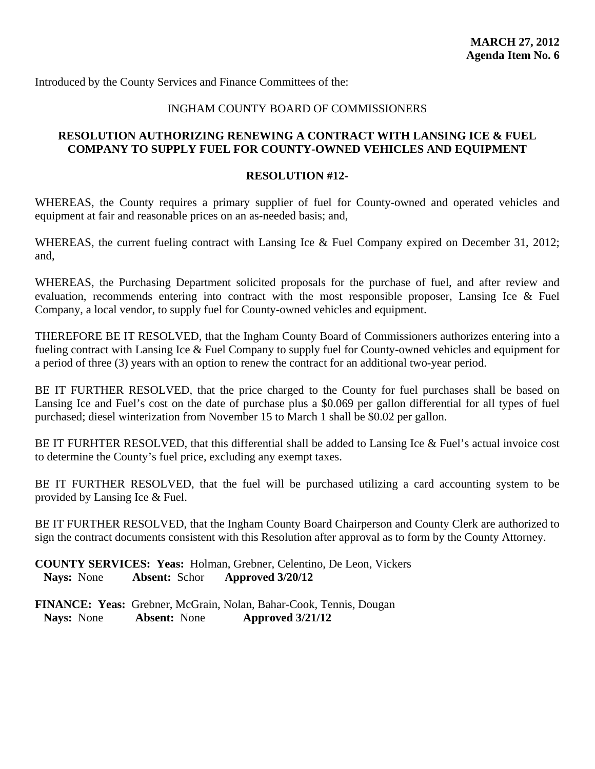**MARCH 27, 2012**
**Agenda Item No. 6**

Introduced by the County Services and Finance Committees of the:

INGHAM COUNTY BOARD OF COMMISSIONERS

**RESOLUTION AUTHORIZING RENEWING A CONTRACT WITH LANSING ICE & FUEL COMPANY TO SUPPLY FUEL FOR COUNTY-OWNED VEHICLES AND EQUIPMENT**

**RESOLUTION #12-**

WHEREAS, the County requires a primary supplier of fuel for County-owned and operated vehicles and equipment at fair and reasonable prices on an as-needed basis; and,

WHEREAS, the current fueling contract with Lansing Ice & Fuel Company expired on December 31, 2012; and,

WHEREAS, the Purchasing Department solicited proposals for the purchase of fuel, and after review and evaluation, recommends entering into contract with the most responsible proposer, Lansing Ice & Fuel Company, a local vendor, to supply fuel for County-owned vehicles and equipment.

THEREFORE BE IT RESOLVED, that the Ingham County Board of Commissioners authorizes entering into a fueling contract with Lansing Ice & Fuel Company to supply fuel for County-owned vehicles and equipment for a period of three (3) years with an option to renew the contract for an additional two-year period.

BE IT FURTHER RESOLVED, that the price charged to the County for fuel purchases shall be based on Lansing Ice and Fuel's cost on the date of purchase plus a $0.069 per gallon differential for all types of fuel purchased; diesel winterization from November 15 to March 1 shall be $0.02 per gallon.

BE IT FURHTER RESOLVED, that this differential shall be added to Lansing Ice & Fuel's actual invoice cost to determine the County's fuel price, excluding any exempt taxes.

BE IT FURTHER RESOLVED, that the fuel will be purchased utilizing a card accounting system to be provided by Lansing Ice & Fuel.

BE IT FURTHER RESOLVED, that the Ingham County Board Chairperson and County Clerk are authorized to sign the contract documents consistent with this Resolution after approval as to form by the County Attorney.

**COUNTY SERVICES: Yeas:** Holman, Grebner, Celentino, De Leon, Vickers
**Nays:** None **Absent:** Schor **Approved 3/20/12**

**FINANCE: Yeas:** Grebner, McGrain, Nolan, Bahar-Cook, Tennis, Dougan
**Nays:** None **Absent:** None **Approved 3/21/12**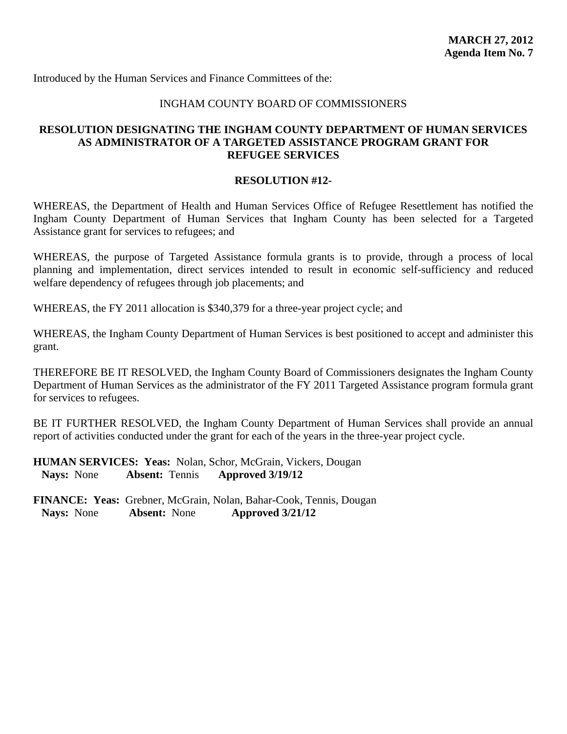**MARCH 27, 2012**
**Agenda Item No. 7**

Introduced by the Human Services and Finance Committees of the:

INGHAM COUNTY BOARD OF COMMISSIONERS

**RESOLUTION DESIGNATING THE INGHAM COUNTY DEPARTMENT OF HUMAN SERVICES AS ADMINISTRATOR OF A TARGETED ASSISTANCE PROGRAM GRANT FOR REFUGEE SERVICES**

**RESOLUTION #12-**

WHEREAS, the Department of Health and Human Services Office of Refugee Resettlement has notified the Ingham County Department of Human Services that Ingham County has been selected for a Targeted Assistance grant for services to refugees; and

WHEREAS, the purpose of Targeted Assistance formula grants is to provide, through a process of local planning and implementation, direct services intended to result in economic self-sufficiency and reduced welfare dependency of refugees through job placements; and

WHEREAS, the FY 2011 allocation is $340,379 for a three-year project cycle; and

WHEREAS, the Ingham County Department of Human Services is best positioned to accept and administer this grant.

THEREFORE BE IT RESOLVED, the Ingham County Board of Commissioners designates the Ingham County Department of Human Services as the administrator of the FY 2011 Targeted Assistance program formula grant for services to refugees.

BE IT FURTHER RESOLVED, the Ingham County Department of Human Services shall provide an annual report of activities conducted under the grant for each of the years in the three-year project cycle.

**HUMAN SERVICES: Yeas:** Nolan, Schor, McGrain, Vickers, Dougan
**Nays:** None **Absent:** Tennis **Approved 3/19/12**

**FINANCE: Yeas:** Grebner, McGrain, Nolan, Bahar-Cook, Tennis, Dougan
**Nays:** None **Absent:** None **Approved 3/21/12**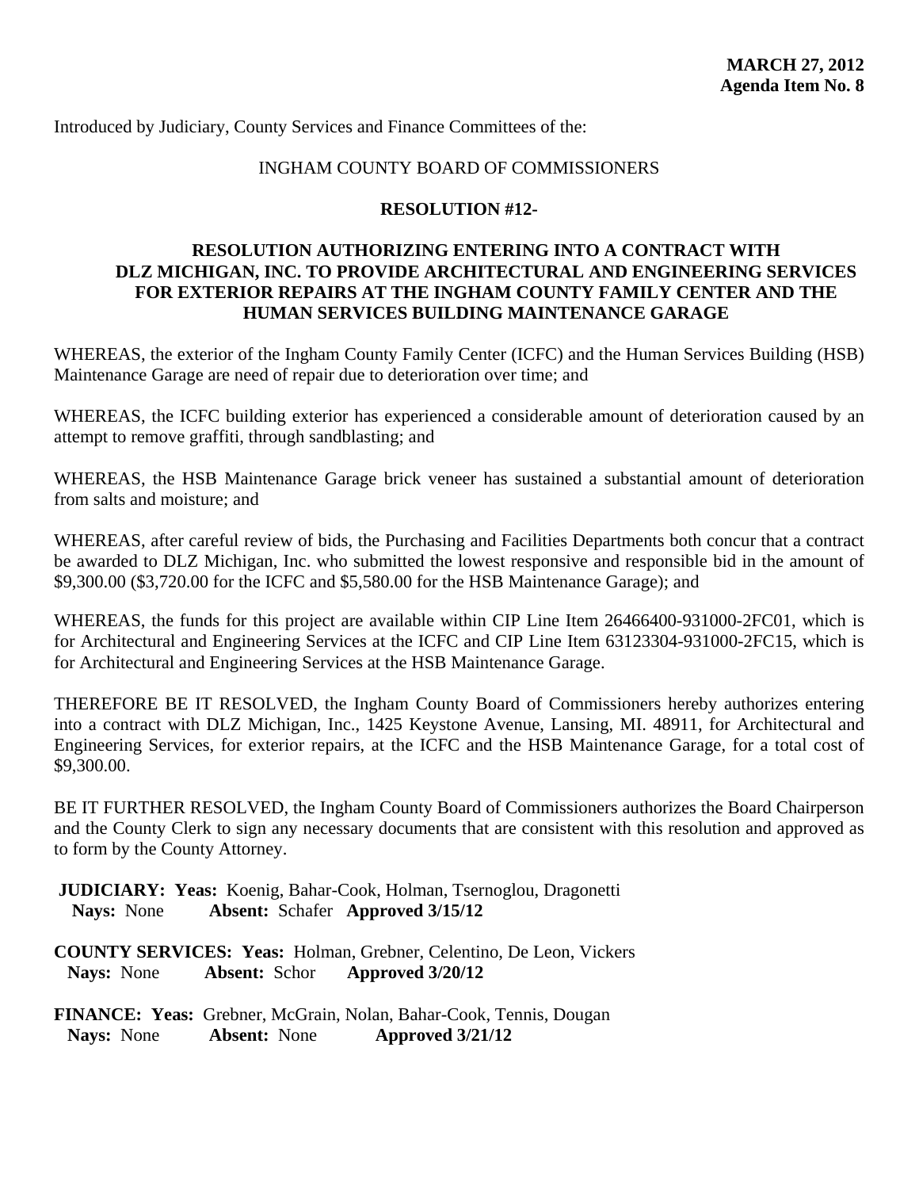**MARCH 27, 2012**
**Agenda Item No. 8**

Introduced by Judiciary, County Services and Finance Committees of the:

INGHAM COUNTY BOARD OF COMMISSIONERS

**RESOLUTION #12-**

**RESOLUTION AUTHORIZING ENTERING INTO A CONTRACT WITH DLZ MICHIGAN, INC. TO PROVIDE ARCHITECTURAL AND ENGINEERING SERVICES FOR EXTERIOR REPAIRS AT THE INGHAM COUNTY FAMILY CENTER AND THE HUMAN SERVICES BUILDING MAINTENANCE GARAGE**

WHEREAS, the exterior of the Ingham County Family Center (ICFC) and the Human Services Building (HSB) Maintenance Garage are need of repair due to deterioration over time; and

WHEREAS, the ICFC building exterior has experienced a considerable amount of deterioration caused by an attempt to remove graffiti, through sandblasting; and

WHEREAS, the HSB Maintenance Garage brick veneer has sustained a substantial amount of deterioration from salts and moisture; and

WHEREAS, after careful review of bids, the Purchasing and Facilities Departments both concur that a contract be awarded to DLZ Michigan, Inc. who submitted the lowest responsive and responsible bid in the amount of $9,300.00 ($3,720.00 for the ICFC and $5,580.00 for the HSB Maintenance Garage); and

WHEREAS, the funds for this project are available within CIP Line Item 26466400-931000-2FC01, which is for Architectural and Engineering Services at the ICFC and CIP Line Item 63123304-931000-2FC15, which is for Architectural and Engineering Services at the HSB Maintenance Garage.

THEREFORE BE IT RESOLVED, the Ingham County Board of Commissioners hereby authorizes entering into a contract with DLZ Michigan, Inc., 1425 Keystone Avenue, Lansing, MI. 48911, for Architectural and Engineering Services, for exterior repairs, at the ICFC and the HSB Maintenance Garage, for a total cost of $9,300.00.

BE IT FURTHER RESOLVED, the Ingham County Board of Commissioners authorizes the Board Chairperson and the County Clerk to sign any necessary documents that are consistent with this resolution and approved as to form by the County Attorney.

**JUDICIARY: Yeas:** Koenig, Bahar-Cook, Holman, Tsernoglou, Dragonetti
**Nays:** None **Absent:** Schafer **Approved 3/15/12**

**COUNTY SERVICES: Yeas:** Holman, Grebner, Celentino, De Leon, Vickers
**Nays:** None **Absent:** Schor **Approved 3/20/12**

**FINANCE: Yeas:** Grebner, McGrain, Nolan, Bahar-Cook, Tennis, Dougan
**Nays:** None **Absent:** None **Approved 3/21/12**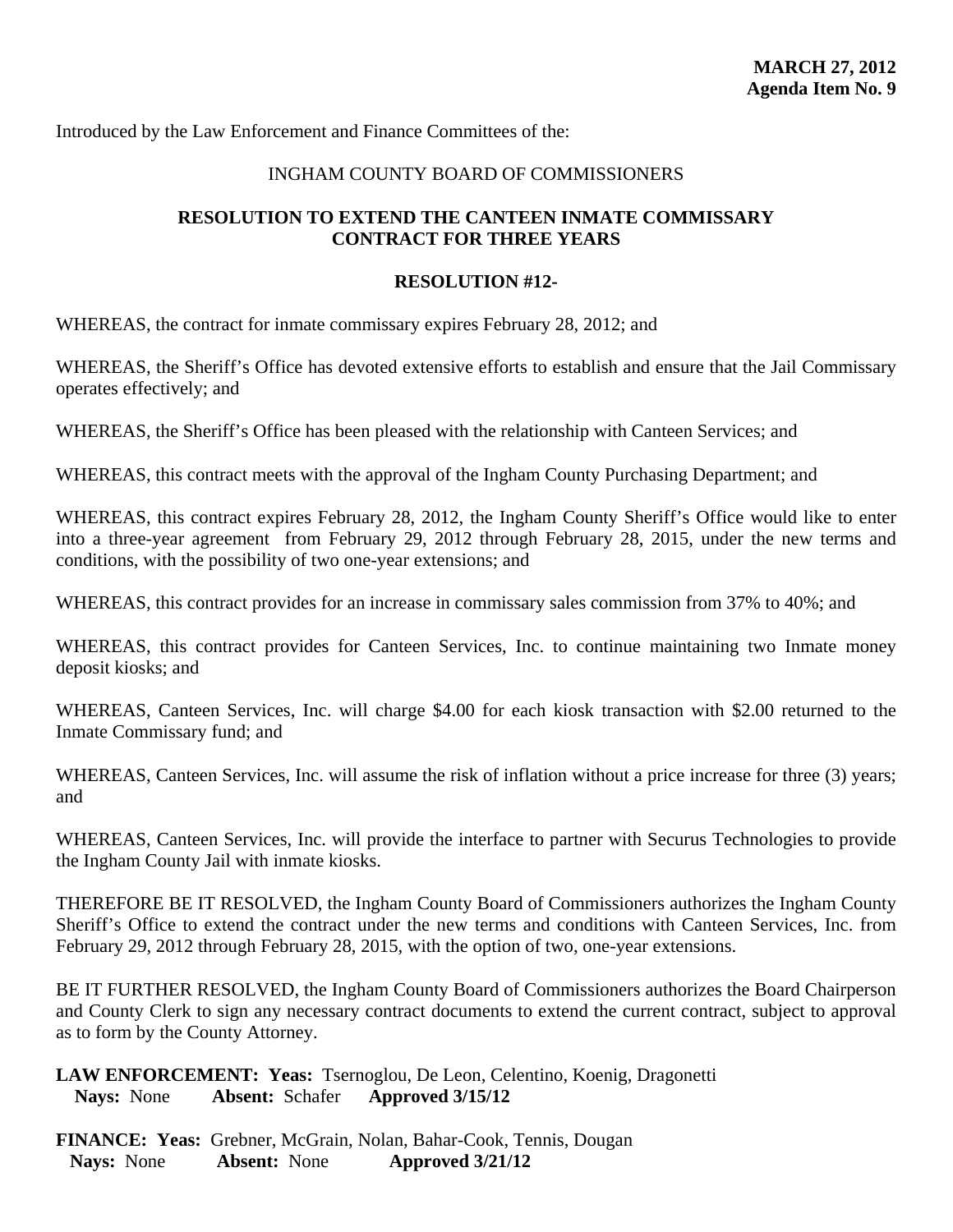**MARCH 27, 2012**
**Agenda Item No. 9**

Introduced by the Law Enforcement and Finance Committees of the:

INGHAM COUNTY BOARD OF COMMISSIONERS

**RESOLUTION TO EXTEND THE CANTEEN INMATE COMMISSARY CONTRACT FOR THREE YEARS**

**RESOLUTION #12-**

WHEREAS, the contract for inmate commissary expires February 28, 2012; and

WHEREAS, the Sheriff's Office has devoted extensive efforts to establish and ensure that the Jail Commissary operates effectively; and

WHEREAS, the Sheriff's Office has been pleased with the relationship with Canteen Services; and

WHEREAS, this contract meets with the approval of the Ingham County Purchasing Department; and

WHEREAS, this contract expires February 28, 2012, the Ingham County Sheriff's Office would like to enter into a three-year agreement from February 29, 2012 through February 28, 2015, under the new terms and conditions, with the possibility of two one-year extensions; and

WHEREAS, this contract provides for an increase in commissary sales commission from 37% to 40%; and

WHEREAS, this contract provides for Canteen Services, Inc. to continue maintaining two Inmate money deposit kiosks; and

WHEREAS, Canteen Services, Inc. will charge $4.00 for each kiosk transaction with $2.00 returned to the Inmate Commissary fund; and

WHEREAS, Canteen Services, Inc. will assume the risk of inflation without a price increase for three (3) years; and

WHEREAS, Canteen Services, Inc. will provide the interface to partner with Securus Technologies to provide the Ingham County Jail with inmate kiosks.

THEREFORE BE IT RESOLVED, the Ingham County Board of Commissioners authorizes the Ingham County Sheriff's Office to extend the contract under the new terms and conditions with Canteen Services, Inc. from February 29, 2012 through February 28, 2015, with the option of two, one-year extensions.

BE IT FURTHER RESOLVED, the Ingham County Board of Commissioners authorizes the Board Chairperson and County Clerk to sign any necessary contract documents to extend the current contract, subject to approval as to form by the County Attorney.

**LAW ENFORCEMENT: Yeas:** Tsernoglou, De Leon, Celentino, Koenig, Dragonetti
**Nays:** None **Absent:** Schafer **Approved 3/15/12**

**FINANCE: Yeas:** Grebner, McGrain, Nolan, Bahar-Cook, Tennis, Dougan
**Nays:** None **Absent:** None **Approved 3/21/12**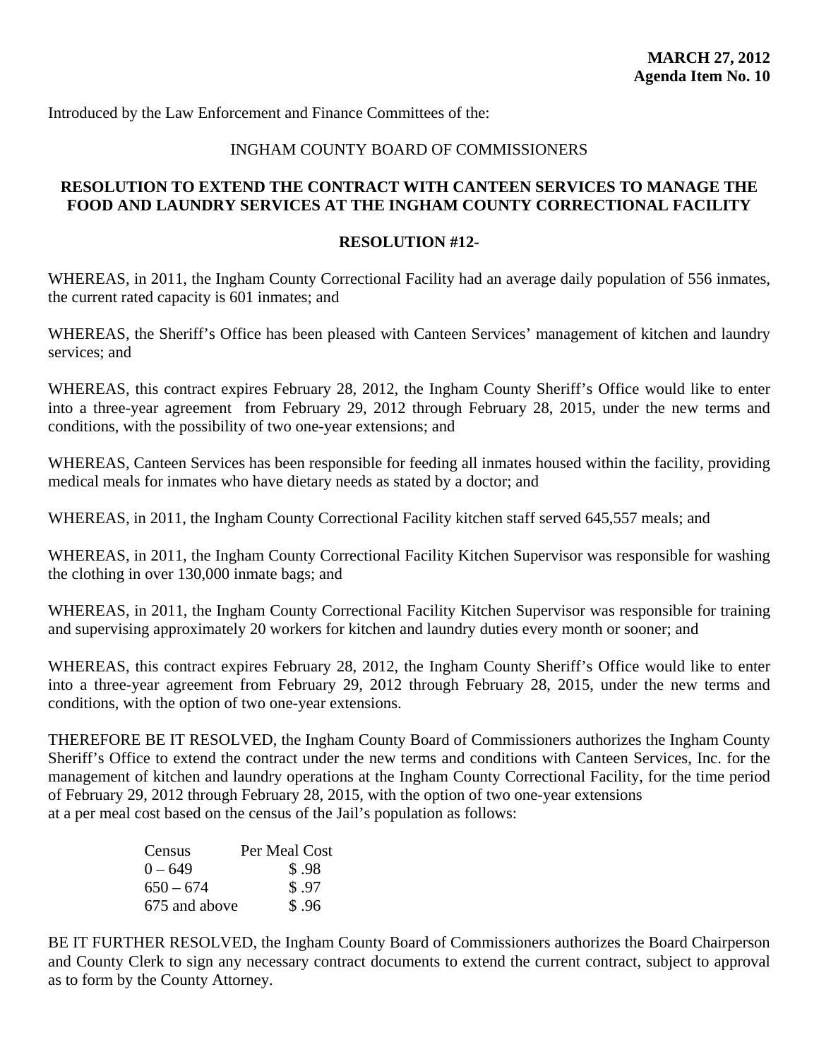**MARCH 27, 2012**
**Agenda Item No. 10**

Introduced by the Law Enforcement and Finance Committees of the:

INGHAM COUNTY BOARD OF COMMISSIONERS

## RESOLUTION TO EXTEND THE CONTRACT WITH CANTEEN SERVICES TO MANAGE THE FOOD AND LAUNDRY SERVICES AT THE INGHAM COUNTY CORRECTIONAL FACILITY

**RESOLUTION #12-**

WHEREAS, in 2011, the Ingham County Correctional Facility had an average daily population of 556 inmates, the current rated capacity is 601 inmates; and

WHEREAS, the Sheriff's Office has been pleased with Canteen Services' management of kitchen and laundry services; and

WHEREAS, this contract expires February 28, 2012, the Ingham County Sheriff's Office would like to enter into a three-year agreement from February 29, 2012 through February 28, 2015, under the new terms and conditions, with the possibility of two one-year extensions; and

WHEREAS, Canteen Services has been responsible for feeding all inmates housed within the facility, providing medical meals for inmates who have dietary needs as stated by a doctor; and

WHEREAS, in 2011, the Ingham County Correctional Facility kitchen staff served 645,557 meals; and

WHEREAS, in 2011, the Ingham County Correctional Facility Kitchen Supervisor was responsible for washing the clothing in over 130,000 inmate bags; and

WHEREAS, in 2011, the Ingham County Correctional Facility Kitchen Supervisor was responsible for training and supervising approximately 20 workers for kitchen and laundry duties every month or sooner; and

WHEREAS, this contract expires February 28, 2012, the Ingham County Sheriff's Office would like to enter into a three-year agreement from February 29, 2012 through February 28, 2015, under the new terms and conditions, with the option of two one-year extensions.

THEREFORE BE IT RESOLVED, the Ingham County Board of Commissioners authorizes the Ingham County Sheriff's Office to extend the contract under the new terms and conditions with Canteen Services, Inc. for the management of kitchen and laundry operations at the Ingham County Correctional Facility, for the time period of February 29, 2012 through February 28, 2015, with the option of two one-year extensions at a per meal cost based on the census of the Jail's population as follows:

| Census | Per Meal Cost |
|---|---|
| 0 – 649 | $ .98 |
| 650 – 674 | $ .97 |
| 675 and above | $ .96 |

BE IT FURTHER RESOLVED, the Ingham County Board of Commissioners authorizes the Board Chairperson and County Clerk to sign any necessary contract documents to extend the current contract, subject to approval as to form by the County Attorney.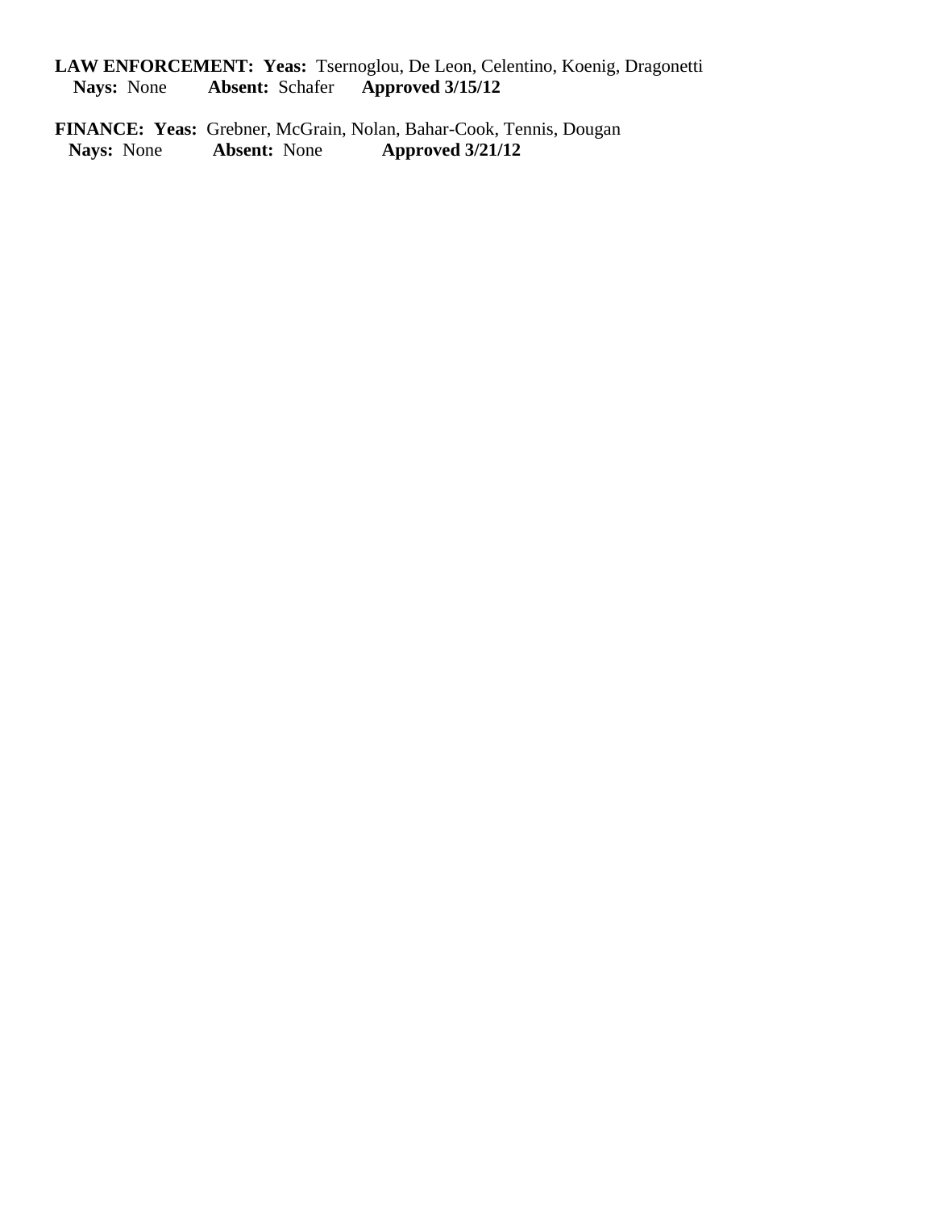**LAW ENFORCEMENT: Yeas:** Tsernoglou, De Leon, Celentino, Koenig, Dragonetti
**Nays:** None **Absent:** Schafer **Approved 3/15/12**

**FINANCE: Yeas:** Grebner, McGrain, Nolan, Bahar-Cook, Tennis, Dougan
**Nays:** None **Absent:** None **Approved 3/21/12**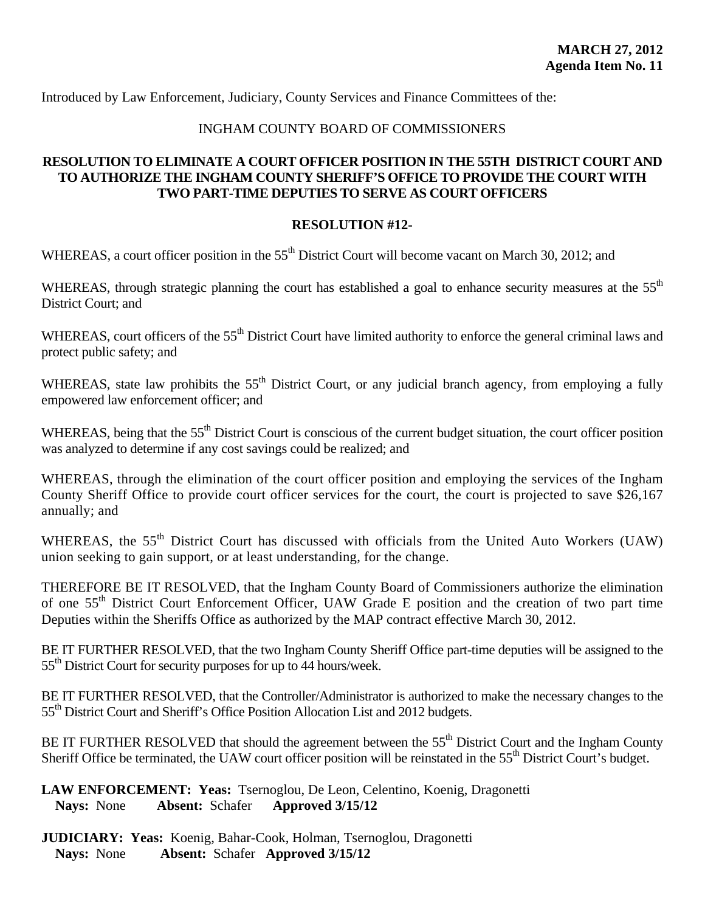**MARCH 27, 2012**
**Agenda Item No. 11**

Introduced by Law Enforcement, Judiciary, County Services and Finance Committees of the:

INGHAM COUNTY BOARD OF COMMISSIONERS

**RESOLUTION TO ELIMINATE A COURT OFFICER POSITION IN THE 55TH DISTRICT COURT AND TO AUTHORIZE THE INGHAM COUNTY SHERIFF'S OFFICE TO PROVIDE THE COURT WITH TWO PART-TIME DEPUTIES TO SERVE AS COURT OFFICERS**

**RESOLUTION #12-**

WHEREAS, a court officer position in the 55th District Court will become vacant on March 30, 2012; and

WHEREAS, through strategic planning the court has established a goal to enhance security measures at the 55th District Court; and

WHEREAS, court officers of the 55th District Court have limited authority to enforce the general criminal laws and protect public safety; and

WHEREAS, state law prohibits the 55th District Court, or any judicial branch agency, from employing a fully empowered law enforcement officer; and

WHEREAS, being that the 55th District Court is conscious of the current budget situation, the court officer position was analyzed to determine if any cost savings could be realized; and

WHEREAS, through the elimination of the court officer position and employing the services of the Ingham County Sheriff Office to provide court officer services for the court, the court is projected to save $26,167 annually; and

WHEREAS, the 55th District Court has discussed with officials from the United Auto Workers (UAW) union seeking to gain support, or at least understanding, for the change.

THEREFORE BE IT RESOLVED, that the Ingham County Board of Commissioners authorize the elimination of one 55th District Court Enforcement Officer, UAW Grade E position and the creation of two part time Deputies within the Sheriffs Office as authorized by the MAP contract effective March 30, 2012.

BE IT FURTHER RESOLVED, that the two Ingham County Sheriff Office part-time deputies will be assigned to the 55th District Court for security purposes for up to 44 hours/week.

BE IT FURTHER RESOLVED, that the Controller/Administrator is authorized to make the necessary changes to the 55th District Court and Sheriff's Office Position Allocation List and 2012 budgets.

BE IT FURTHER RESOLVED that should the agreement between the 55th District Court and the Ingham County Sheriff Office be terminated, the UAW court officer position will be reinstated in the 55th District Court's budget.

**LAW ENFORCEMENT: Yeas:** Tsernoglou, De Leon, Celentino, Koenig, Dragonetti
**Nays:** None **Absent:** Schafer **Approved 3/15/12**

**JUDICIARY: Yeas:** Koenig, Bahar-Cook, Holman, Tsernoglou, Dragonetti
**Nays:** None **Absent:** Schafer **Approved 3/15/12**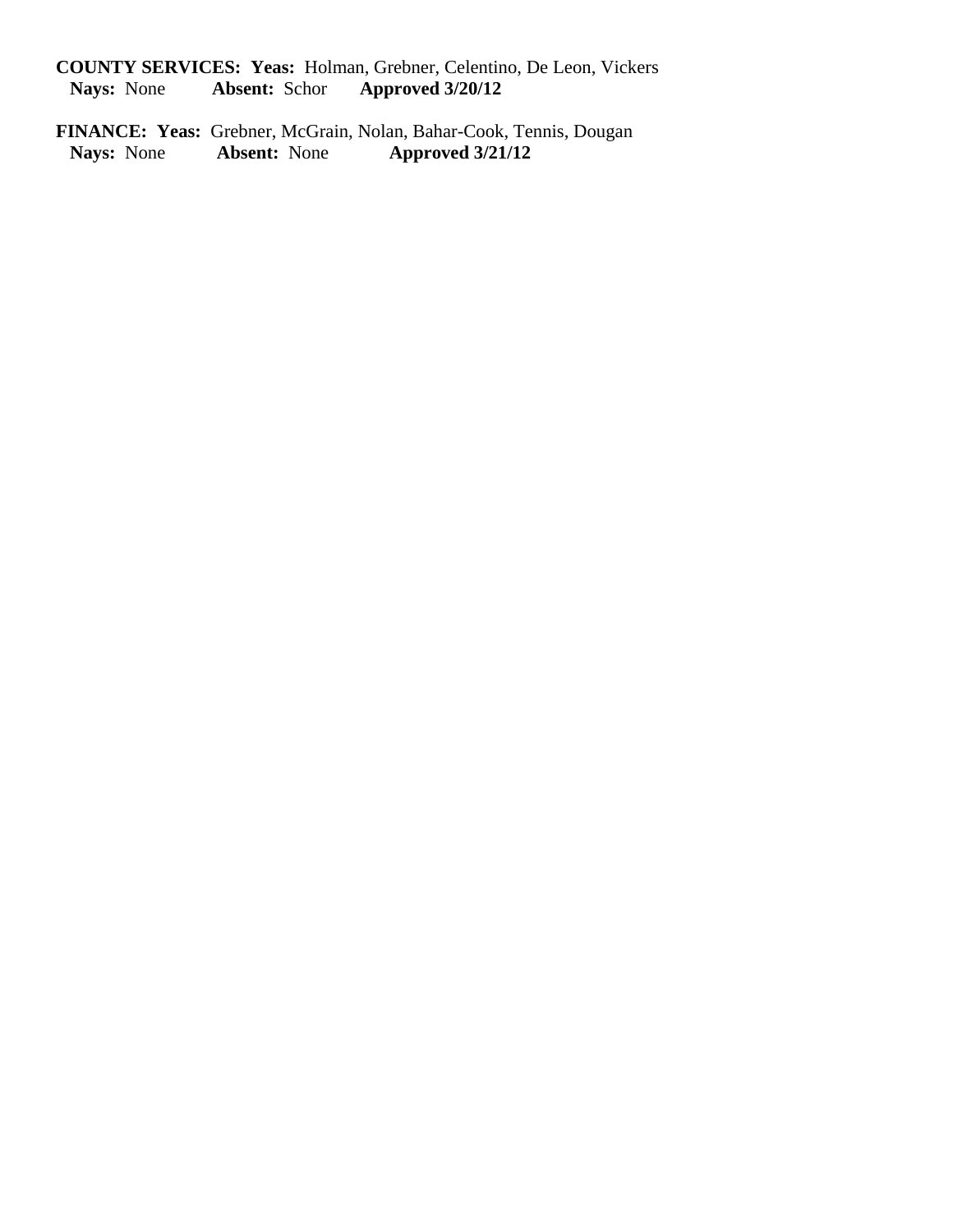**COUNTY SERVICES: Yeas:** Holman, Grebner, Celentino, De Leon, Vickers
**Nays:** None **Absent:** Schor **Approved 3/20/12**

**FINANCE: Yeas:** Grebner, McGrain, Nolan, Bahar-Cook, Tennis, Dougan
**Nays:** None **Absent:** None **Approved 3/21/12**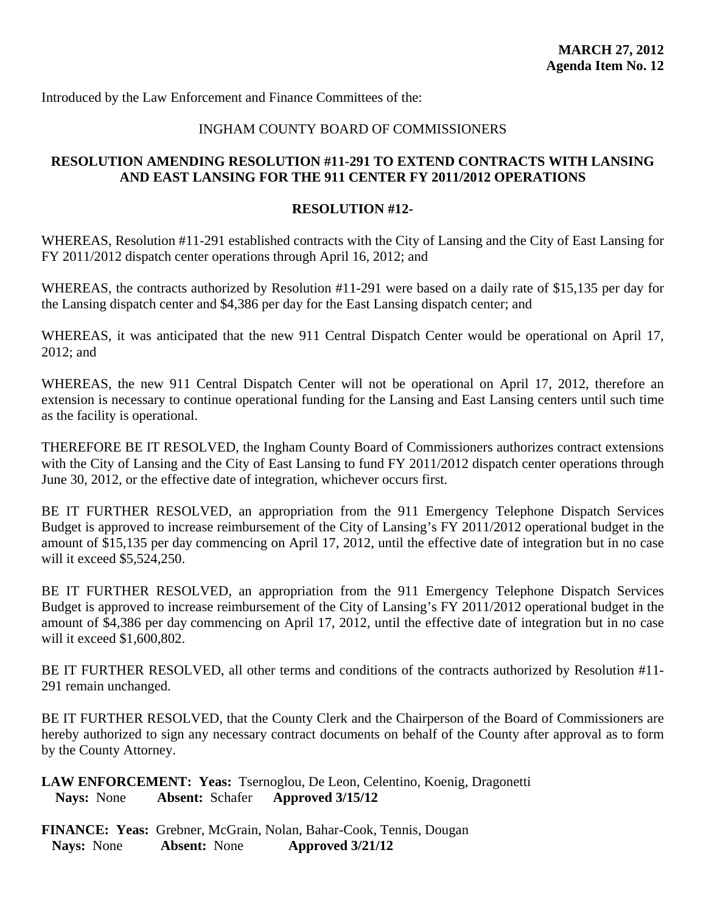**MARCH 27, 2012**
**Agenda Item No. 12**

Introduced by the Law Enforcement and Finance Committees of the:

INGHAM COUNTY BOARD OF COMMISSIONERS

**RESOLUTION AMENDING RESOLUTION #11-291 TO EXTEND CONTRACTS WITH LANSING AND EAST LANSING FOR THE 911 CENTER FY 2011/2012 OPERATIONS**

**RESOLUTION #12-**

WHEREAS, Resolution #11-291 established contracts with the City of Lansing and the City of East Lansing for FY 2011/2012 dispatch center operations through April 16, 2012; and

WHEREAS, the contracts authorized by Resolution #11-291 were based on a daily rate of $15,135 per day for the Lansing dispatch center and $4,386 per day for the East Lansing dispatch center; and

WHEREAS, it was anticipated that the new 911 Central Dispatch Center would be operational on April 17, 2012; and

WHEREAS, the new 911 Central Dispatch Center will not be operational on April 17, 2012, therefore an extension is necessary to continue operational funding for the Lansing and East Lansing centers until such time as the facility is operational.

THEREFORE BE IT RESOLVED, the Ingham County Board of Commissioners authorizes contract extensions with the City of Lansing and the City of East Lansing to fund FY 2011/2012 dispatch center operations through June 30, 2012, or the effective date of integration, whichever occurs first.

BE IT FURTHER RESOLVED, an appropriation from the 911 Emergency Telephone Dispatch Services Budget is approved to increase reimbursement of the City of Lansing's FY 2011/2012 operational budget in the amount of $15,135 per day commencing on April 17, 2012, until the effective date of integration but in no case will it exceed $5,524,250.

BE IT FURTHER RESOLVED, an appropriation from the 911 Emergency Telephone Dispatch Services Budget is approved to increase reimbursement of the City of Lansing's FY 2011/2012 operational budget in the amount of $4,386 per day commencing on April 17, 2012, until the effective date of integration but in no case will it exceed $1,600,802.

BE IT FURTHER RESOLVED, all other terms and conditions of the contracts authorized by Resolution #11-291 remain unchanged.

BE IT FURTHER RESOLVED, that the County Clerk and the Chairperson of the Board of Commissioners are hereby authorized to sign any necessary contract documents on behalf of the County after approval as to form by the County Attorney.

**LAW ENFORCEMENT: Yeas:** Tsernoglou, De Leon, Celentino, Koenig, Dragonetti
**Nays:** None **Absent:** Schafer **Approved 3/15/12**

**FINANCE: Yeas:** Grebner, McGrain, Nolan, Bahar-Cook, Tennis, Dougan
**Nays:** None **Absent:** None **Approved 3/21/12**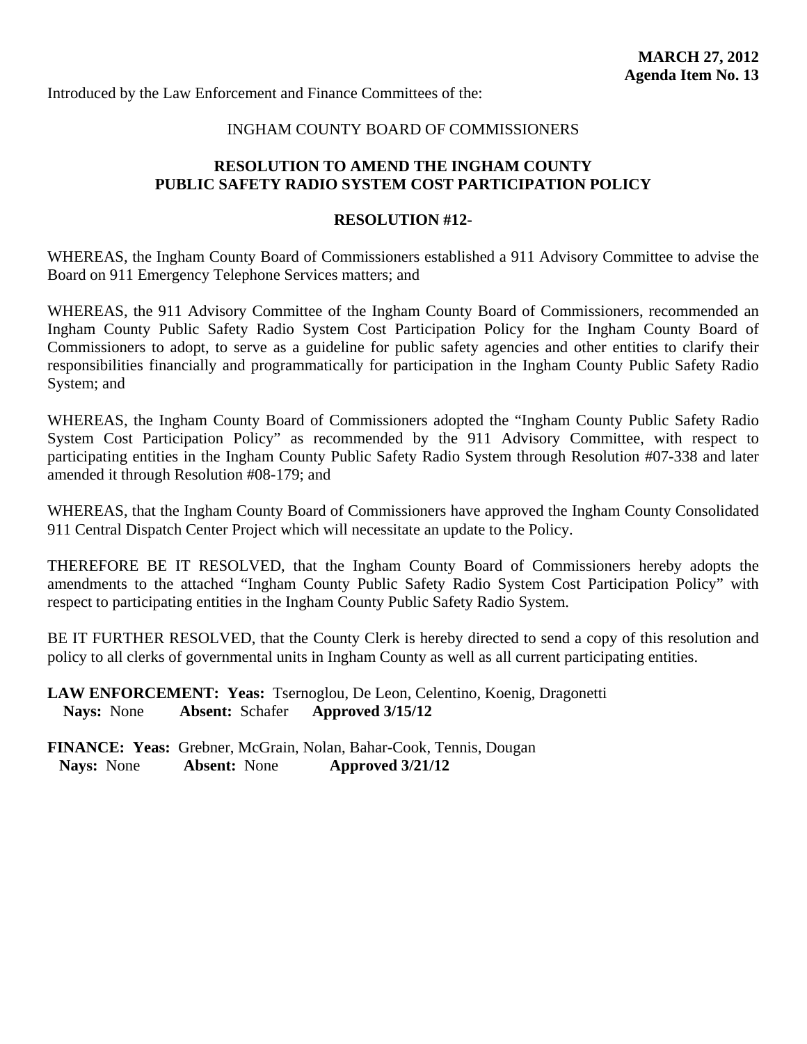**MARCH 27, 2012**
**Agenda Item No. 13**

Introduced by the Law Enforcement and Finance Committees of the:

INGHAM COUNTY BOARD OF COMMISSIONERS

**RESOLUTION TO AMEND THE INGHAM COUNTY PUBLIC SAFETY RADIO SYSTEM COST PARTICIPATION POLICY**

**RESOLUTION #12-**

WHEREAS, the Ingham County Board of Commissioners established a 911 Advisory Committee to advise the Board on 911 Emergency Telephone Services matters; and

WHEREAS, the 911 Advisory Committee of the Ingham County Board of Commissioners, recommended an Ingham County Public Safety Radio System Cost Participation Policy for the Ingham County Board of Commissioners to adopt, to serve as a guideline for public safety agencies and other entities to clarify their responsibilities financially and programmatically for participation in the Ingham County Public Safety Radio System; and

WHEREAS, the Ingham County Board of Commissioners adopted the "Ingham County Public Safety Radio System Cost Participation Policy" as recommended by the 911 Advisory Committee, with respect to participating entities in the Ingham County Public Safety Radio System through Resolution #07-338 and later amended it through Resolution #08-179; and

WHEREAS, that the Ingham County Board of Commissioners have approved the Ingham County Consolidated 911 Central Dispatch Center Project which will necessitate an update to the Policy.

THEREFORE BE IT RESOLVED, that the Ingham County Board of Commissioners hereby adopts the amendments to the attached "Ingham County Public Safety Radio System Cost Participation Policy" with respect to participating entities in the Ingham County Public Safety Radio System.

BE IT FURTHER RESOLVED, that the County Clerk is hereby directed to send a copy of this resolution and policy to all clerks of governmental units in Ingham County as well as all current participating entities.

**LAW ENFORCEMENT: Yeas:** Tsernoglou, De Leon, Celentino, Koenig, Dragonetti
**Nays:** None **Absent:** Schafer **Approved 3/15/12**

**FINANCE: Yeas:** Grebner, McGrain, Nolan, Bahar-Cook, Tennis, Dougan
**Nays:** None **Absent:** None **Approved 3/21/12**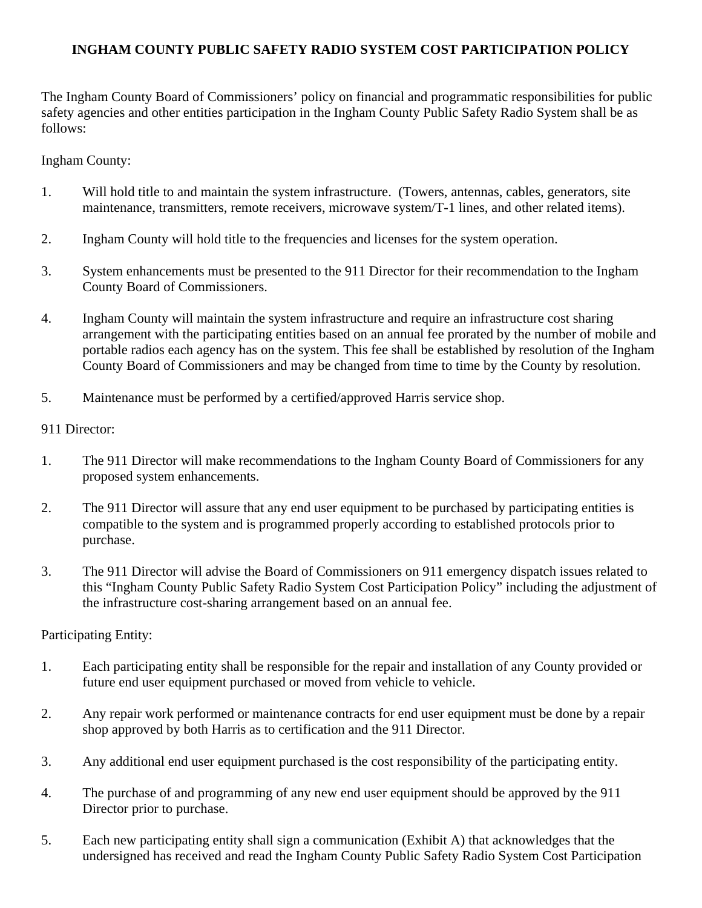# INGHAM COUNTY PUBLIC SAFETY RADIO SYSTEM COST PARTICIPATION POLICY

The Ingham County Board of Commissioners' policy on financial and programmatic responsibilities for public safety agencies and other entities participation in the Ingham County Public Safety Radio System shall be as follows:

Ingham County:

1. Will hold title to and maintain the system infrastructure. (Towers, antennas, cables, generators, site maintenance, transmitters, remote receivers, microwave system/T-1 lines, and other related items).

2. Ingham County will hold title to the frequencies and licenses for the system operation.

3. System enhancements must be presented to the 911 Director for their recommendation to the Ingham County Board of Commissioners.

4. Ingham County will maintain the system infrastructure and require an infrastructure cost sharing arrangement with the participating entities based on an annual fee prorated by the number of mobile and portable radios each agency has on the system. This fee shall be established by resolution of the Ingham County Board of Commissioners and may be changed from time to time by the County by resolution.

5. Maintenance must be performed by a certified/approved Harris service shop.

911 Director:

1. The 911 Director will make recommendations to the Ingham County Board of Commissioners for any proposed system enhancements.

2. The 911 Director will assure that any end user equipment to be purchased by participating entities is compatible to the system and is programmed properly according to established protocols prior to purchase.

3. The 911 Director will advise the Board of Commissioners on 911 emergency dispatch issues related to this "Ingham County Public Safety Radio System Cost Participation Policy" including the adjustment of the infrastructure cost-sharing arrangement based on an annual fee.

Participating Entity:

1. Each participating entity shall be responsible for the repair and installation of any County provided or future end user equipment purchased or moved from vehicle to vehicle.

2. Any repair work performed or maintenance contracts for end user equipment must be done by a repair shop approved by both Harris as to certification and the 911 Director.

3. Any additional end user equipment purchased is the cost responsibility of the participating entity.

4. The purchase of and programming of any new end user equipment should be approved by the 911 Director prior to purchase.

5. Each new participating entity shall sign a communication (Exhibit A) that acknowledges that the undersigned has received and read the Ingham County Public Safety Radio System Cost Participation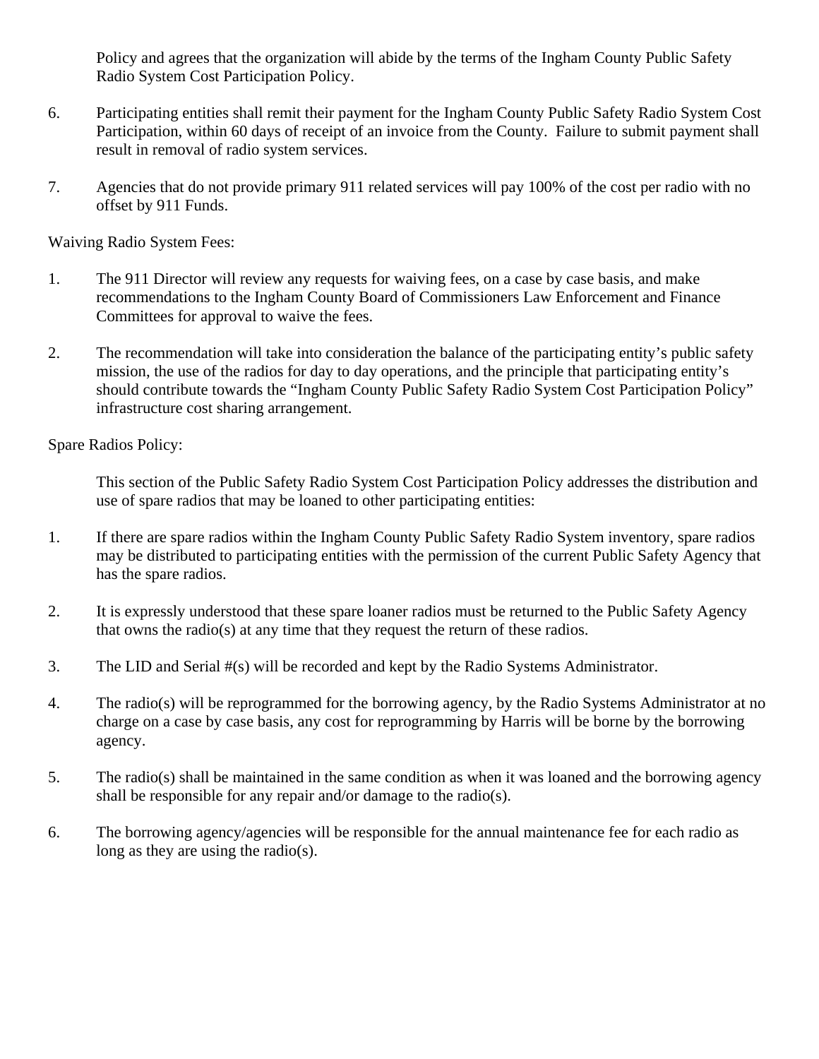Policy and agrees that the organization will abide by the terms of the Ingham County Public Safety Radio System Cost Participation Policy.

6. Participating entities shall remit their payment for the Ingham County Public Safety Radio System Cost Participation, within 60 days of receipt of an invoice from the County. Failure to submit payment shall result in removal of radio system services.

7. Agencies that do not provide primary 911 related services will pay 100% of the cost per radio with no offset by 911 Funds.

Waiving Radio System Fees:

1. The 911 Director will review any requests for waiving fees, on a case by case basis, and make recommendations to the Ingham County Board of Commissioners Law Enforcement and Finance Committees for approval to waive the fees.

2. The recommendation will take into consideration the balance of the participating entity's public safety mission, the use of the radios for day to day operations, and the principle that participating entity's should contribute towards the "Ingham County Public Safety Radio System Cost Participation Policy" infrastructure cost sharing arrangement.

Spare Radios Policy:

This section of the Public Safety Radio System Cost Participation Policy addresses the distribution and use of spare radios that may be loaned to other participating entities:

1. If there are spare radios within the Ingham County Public Safety Radio System inventory, spare radios may be distributed to participating entities with the permission of the current Public Safety Agency that has the spare radios.

2. It is expressly understood that these spare loaner radios must be returned to the Public Safety Agency that owns the radio(s) at any time that they request the return of these radios.

3. The LID and Serial #(s) will be recorded and kept by the Radio Systems Administrator.

4. The radio(s) will be reprogrammed for the borrowing agency, by the Radio Systems Administrator at no charge on a case by case basis, any cost for reprogramming by Harris will be borne by the borrowing agency.

5. The radio(s) shall be maintained in the same condition as when it was loaned and the borrowing agency shall be responsible for any repair and/or damage to the radio(s).

6. The borrowing agency/agencies will be responsible for the annual maintenance fee for each radio as long as they are using the radio(s).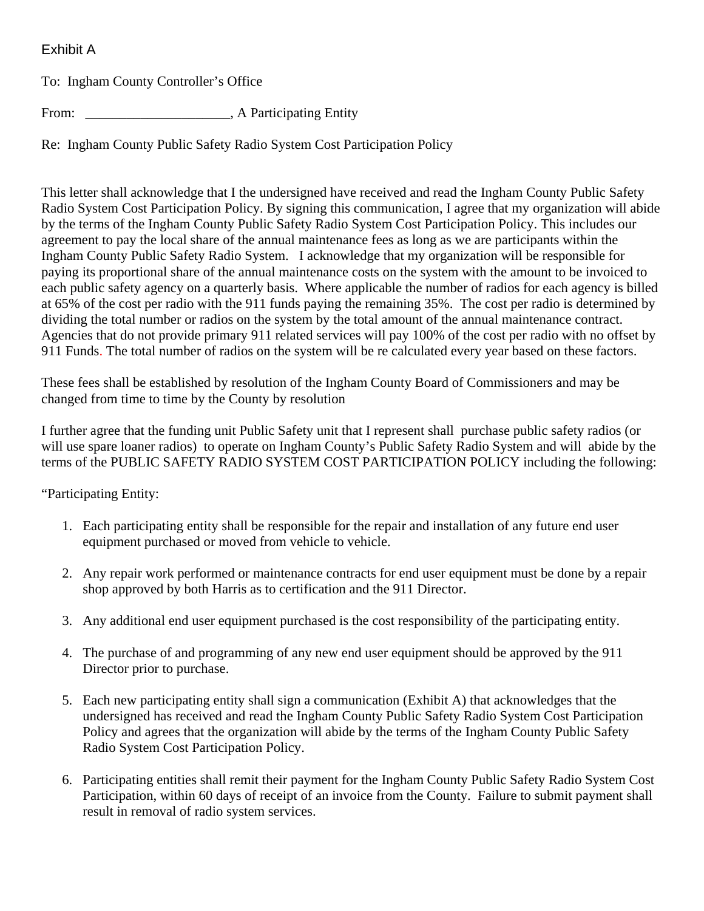Exhibit A

To: Ingham County Controller's Office

From: _____________________, A Participating Entity

Re: Ingham County Public Safety Radio System Cost Participation Policy

This letter shall acknowledge that I the undersigned have received and read the Ingham County Public Safety Radio System Cost Participation Policy. By signing this communication, I agree that my organization will abide by the terms of the Ingham County Public Safety Radio System Cost Participation Policy. This includes our agreement to pay the local share of the annual maintenance fees as long as we are participants within the Ingham County Public Safety Radio System. I acknowledge that my organization will be responsible for paying its proportional share of the annual maintenance costs on the system with the amount to be invoiced to each public safety agency on a quarterly basis. Where applicable the number of radios for each agency is billed at 65% of the cost per radio with the 911 funds paying the remaining 35%. The cost per radio is determined by dividing the total number or radios on the system by the total amount of the annual maintenance contract. Agencies that do not provide primary 911 related services will pay 100% of the cost per radio with no offset by 911 Funds. The total number of radios on the system will be re calculated every year based on these factors.

These fees shall be established by resolution of the Ingham County Board of Commissioners and may be changed from time to time by the County by resolution

I further agree that the funding unit Public Safety unit that I represent shall purchase public safety radios (or will use spare loaner radios) to operate on Ingham County's Public Safety Radio System and will abide by the terms of the PUBLIC SAFETY RADIO SYSTEM COST PARTICIPATION POLICY including the following:

"Participating Entity:

1. Each participating entity shall be responsible for the repair and installation of any future end user equipment purchased or moved from vehicle to vehicle.

2. Any repair work performed or maintenance contracts for end user equipment must be done by a repair shop approved by both Harris as to certification and the 911 Director.

3. Any additional end user equipment purchased is the cost responsibility of the participating entity.

4. The purchase of and programming of any new end user equipment should be approved by the 911 Director prior to purchase.

5. Each new participating entity shall sign a communication (Exhibit A) that acknowledges that the undersigned has received and read the Ingham County Public Safety Radio System Cost Participation Policy and agrees that the organization will abide by the terms of the Ingham County Public Safety Radio System Cost Participation Policy.

6. Participating entities shall remit their payment for the Ingham County Public Safety Radio System Cost Participation, within 60 days of receipt of an invoice from the County. Failure to submit payment shall result in removal of radio system services.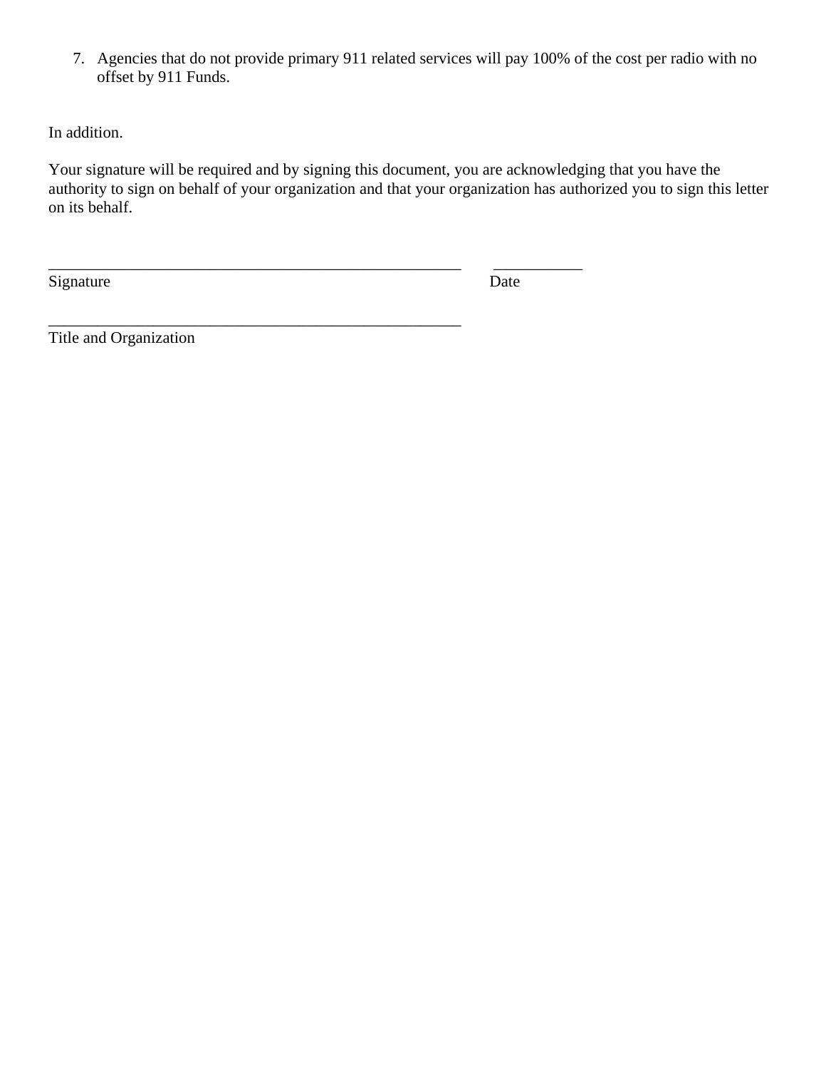7. Agencies that do not provide primary 911 related services will pay 100% of the cost per radio with no offset by 911 Funds.

In addition.

Your signature will be required and by signing this document, you are acknowledging that you have the authority to sign on behalf of your organization and that your organization has authorized you to sign this letter on its behalf.

_______________________________________________________ ___________

Signature Date

_______________________________________________________

Title and Organization